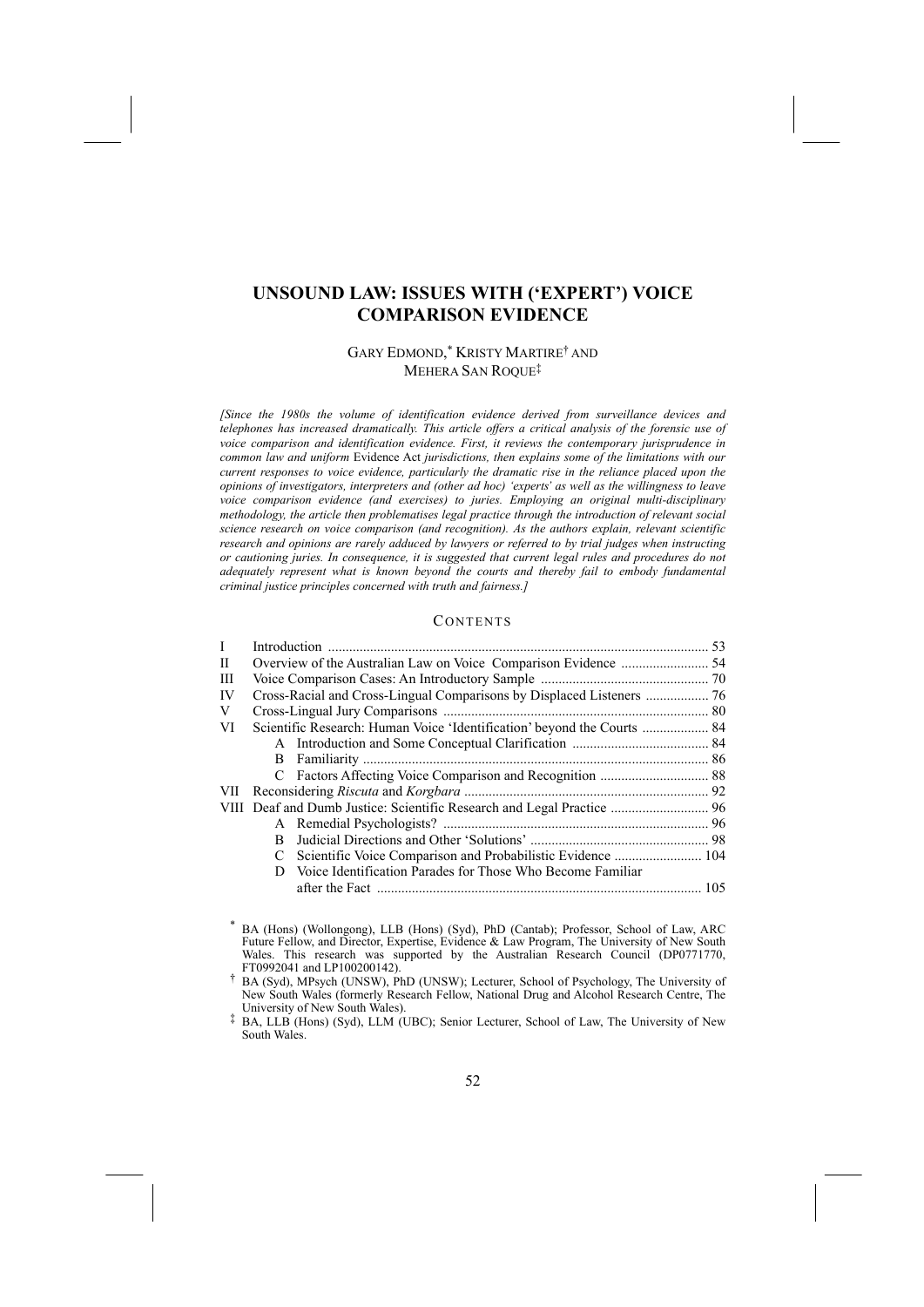# UNSOUND LAW: ISSUES WITH ('EXPERT') VOICE COMPARISON EVIDENCE

GARY EDMOND,[*] KRISTY MARTIRE[†] AND MEHERA SAN ROQUE[‡]

*[Since the 1980s the volume of identification evidence derived from surveillance devices and telephones has increased dramatically. This article offers a critical analysis of the forensic use of voice comparison and identification evidence. First, it reviews the contemporary jurisprudence in common law and uniform* Evidence Act *jurisdictions, then explains some of the limitations with our current responses to voice evidence, particularly the dramatic rise in the reliance placed upon the opinions of investigators, interpreters and (other ad hoc) 'experts' as well as the willingness to leave voice comparison evidence (and exercises) to juries. Employing an original multi-disciplinary methodology, the article then problematises legal practice through the introduction of relevant social science research on voice comparison (and recognition). As the authors explain, relevant scientific research and opinions are rarely adduced by lawyers or referred to by trial judges when instructing or cautioning juries. In consequence, it is suggested that current legal rules and procedures do not adequately represent what is known beyond the courts and thereby fail to embody fundamental criminal justice principles concerned with truth and fairness.]*

## CONTENTS

| | | |
|---|---|---|
| I | Introduction | 53 |
| II | Overview of the Australian Law on Voice Comparison Evidence | 54 |
| III | Voice Comparison Cases: An Introductory Sample | 70 |
| IV | Cross-Racial and Cross-Lingual Comparisons by Displaced Listeners | 76 |
| V | Cross-Lingual Jury Comparisons | 80 |
| VI | Scientific Research: Human Voice 'Identification' beyond the Courts | 84 |
| | A Introduction and Some Conceptual Clarification | 84 |
| | B Familiarity | 86 |
| | C Factors Affecting Voice Comparison and Recognition | 88 |
| VII | Reconsidering *Riscuta* and *Korgbara* | 92 |
| VIII | Deaf and Dumb Justice: Scientific Research and Legal Practice | 96 |
| | A Remedial Psychologists? | 96 |
| | B Judicial Directions and Other 'Solutions' | 98 |
| | C Scientific Voice Comparison and Probabilistic Evidence | 104 |
| | D Voice Identification Parades for Those Who Become Familiar after the Fact | 105 |

[*] BA (Hons) (Wollongong), LLB (Hons) (Syd), PhD (Cantab); Professor, School of Law, ARC Future Fellow, and Director, Expertise, Evidence & Law Program, The University of New South Wales. This research was supported by the Australian Research Council (DP0771770, FT0992041 and LP100200142).

[†] BA (Syd), MPsych (UNSW), PhD (UNSW); Lecturer, School of Psychology, The University of New South Wales (formerly Research Fellow, National Drug and Alcohol Research Centre, The University of New South Wales).

[‡] BA, LLB (Hons) (Syd), LLM (UBC); Senior Lecturer, School of Law, The University of New South Wales.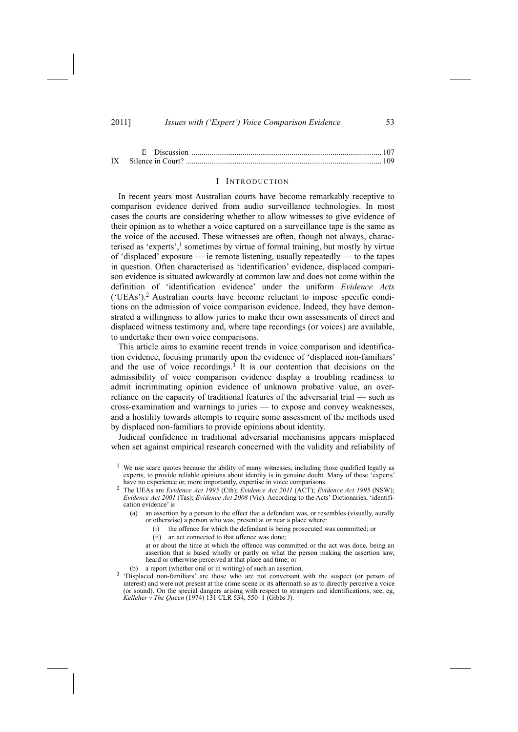E Discussion ....... 107

IX Silence in Court? ....... 109

## I Introduction

In recent years most Australian courts have become remarkably receptive to comparison evidence derived from audio surveillance technologies. In most cases the courts are considering whether to allow witnesses to give evidence of their opinion as to whether a voice captured on a surveillance tape is the same as the voice of the accused. These witnesses are often, though not always, characterised as 'experts',[1] sometimes by virtue of formal training, but mostly by virtue of 'displaced' exposure — ie remote listening, usually repeatedly — to the tapes in question. Often characterised as 'identification' evidence, displaced comparison evidence is situated awkwardly at common law and does not come within the definition of 'identification evidence' under the uniform *Evidence Acts* ('UEAs').[2] Australian courts have become reluctant to impose specific conditions on the admission of voice comparison evidence. Indeed, they have demonstrated a willingness to allow juries to make their own assessments of direct and displaced witness testimony and, where tape recordings (or voices) are available, to undertake their own voice comparisons.

This article aims to examine recent trends in voice comparison and identification evidence, focusing primarily upon the evidence of 'displaced non-familiars' and the use of voice recordings.[3] It is our contention that decisions on the admissibility of voice comparison evidence display a troubling readiness to admit incriminating opinion evidence of unknown probative value, an over-reliance on the capacity of traditional features of the adversarial trial — such as cross-examination and warnings to juries — to expose and convey weaknesses, and a hostility towards attempts to require some assessment of the methods used by displaced non-familiars to provide opinions about identity.

Judicial confidence in traditional adversarial mechanisms appears misplaced when set against empirical research concerned with the validity and reliability of

---

[1] We use scare quotes because the ability of many witnesses, including those qualified legally as experts, to provide reliable opinions about identity is in genuine doubt. Many of these 'experts' have no experience or, more importantly, expertise in voice comparisons.

[2] The UEAs are *Evidence Act 1995* (Cth); *Evidence Act 2011* (ACT); *Evidence Act 1995* (NSW); *Evidence Act 2001* (Tas); *Evidence Act 2008* (Vic). According to the Acts' Dictionaries, 'identification evidence' is

> (a) an assertion by a person to the effect that a defendant was, or resembles (visually, aurally or otherwise) a person who was, present at or near a place where:
>
> (i) the offence for which the defendant is being prosecuted was committed; or
>
> (ii) an act connected to that offence was done;
>
> at or about the time at which the offence was committed or the act was done, being an assertion that is based wholly or partly on what the person making the assertion saw, heard or otherwise perceived at that place and time; or
>
> (b) a report (whether oral or in writing) of such an assertion.

[3] 'Displaced non-familiars' are those who are not conversant with the suspect (or person of interest) and were not present at the crime scene or its aftermath so as to directly perceive a voice (or sound). On the special dangers arising with respect to strangers and identifications, see, eg, *Kelleher v The Queen* (1974) 131 CLR 534, 550–1 (Gibbs J).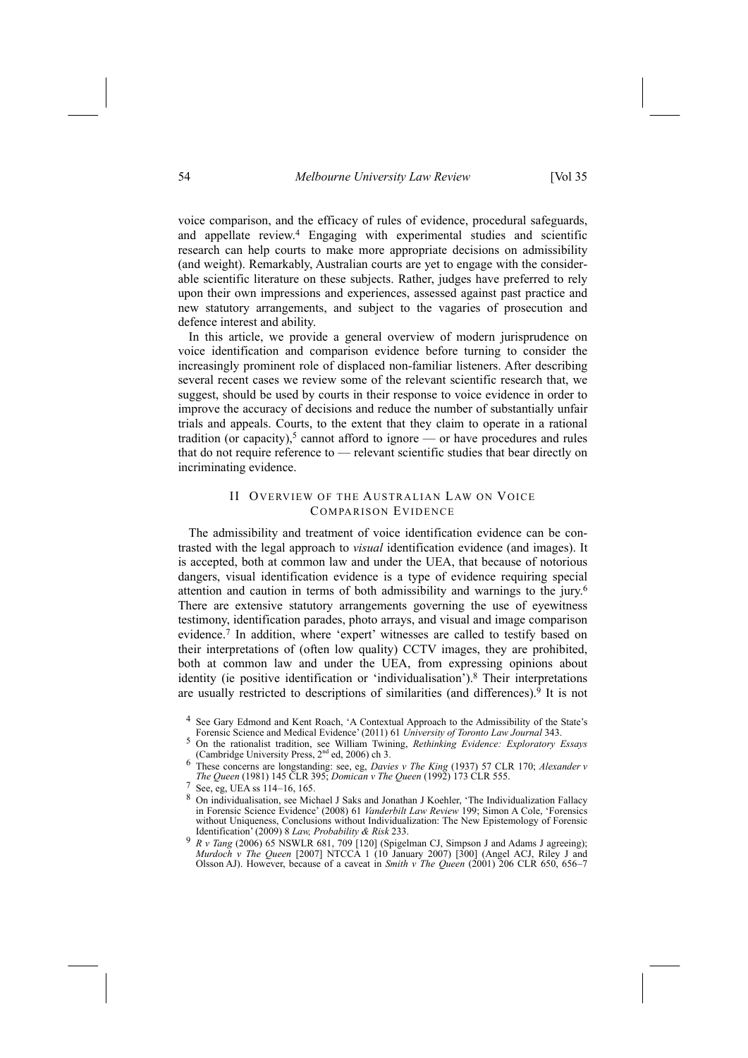voice comparison, and the efficacy of rules of evidence, procedural safeguards, and appellate review.[4] Engaging with experimental studies and scientific research can help courts to make more appropriate decisions on admissibility (and weight). Remarkably, Australian courts are yet to engage with the considerable scientific literature on these subjects. Rather, judges have preferred to rely upon their own impressions and experiences, assessed against past practice and new statutory arrangements, and subject to the vagaries of prosecution and defence interest and ability.

In this article, we provide a general overview of modern jurisprudence on voice identification and comparison evidence before turning to consider the increasingly prominent role of displaced non-familiar listeners. After describing several recent cases we review some of the relevant scientific research that, we suggest, should be used by courts in their response to voice evidence in order to improve the accuracy of decisions and reduce the number of substantially unfair trials and appeals. Courts, to the extent that they claim to operate in a rational tradition (or capacity),[5] cannot afford to ignore — or have procedures and rules that do not require reference to — relevant scientific studies that bear directly on incriminating evidence.

## II Overview of the Australian Law on Voice Comparison Evidence

The admissibility and treatment of voice identification evidence can be contrasted with the legal approach to *visual* identification evidence (and images). It is accepted, both at common law and under the UEA, that because of notorious dangers, visual identification evidence is a type of evidence requiring special attention and caution in terms of both admissibility and warnings to the jury.[6] There are extensive statutory arrangements governing the use of eyewitness testimony, identification parades, photo arrays, and visual and image comparison evidence.[7] In addition, where 'expert' witnesses are called to testify based on their interpretations of (often low quality) CCTV images, they are prohibited, both at common law and under the UEA, from expressing opinions about identity (ie positive identification or 'individualisation').[8] Their interpretations are usually restricted to descriptions of similarities (and differences).[9] It is not

---

[4] See Gary Edmond and Kent Roach, 'A Contextual Approach to the Admissibility of the State's Forensic Science and Medical Evidence' (2011) 61 *University of Toronto Law Journal* 343.

[5] On the rationalist tradition, see William Twining, *Rethinking Evidence: Exploratory Essays* (Cambridge University Press, 2nd ed, 2006) ch 3.

[6] These concerns are longstanding: see, eg, *Davies v The King* (1937) 57 CLR 170; *Alexander v The Queen* (1981) 145 CLR 395; *Domican v The Queen* (1992) 173 CLR 555.

[7] See, eg, UEA ss 114–16, 165.

[8] On individualisation, see Michael J Saks and Jonathan J Koehler, 'The Individualization Fallacy in Forensic Science Evidence' (2008) 61 *Vanderbilt Law Review* 199; Simon A Cole, 'Forensics without Uniqueness, Conclusions without Individualization: The New Epistemology of Forensic Identification' (2009) 8 *Law, Probability & Risk* 233.

[9] *R v Tang* (2006) 65 NSWLR 681, 709 [120] (Spigelman CJ, Simpson J and Adams J agreeing); *Murdoch v The Queen* [2007] NTCCA 1 (10 January 2007) [300] (Angel ACJ, Riley J and Olsson AJ). However, because of a caveat in *Smith v The Queen* (2001) 206 CLR 650, 656–7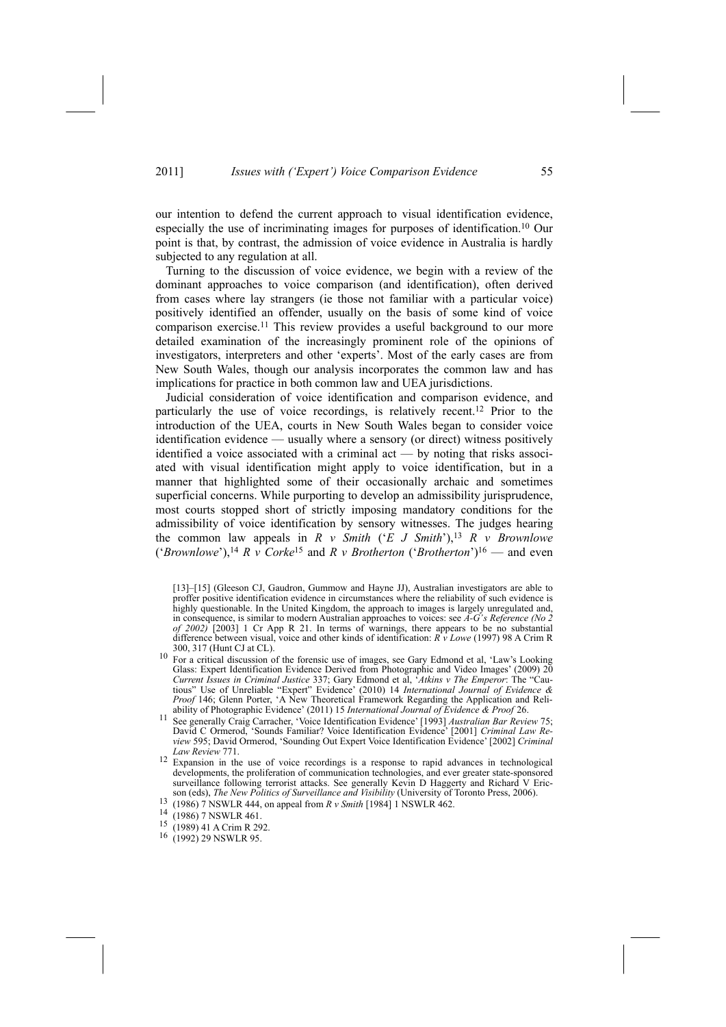our intention to defend the current approach to visual identification evidence, especially the use of incriminating images for purposes of identification.[10] Our point is that, by contrast, the admission of voice evidence in Australia is hardly subjected to any regulation at all.

Turning to the discussion of voice evidence, we begin with a review of the dominant approaches to voice comparison (and identification), often derived from cases where lay strangers (ie those not familiar with a particular voice) positively identified an offender, usually on the basis of some kind of voice comparison exercise.[11] This review provides a useful background to our more detailed examination of the increasingly prominent role of the opinions of investigators, interpreters and other 'experts'. Most of the early cases are from New South Wales, though our analysis incorporates the common law and has implications for practice in both common law and UEA jurisdictions.

Judicial consideration of voice identification and comparison evidence, and particularly the use of voice recordings, is relatively recent.[12] Prior to the introduction of the UEA, courts in New South Wales began to consider voice identification evidence — usually where a sensory (or direct) witness positively identified a voice associated with a criminal act — by noting that risks associated with visual identification might apply to voice identification, but in a manner that highlighted some of their occasionally archaic and sometimes superficial concerns. While purporting to develop an admissibility jurisprudence, most courts stopped short of strictly imposing mandatory conditions for the admissibility of voice identification by sensory witnesses. The judges hearing the common law appeals in *R v Smith* ('*E J Smith*'),[13] *R v Brownlowe* ('*Brownlowe*'),[14] *R v Corke*[15] and *R v Brotherton* ('*Brotherton*')[16] — and even

[13]–[15] (Gleeson CJ, Gaudron, Gummow and Hayne JJ), Australian investigators are able to proffer positive identification evidence in circumstances where the reliability of such evidence is highly questionable. In the United Kingdom, the approach to images is largely unregulated and, in consequence, is similar to modern Australian approaches to voices: see *A-G's Reference (No 2 of 2002)* [2003] 1 Cr App R 21. In terms of warnings, there appears to be no substantial difference between visual, voice and other kinds of identification: *R v Lowe* (1997) 98 A Crim R 300, 317 (Hunt CJ at CL).

[10] For a critical discussion of the forensic use of images, see Gary Edmond et al, 'Law's Looking Glass: Expert Identification Evidence Derived from Photographic and Video Images' (2009) 20 *Current Issues in Criminal Justice* 337; Gary Edmond et al, '*Atkins v The Emperor*: The "Cautious" Use of Unreliable "Expert" Evidence' (2010) 14 *International Journal of Evidence & Proof* 146; Glenn Porter, 'A New Theoretical Framework Regarding the Application and Reliability of Photographic Evidence' (2011) 15 *International Journal of Evidence & Proof* 26.

[11] See generally Craig Carracher, 'Voice Identification Evidence' [1993] *Australian Bar Review* 75; David C Ormerod, 'Sounds Familiar? Voice Identification Evidence' [2001] *Criminal Law Review* 595; David Ormerod, 'Sounding Out Expert Voice Identification Evidence' [2002] *Criminal Law Review* 771.

[12] Expansion in the use of voice recordings is a response to rapid advances in technological developments, the proliferation of communication technologies, and ever greater state-sponsored surveillance following terrorist attacks. See generally Kevin D Haggerty and Richard V Ericson (eds), *The New Politics of Surveillance and Visibility* (University of Toronto Press, 2006).

[13] (1986) 7 NSWLR 444, on appeal from *R v Smith* [1984] 1 NSWLR 462.

[14] (1986) 7 NSWLR 461.

[15] (1989) 41 A Crim R 292.

[16] (1992) 29 NSWLR 95.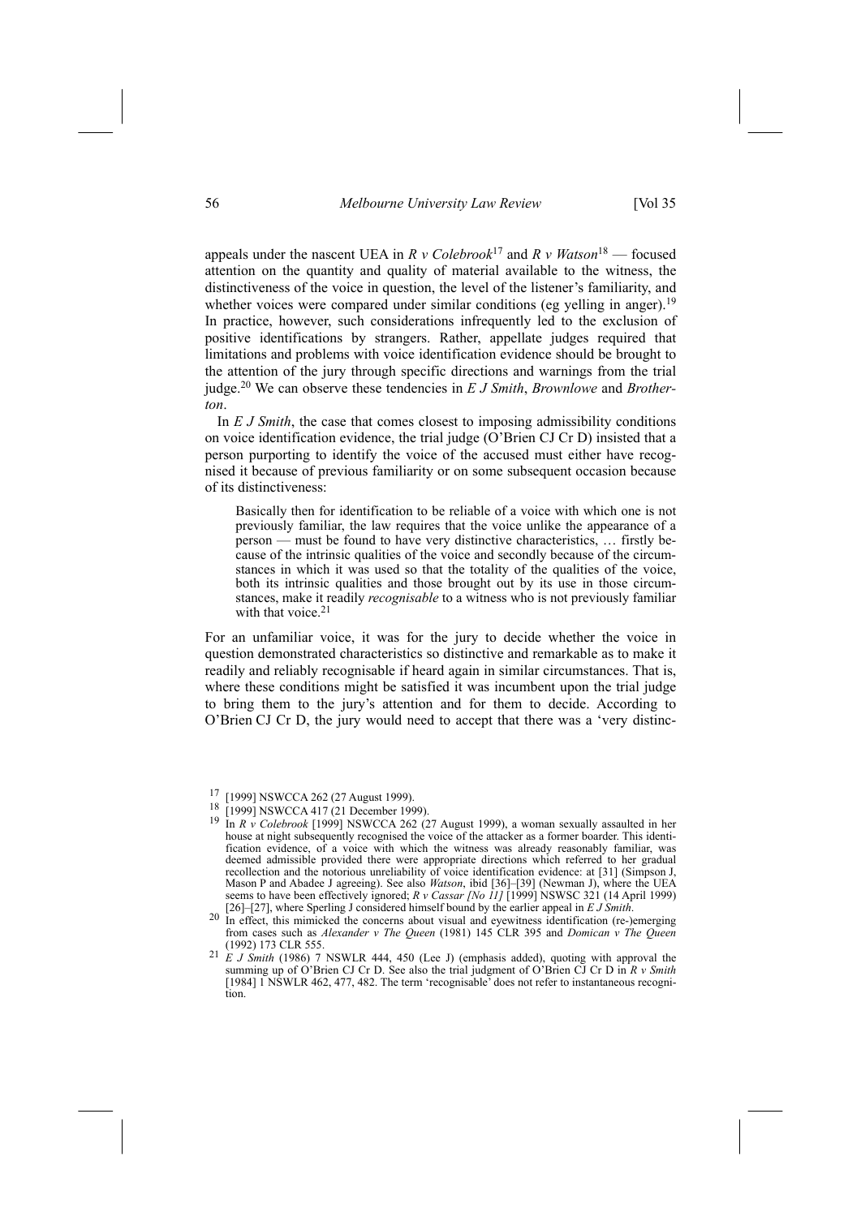appeals under the nascent UEA in *R v Colebrook*[17] and *R v Watson*[18] — focused attention on the quantity and quality of material available to the witness, the distinctiveness of the voice in question, the level of the listener's familiarity, and whether voices were compared under similar conditions (eg yelling in anger).[19] In practice, however, such considerations infrequently led to the exclusion of positive identifications by strangers. Rather, appellate judges required that limitations and problems with voice identification evidence should be brought to the attention of the jury through specific directions and warnings from the trial judge.[20] We can observe these tendencies in *E J Smith*, *Brownlowe* and *Brotherton*.

In *E J Smith*, the case that comes closest to imposing admissibility conditions on voice identification evidence, the trial judge (O'Brien CJ Cr D) insisted that a person purporting to identify the voice of the accused must either have recognised it because of previous familiarity or on some subsequent occasion because of its distinctiveness:

> Basically then for identification to be reliable of a voice with which one is not previously familiar, the law requires that the voice unlike the appearance of a person — must be found to have very distinctive characteristics, … firstly because of the intrinsic qualities of the voice and secondly because of the circumstances in which it was used so that the totality of the qualities of the voice, both its intrinsic qualities and those brought out by its use in those circumstances, make it readily *recognisable* to a witness who is not previously familiar with that voice.[21]

For an unfamiliar voice, it was for the jury to decide whether the voice in question demonstrated characteristics so distinctive and remarkable as to make it readily and reliably recognisable if heard again in similar circumstances. That is, where these conditions might be satisfied it was incumbent upon the trial judge to bring them to the jury's attention and for them to decide. According to O'Brien CJ Cr D, the jury would need to accept that there was a 'very distinc-

---

[17] [1999] NSWCCA 262 (27 August 1999).

[18] [1999] NSWCCA 417 (21 December 1999).

[19] In *R v Colebrook* [1999] NSWCCA 262 (27 August 1999), a woman sexually assaulted in her house at night subsequently recognised the voice of the attacker as a former boarder. This identification evidence, of a voice with which the witness was already reasonably familiar, was deemed admissible provided there were appropriate directions which referred to her gradual recollection and the notorious unreliability of voice identification evidence: at [31] (Simpson J, Mason P and Abadee J agreeing). See also *Watson*, ibid [36]–[39] (Newman J), where the UEA seems to have been effectively ignored; *R v Cassar [No 11]* [1999] NSWSC 321 (14 April 1999) [26]–[27], where Sperling J considered himself bound by the earlier appeal in *E J Smith*.

[20] In effect, this mimicked the concerns about visual and eyewitness identification (re-)emerging from cases such as *Alexander v The Queen* (1981) 145 CLR 395 and *Domican v The Queen* (1992) 173 CLR 555.

[21] *E J Smith* (1986) 7 NSWLR 444, 450 (Lee J) (emphasis added), quoting with approval the summing up of O'Brien CJ Cr D. See also the trial judgment of O'Brien CJ Cr D in *R v Smith* [1984] 1 NSWLR 462, 477, 482. The term 'recognisable' does not refer to instantaneous recognition.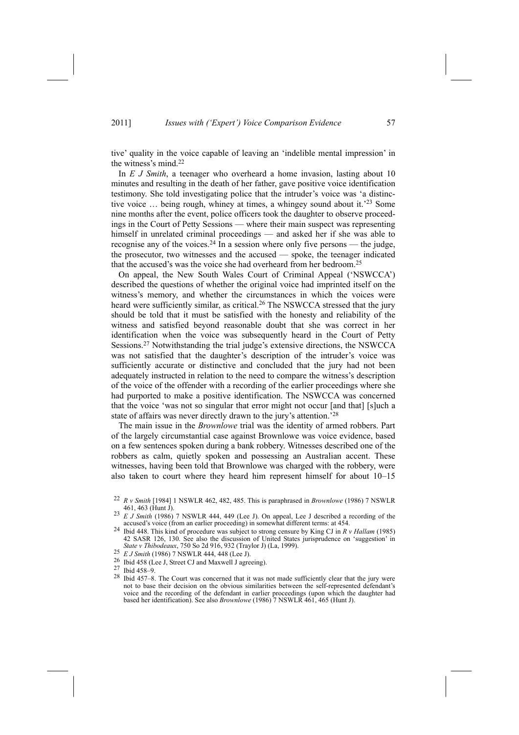tive' quality in the voice capable of leaving an 'indelible mental impression' in the witness's mind.[22]

In *E J Smith*, a teenager who overheard a home invasion, lasting about 10 minutes and resulting in the death of her father, gave positive voice identification testimony. She told investigating police that the intruder's voice was 'a distinctive voice … being rough, whiney at times, a whingey sound about it.'[23] Some nine months after the event, police officers took the daughter to observe proceedings in the Court of Petty Sessions — where their main suspect was representing himself in unrelated criminal proceedings — and asked her if she was able to recognise any of the voices.[24] In a session where only five persons — the judge, the prosecutor, two witnesses and the accused — spoke, the teenager indicated that the accused's was the voice she had overheard from her bedroom.[25]

On appeal, the New South Wales Court of Criminal Appeal ('NSWCCA') described the questions of whether the original voice had imprinted itself on the witness's memory, and whether the circumstances in which the voices were heard were sufficiently similar, as critical.[26] The NSWCCA stressed that the jury should be told that it must be satisfied with the honesty and reliability of the witness and satisfied beyond reasonable doubt that she was correct in her identification when the voice was subsequently heard in the Court of Petty Sessions.[27] Notwithstanding the trial judge's extensive directions, the NSWCCA was not satisfied that the daughter's description of the intruder's voice was sufficiently accurate or distinctive and concluded that the jury had not been adequately instructed in relation to the need to compare the witness's description of the voice of the offender with a recording of the earlier proceedings where she had purported to make a positive identification. The NSWCCA was concerned that the voice 'was not so singular that error might not occur [and that] [s]uch a state of affairs was never directly drawn to the jury's attention.'[28]

The main issue in the *Brownlowe* trial was the identity of armed robbers. Part of the largely circumstantial case against Brownlowe was voice evidence, based on a few sentences spoken during a bank robbery. Witnesses described one of the robbers as calm, quietly spoken and possessing an Australian accent. These witnesses, having been told that Brownlowe was charged with the robbery, were also taken to court where they heard him represent himself for about 10–15

---

[22] *R v Smith* [1984] 1 NSWLR 462, 482, 485. This is paraphrased in *Brownlowe* (1986) 7 NSWLR 461, 463 (Hunt J).

[23] *E J Smith* (1986) 7 NSWLR 444, 449 (Lee J). On appeal, Lee J described a recording of the accused's voice (from an earlier proceeding) in somewhat different terms: at 454.

[24] Ibid 448. This kind of procedure was subject to strong censure by King CJ in *R v Hallam* (1985) 42 SASR 126, 130. See also the discussion of United States jurisprudence on 'suggestion' in *State v Thibodeaux*, 750 So 2d 916, 932 (Traylor J) (La, 1999).

[25] *E J Smith* (1986) 7 NSWLR 444, 448 (Lee J).

[26] Ibid 458 (Lee J, Street CJ and Maxwell J agreeing).

[27] Ibid 458–9.

[28] Ibid 457–8. The Court was concerned that it was not made sufficiently clear that the jury were not to base their decision on the obvious similarities between the self-represented defendant's voice and the recording of the defendant in earlier proceedings (upon which the daughter had based her identification). See also *Brownlowe* (1986) 7 NSWLR 461, 465 (Hunt J).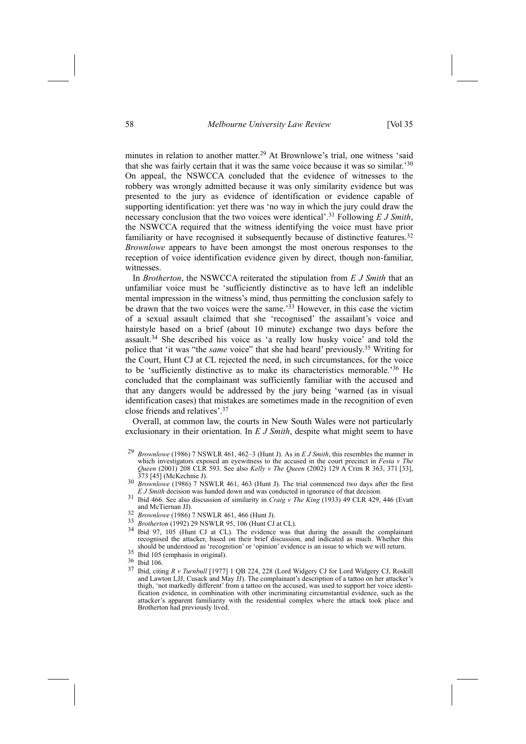minutes in relation to another matter.[29] At Brownlowe's trial, one witness 'said that she was fairly certain that it was the same voice because it was so similar.'[30] On appeal, the NSWCCA concluded that the evidence of witnesses to the robbery was wrongly admitted because it was only similarity evidence but was presented to the jury as evidence of identification or evidence capable of supporting identification: yet there was 'no way in which the jury could draw the necessary conclusion that the two voices were identical'.[31] Following *E J Smith*, the NSWCCA required that the witness identifying the voice must have prior familiarity or have recognised it subsequently because of distinctive features.[32] *Brownlowe* appears to have been amongst the most onerous responses to the reception of voice identification evidence given by direct, though non-familiar, witnesses.

In *Brotherton*, the NSWCCA reiterated the stipulation from *E J Smith* that an unfamiliar voice must be 'sufficiently distinctive as to have left an indelible mental impression in the witness's mind, thus permitting the conclusion safely to be drawn that the two voices were the same.'[33] However, in this case the victim of a sexual assault claimed that she 'recognised' the assailant's voice and hairstyle based on a brief (about 10 minute) exchange two days before the assault.[34] She described his voice as 'a really low husky voice' and told the police that 'it was "the *same* voice" that she had heard' previously.[35] Writing for the Court, Hunt CJ at CL rejected the need, in such circumstances, for the voice to be 'sufficiently distinctive as to make its characteristics memorable.'[36] He concluded that the complainant was sufficiently familiar with the accused and that any dangers would be addressed by the jury being 'warned (as in visual identification cases) that mistakes are sometimes made in the recognition of even close friends and relatives'.[37]

Overall, at common law, the courts in New South Wales were not particularly exclusionary in their orientation. In *E J Smith*, despite what might seem to have

---

[29] *Brownlowe* (1986) 7 NSWLR 461, 462–3 (Hunt J). As in *E J Smith*, this resembles the manner in which investigators exposed an eyewitness to the accused in the court precinct in *Festa v The Queen* (2001) 208 CLR 593. See also *Kelly v The Queen* (2002) 129 A Crim R 363, 371 [33], 373 [45] (McKechnie J).

[30] *Brownlowe* (1986) 7 NSWLR 461, 463 (Hunt J). The trial commenced two days after the first *E J Smith* decision was handed down and was conducted in ignorance of that decision.

[31] Ibid 466. See also discussion of similarity in *Craig v The King* (1933) 49 CLR 429, 446 (Evatt and McTiernan JJ).

[32] *Brownlowe* (1986) 7 NSWLR 461, 466 (Hunt J).

[33] *Brotherton* (1992) 29 NSWLR 95, 106 (Hunt CJ at CL).

[34] Ibid 97, 105 (Hunt CJ at CL). The evidence was that during the assault the complainant recognised the attacker, based on their brief discussion, and indicated as much. Whether this should be understood as 'recognition' or 'opinion' evidence is an issue to which we will return.

[35] Ibid 105 (emphasis in original).

[36] Ibid 106.

[37] Ibid, citing *R v Turnbull* [1977] 1 QB 224, 228 (Lord Widgery CJ for Lord Widgery CJ, Roskill and Lawton LJJ, Cusack and May JJ). The complainant's description of a tattoo on her attacker's thigh, 'not markedly different' from a tattoo on the accused, was used to support her voice identification evidence, in combination with other incriminating circumstantial evidence, such as the attacker's apparent familiarity with the residential complex where the attack took place and Brotherton had previously lived.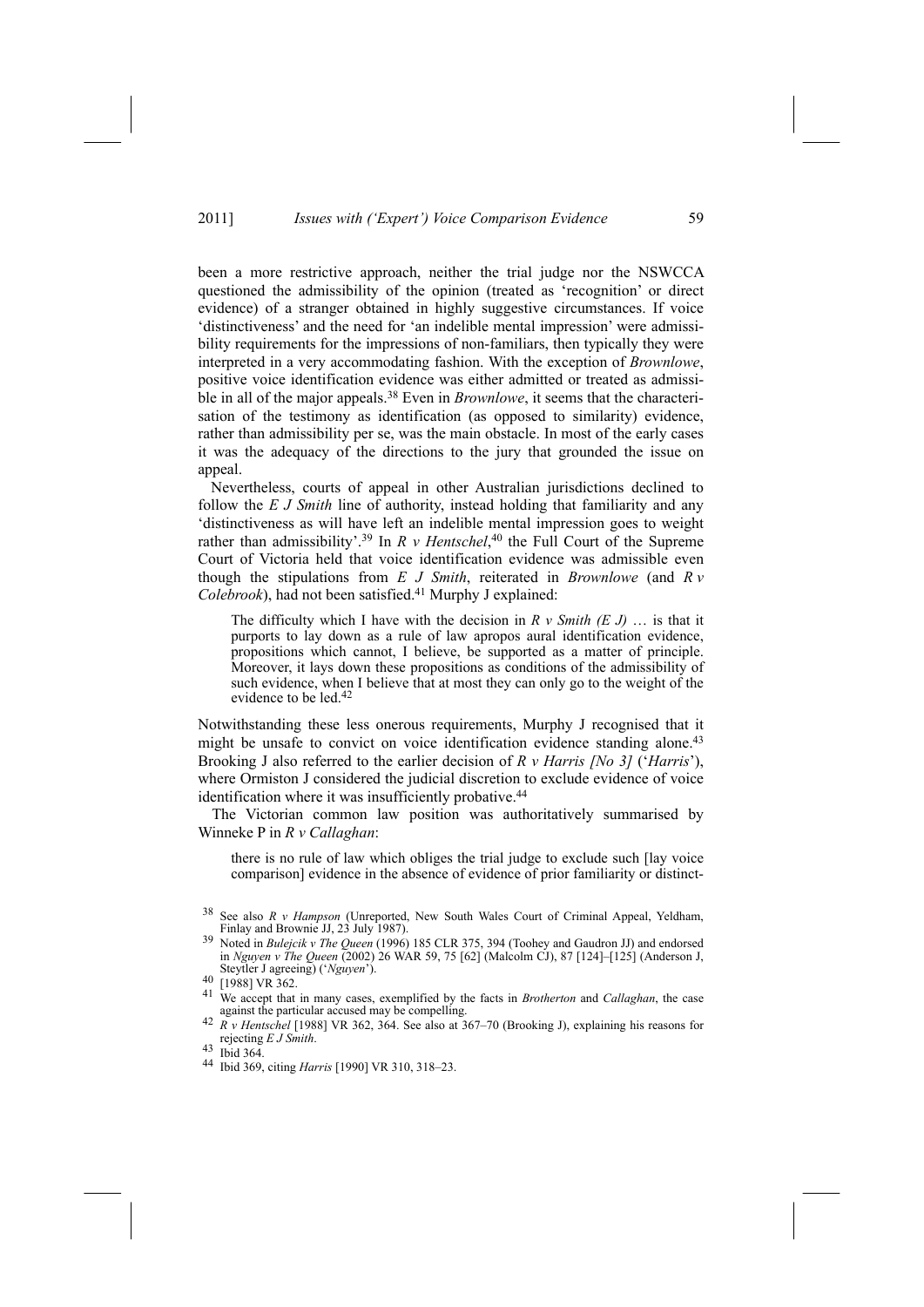been a more restrictive approach, neither the trial judge nor the NSWCCA questioned the admissibility of the opinion (treated as 'recognition' or direct evidence) of a stranger obtained in highly suggestive circumstances. If voice 'distinctiveness' and the need for 'an indelible mental impression' were admissibility requirements for the impressions of non-familiars, then typically they were interpreted in a very accommodating fashion. With the exception of *Brownlowe*, positive voice identification evidence was either admitted or treated as admissible in all of the major appeals.[38] Even in *Brownlowe*, it seems that the characterisation of the testimony as identification (as opposed to similarity) evidence, rather than admissibility per se, was the main obstacle. In most of the early cases it was the adequacy of the directions to the jury that grounded the issue on appeal.

Nevertheless, courts of appeal in other Australian jurisdictions declined to follow the *E J Smith* line of authority, instead holding that familiarity and any 'distinctiveness as will have left an indelible mental impression goes to weight rather than admissibility'.[39] In *R v Hentschel*,[40] the Full Court of the Supreme Court of Victoria held that voice identification evidence was admissible even though the stipulations from *E J Smith*, reiterated in *Brownlowe* (and *R v Colebrook*), had not been satisfied.[41] Murphy J explained:

> The difficulty which I have with the decision in *R v Smith (E J)* … is that it purports to lay down as a rule of law apropos aural identification evidence, propositions which cannot, I believe, be supported as a matter of principle. Moreover, it lays down these propositions as conditions of the admissibility of such evidence, when I believe that at most they can only go to the weight of the evidence to be led.[42]

Notwithstanding these less onerous requirements, Murphy J recognised that it might be unsafe to convict on voice identification evidence standing alone.[43] Brooking J also referred to the earlier decision of *R v Harris [No 3]* ('*Harris*'), where Ormiston J considered the judicial discretion to exclude evidence of voice identification where it was insufficiently probative.[44]

The Victorian common law position was authoritatively summarised by Winneke P in *R v Callaghan*:

> there is no rule of law which obliges the trial judge to exclude such [lay voice comparison] evidence in the absence of evidence of prior familiarity or distinct-

---

38 See also *R v Hampson* (Unreported, New South Wales Court of Criminal Appeal, Yeldham, Finlay and Brownie JJ, 23 July 1987).

39 Noted in *Bulejcik v The Queen* (1996) 185 CLR 375, 394 (Toohey and Gaudron JJ) and endorsed in *Nguyen v The Queen* (2002) 26 WAR 59, 75 [62] (Malcolm CJ), 87 [124]–[125] (Anderson J, Steytler J agreeing) ('*Nguyen*').

40 [1988] VR 362.

41 We accept that in many cases, exemplified by the facts in *Brotherton* and *Callaghan*, the case against the particular accused may be compelling.

42 *R v Hentschel* [1988] VR 362, 364. See also at 367–70 (Brooking J), explaining his reasons for rejecting *E J Smith*.

43 Ibid 364.

44 Ibid 369, citing *Harris* [1990] VR 310, 318–23.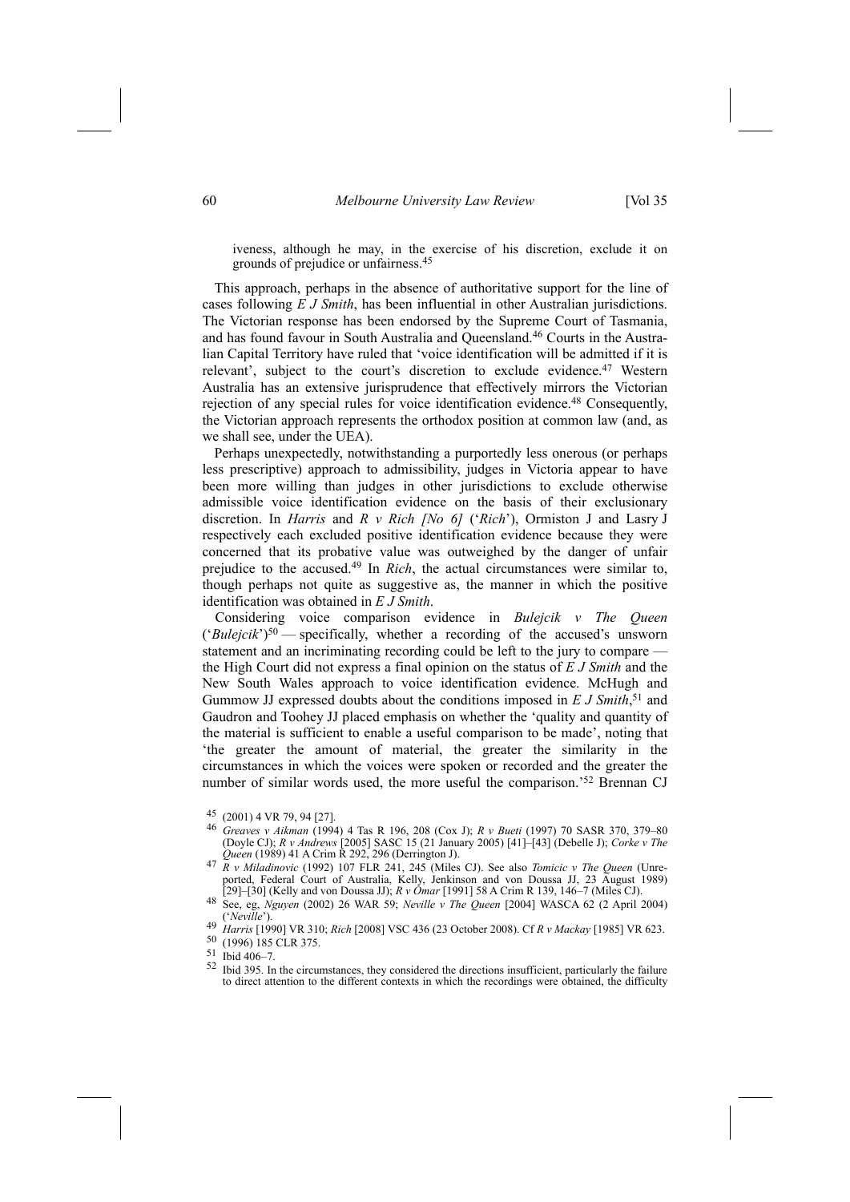iveness, although he may, in the exercise of his discretion, exclude it on grounds of prejudice or unfairness.[45]

This approach, perhaps in the absence of authoritative support for the line of cases following *E J Smith*, has been influential in other Australian jurisdictions. The Victorian response has been endorsed by the Supreme Court of Tasmania, and has found favour in South Australia and Queensland.[46] Courts in the Australian Capital Territory have ruled that 'voice identification will be admitted if it is relevant', subject to the court's discretion to exclude evidence.[47] Western Australia has an extensive jurisprudence that effectively mirrors the Victorian rejection of any special rules for voice identification evidence.[48] Consequently, the Victorian approach represents the orthodox position at common law (and, as we shall see, under the UEA).

Perhaps unexpectedly, notwithstanding a purportedly less onerous (or perhaps less prescriptive) approach to admissibility, judges in Victoria appear to have been more willing than judges in other jurisdictions to exclude otherwise admissible voice identification evidence on the basis of their exclusionary discretion. In *Harris* and *R v Rich [No 6]* ('*Rich*'), Ormiston J and Lasry J respectively each excluded positive identification evidence because they were concerned that its probative value was outweighed by the danger of unfair prejudice to the accused.[49] In *Rich*, the actual circumstances were similar to, though perhaps not quite as suggestive as, the manner in which the positive identification was obtained in *E J Smith*.

Considering voice comparison evidence in *Bulejcik v The Queen* ('*Bulejcik*')[50] — specifically, whether a recording of the accused's unsworn statement and an incriminating recording could be left to the jury to compare — the High Court did not express a final opinion on the status of *E J Smith* and the New South Wales approach to voice identification evidence. McHugh and Gummow JJ expressed doubts about the conditions imposed in *E J Smith*,[51] and Gaudron and Toohey JJ placed emphasis on whether the 'quality and quantity of the material is sufficient to enable a useful comparison to be made', noting that 'the greater the amount of material, the greater the similarity in the circumstances in which the voices were spoken or recorded and the greater the number of similar words used, the more useful the comparison.'[52] Brennan CJ

---

[45] (2001) 4 VR 79, 94 [27].

[46] *Greaves v Aikman* (1994) 4 Tas R 196, 208 (Cox J); *R v Bueti* (1997) 70 SASR 370, 379–80 (Doyle CJ); *R v Andrews* [2005] SASC 15 (21 January 2005) [41]–[43] (Debelle J); *Corke v The Queen* (1989) 41 A Crim R 292, 296 (Derrington J).

[47] *R v Miladinovic* (1992) 107 FLR 241, 245 (Miles CJ). See also *Tomicic v The Queen* (Unreported, Federal Court of Australia, Kelly, Jenkinson and von Doussa JJ, 23 August 1989) [29]–[30] (Kelly and von Doussa JJ); *R v Omar* [1991] 58 A Crim R 139, 146–7 (Miles CJ).

[48] See, eg, *Nguyen* (2002) 26 WAR 59; *Neville v The Queen* [2004] WASCA 62 (2 April 2004) ('*Neville*').

[49] *Harris* [1990] VR 310; *Rich* [2008] VSC 436 (23 October 2008). Cf *R v Mackay* [1985] VR 623.

[50] (1996) 185 CLR 375.

[51] Ibid 406–7.

[52] Ibid 395. In the circumstances, they considered the directions insufficient, particularly the failure to direct attention to the different contexts in which the recordings were obtained, the difficulty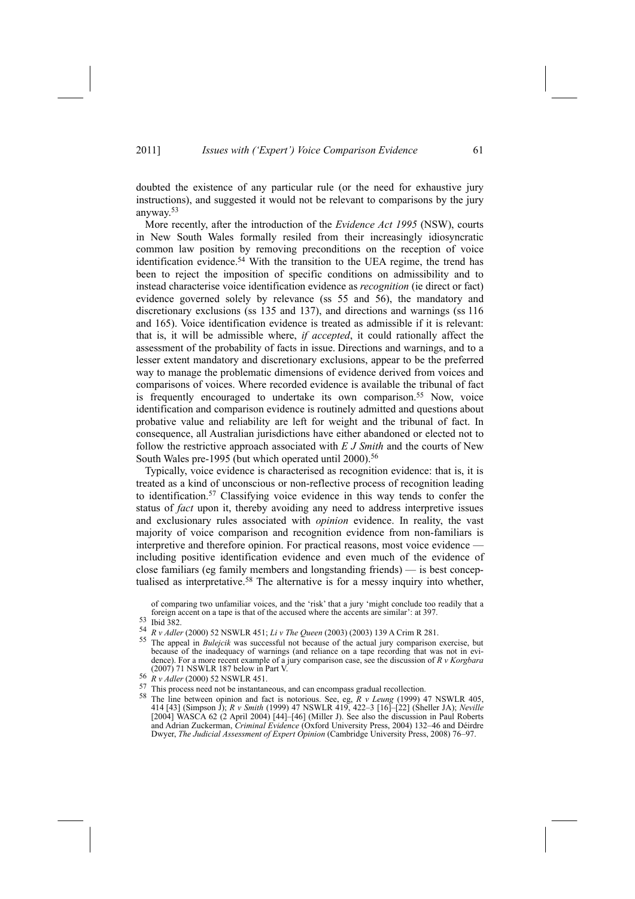doubted the existence of any particular rule (or the need for exhaustive jury instructions), and suggested it would not be relevant to comparisons by the jury anyway.[53]

More recently, after the introduction of the *Evidence Act 1995* (NSW), courts in New South Wales formally resiled from their increasingly idiosyncratic common law position by removing preconditions on the reception of voice identification evidence.[54] With the transition to the UEA regime, the trend has been to reject the imposition of specific conditions on admissibility and to instead characterise voice identification evidence as *recognition* (ie direct or fact) evidence governed solely by relevance (ss 55 and 56), the mandatory and discretionary exclusions (ss 135 and 137), and directions and warnings (ss 116 and 165). Voice identification evidence is treated as admissible if it is relevant: that is, it will be admissible where, *if accepted*, it could rationally affect the assessment of the probability of facts in issue. Directions and warnings, and to a lesser extent mandatory and discretionary exclusions, appear to be the preferred way to manage the problematic dimensions of evidence derived from voices and comparisons of voices. Where recorded evidence is available the tribunal of fact is frequently encouraged to undertake its own comparison.[55] Now, voice identification and comparison evidence is routinely admitted and questions about probative value and reliability are left for weight and the tribunal of fact. In consequence, all Australian jurisdictions have either abandoned or elected not to follow the restrictive approach associated with *E J Smith* and the courts of New South Wales pre-1995 (but which operated until 2000).[56]

Typically, voice evidence is characterised as recognition evidence: that is, it is treated as a kind of unconscious or non-reflective process of recognition leading to identification.[57] Classifying voice evidence in this way tends to confer the status of *fact* upon it, thereby avoiding any need to address interpretive issues and exclusionary rules associated with *opinion* evidence. In reality, the vast majority of voice comparison and recognition evidence from non-familiars is interpretive and therefore opinion. For practical reasons, most voice evidence — including positive identification evidence and even much of the evidence of close familiars (eg family members and longstanding friends) — is best conceptualised as interpretative.[58] The alternative is for a messy inquiry into whether,

---

of comparing two unfamiliar voices, and the 'risk' that a jury 'might conclude too readily that a foreign accent on a tape is that of the accused where the accents are similar': at 397.

53 Ibid 382.

54 *R v Adler* (2000) 52 NSWLR 451; *Li v The Queen* (2003) (2003) 139 A Crim R 281.

55 The appeal in *Bulejcik* was successful not because of the actual jury comparison exercise, but because of the inadequacy of warnings (and reliance on a tape recording that was not in evidence). For a more recent example of a jury comparison case, see the discussion of *R v Korgbara* (2007) 71 NSWLR 187 below in Part V.

56 *R v Adler* (2000) 52 NSWLR 451.

57 This process need not be instantaneous, and can encompass gradual recollection.

58 The line between opinion and fact is notorious. See, eg, *R v Leung* (1999) 47 NSWLR 405, 414 [43] (Simpson J); *R v Smith* (1999) 47 NSWLR 419, 422–3 [16]–[22] (Sheller JA); *Neville* [2004] WASCA 62 (2 April 2004) [44]–[46] (Miller J). See also the discussion in Paul Roberts and Adrian Zuckerman, *Criminal Evidence* (Oxford University Press, 2004) 132–46 and Déirdre Dwyer, *The Judicial Assessment of Expert Opinion* (Cambridge University Press, 2008) 76–97.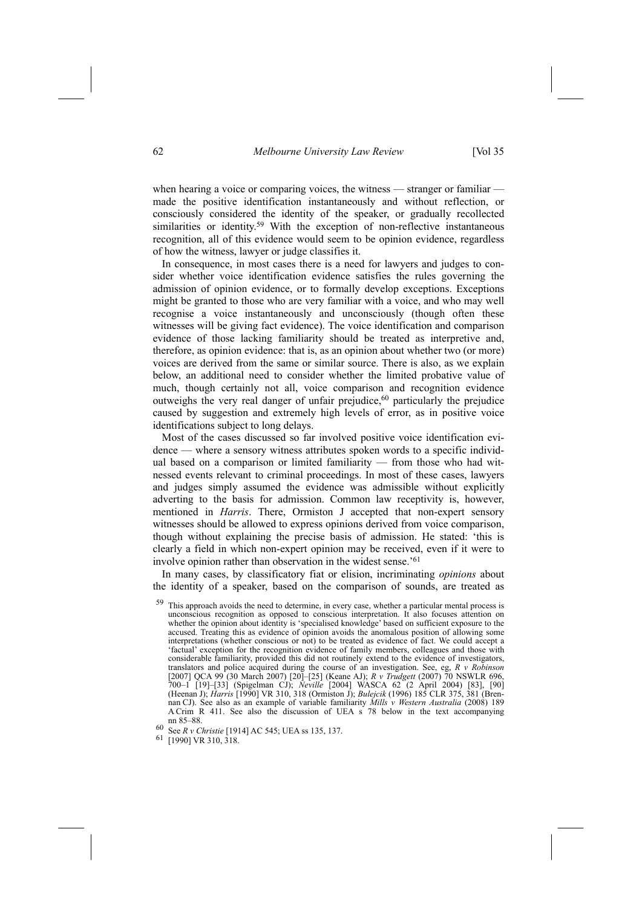when hearing a voice or comparing voices, the witness — stranger or familiar — made the positive identification instantaneously and without reflection, or consciously considered the identity of the speaker, or gradually recollected similarities or identity.[59] With the exception of non-reflective instantaneous recognition, all of this evidence would seem to be opinion evidence, regardless of how the witness, lawyer or judge classifies it.

In consequence, in most cases there is a need for lawyers and judges to consider whether voice identification evidence satisfies the rules governing the admission of opinion evidence, or to formally develop exceptions. Exceptions might be granted to those who are very familiar with a voice, and who may well recognise a voice instantaneously and unconsciously (though often these witnesses will be giving fact evidence). The voice identification and comparison evidence of those lacking familiarity should be treated as interpretive and, therefore, as opinion evidence: that is, as an opinion about whether two (or more) voices are derived from the same or similar source. There is also, as we explain below, an additional need to consider whether the limited probative value of much, though certainly not all, voice comparison and recognition evidence outweighs the very real danger of unfair prejudice,[60] particularly the prejudice caused by suggestion and extremely high levels of error, as in positive voice identifications subject to long delays.

Most of the cases discussed so far involved positive voice identification evidence — where a sensory witness attributes spoken words to a specific individual based on a comparison or limited familiarity — from those who had witnessed events relevant to criminal proceedings. In most of these cases, lawyers and judges simply assumed the evidence was admissible without explicitly adverting to the basis for admission. Common law receptivity is, however, mentioned in *Harris*. There, Ormiston J accepted that non-expert sensory witnesses should be allowed to express opinions derived from voice comparison, though without explaining the precise basis of admission. He stated: 'this is clearly a field in which non-expert opinion may be received, even if it were to involve opinion rather than observation in the widest sense.'[61]

In many cases, by classificatory fiat or elision, incriminating *opinions* about the identity of a speaker, based on the comparison of sounds, are treated as

---

[59] This approach avoids the need to determine, in every case, whether a particular mental process is unconscious recognition as opposed to conscious interpretation. It also focuses attention on whether the opinion about identity is 'specialised knowledge' based on sufficient exposure to the accused. Treating this as evidence of opinion avoids the anomalous position of allowing some interpretations (whether conscious or not) to be treated as evidence of fact. We could accept a 'factual' exception for the recognition evidence of family members, colleagues and those with considerable familiarity, provided this did not routinely extend to the evidence of investigators, translators and police acquired during the course of an investigation. See, eg, *R v Robinson* [2007] QCA 99 (30 March 2007) [20]–[25] (Keane AJ); *R v Trudgett* (2007) 70 NSWLR 696, 700–1 [19]–[33] (Spigelman CJ); *Neville* [2004] WASCA 62 (2 April 2004) [83], [90] (Heenan J); *Harris* [1990] VR 310, 318 (Ormiston J); *Bulejcik* (1996) 185 CLR 375, 381 (Brennan CJ). See also as an example of variable familiarity *Mills v Western Australia* (2008) 189 A Crim R 411. See also the discussion of UEA s 78 below in the text accompanying nn 85–88.

[60] See *R v Christie* [1914] AC 545; UEA ss 135, 137.

[61] [1990] VR 310, 318.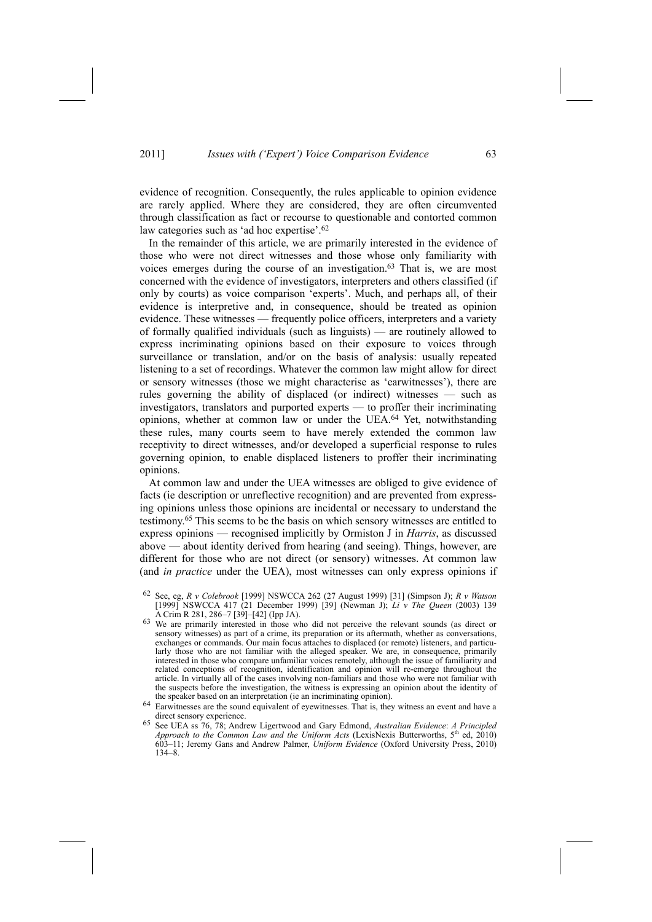evidence of recognition. Consequently, the rules applicable to opinion evidence are rarely applied. Where they are considered, they are often circumvented through classification as fact or recourse to questionable and contorted common law categories such as 'ad hoc expertise'.[62]

In the remainder of this article, we are primarily interested in the evidence of those who were not direct witnesses and those whose only familiarity with voices emerges during the course of an investigation.[63] That is, we are most concerned with the evidence of investigators, interpreters and others classified (if only by courts) as voice comparison 'experts'. Much, and perhaps all, of their evidence is interpretive and, in consequence, should be treated as opinion evidence. These witnesses — frequently police officers, interpreters and a variety of formally qualified individuals (such as linguists) — are routinely allowed to express incriminating opinions based on their exposure to voices through surveillance or translation, and/or on the basis of analysis: usually repeated listening to a set of recordings. Whatever the common law might allow for direct or sensory witnesses (those we might characterise as 'earwitnesses'), there are rules governing the ability of displaced (or indirect) witnesses — such as investigators, translators and purported experts — to proffer their incriminating opinions, whether at common law or under the UEA.[64] Yet, notwithstanding these rules, many courts seem to have merely extended the common law receptivity to direct witnesses, and/or developed a superficial response to rules governing opinion, to enable displaced listeners to proffer their incriminating opinions.

At common law and under the UEA witnesses are obliged to give evidence of facts (ie description or unreflective recognition) and are prevented from expressing opinions unless those opinions are incidental or necessary to understand the testimony.[65] This seems to be the basis on which sensory witnesses are entitled to express opinions — recognised implicitly by Ormiston J in *Harris*, as discussed above — about identity derived from hearing (and seeing). Things, however, are different for those who are not direct (or sensory) witnesses. At common law (and *in practice* under the UEA), most witnesses can only express opinions if

[62] See, eg, *R v Colebrook* [1999] NSWCCA 262 (27 August 1999) [31] (Simpson J); *R v Watson* [1999] NSWCCA 417 (21 December 1999) [39] (Newman J); *Li v The Queen* (2003) 139 A Crim R 281, 286–7 [39]–[42] (Ipp JA).

[63] We are primarily interested in those who did not perceive the relevant sounds (as direct or sensory witnesses) as part of a crime, its preparation or its aftermath, whether as conversations, exchanges or commands. Our main focus attaches to displaced (or remote) listeners, and particularly those who are not familiar with the alleged speaker. We are, in consequence, primarily interested in those who compare unfamiliar voices remotely, although the issue of familiarity and related conceptions of recognition, identification and opinion will re-emerge throughout the article. In virtually all of the cases involving non-familiars and those who were not familiar with the suspects before the investigation, the witness is expressing an opinion about the identity of the speaker based on an interpretation (ie an incriminating opinion).

[64] Earwitnesses are the sound equivalent of eyewitnesses. That is, they witness an event and have a direct sensory experience.

[65] See UEA ss 76, 78; Andrew Ligertwood and Gary Edmond, *Australian Evidence*: *A Principled Approach to the Common Law and the Uniform Acts* (LexisNexis Butterworths, 5th ed, 2010) 603–11; Jeremy Gans and Andrew Palmer, *Uniform Evidence* (Oxford University Press, 2010) 134–8.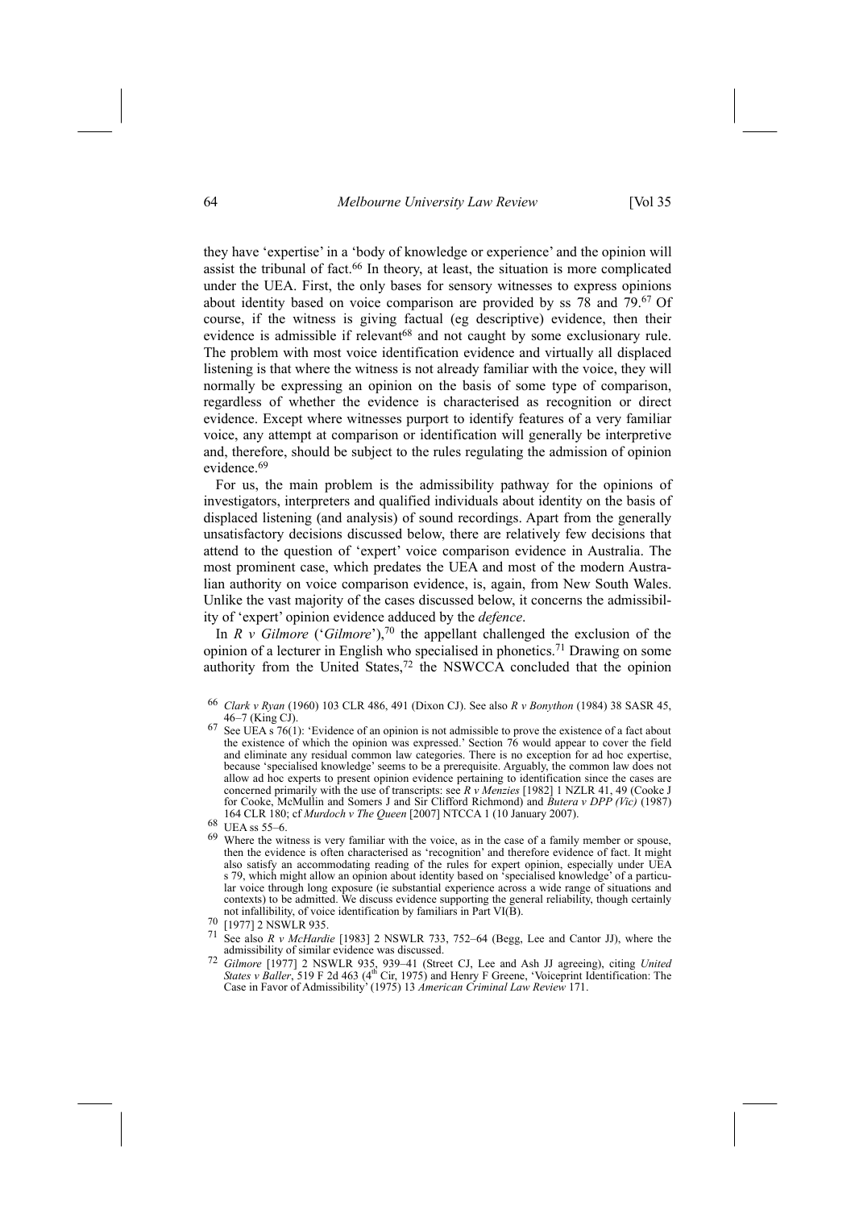they have 'expertise' in a 'body of knowledge or experience' and the opinion will assist the tribunal of fact.[66] In theory, at least, the situation is more complicated under the UEA. First, the only bases for sensory witnesses to express opinions about identity based on voice comparison are provided by ss 78 and 79.[67] Of course, if the witness is giving factual (eg descriptive) evidence, then their evidence is admissible if relevant[68] and not caught by some exclusionary rule. The problem with most voice identification evidence and virtually all displaced listening is that where the witness is not already familiar with the voice, they will normally be expressing an opinion on the basis of some type of comparison, regardless of whether the evidence is characterised as recognition or direct evidence. Except where witnesses purport to identify features of a very familiar voice, any attempt at comparison or identification will generally be interpretive and, therefore, should be subject to the rules regulating the admission of opinion evidence.[69]

For us, the main problem is the admissibility pathway for the opinions of investigators, interpreters and qualified individuals about identity on the basis of displaced listening (and analysis) of sound recordings. Apart from the generally unsatisfactory decisions discussed below, there are relatively few decisions that attend to the question of 'expert' voice comparison evidence in Australia. The most prominent case, which predates the UEA and most of the modern Australian authority on voice comparison evidence, is, again, from New South Wales. Unlike the vast majority of the cases discussed below, it concerns the admissibility of 'expert' opinion evidence adduced by the *defence*.

In *R v Gilmore* ('*Gilmore*'),[70] the appellant challenged the exclusion of the opinion of a lecturer in English who specialised in phonetics.[71] Drawing on some authority from the United States,[72] the NSWCCA concluded that the opinion

---

[66] *Clark v Ryan* (1960) 103 CLR 486, 491 (Dixon CJ). See also *R v Bonython* (1984) 38 SASR 45, 46–7 (King CJ).

[67] See UEA s 76(1): 'Evidence of an opinion is not admissible to prove the existence of a fact about the existence of which the opinion was expressed.' Section 76 would appear to cover the field and eliminate any residual common law categories. There is no exception for ad hoc expertise, because 'specialised knowledge' seems to be a prerequisite. Arguably, the common law does not allow ad hoc experts to present opinion evidence pertaining to identification since the cases are concerned primarily with the use of transcripts: see *R v Menzies* [1982] 1 NZLR 41, 49 (Cooke J for Cooke, McMullin and Somers J and Sir Clifford Richmond) and *Butera v DPP (Vic)* (1987) 164 CLR 180; cf *Murdoch v The Queen* [2007] NTCCA 1 (10 January 2007).

[68] UEA ss 55–6.

[69] Where the witness is very familiar with the voice, as in the case of a family member or spouse, then the evidence is often characterised as 'recognition' and therefore evidence of fact. It might also satisfy an accommodating reading of the rules for expert opinion, especially under UEA s 79, which might allow an opinion about identity based on 'specialised knowledge' of a particular voice through long exposure (ie substantial experience across a wide range of situations and contexts) to be admitted. We discuss evidence supporting the general reliability, though certainly not infallibility, of voice identification by familiars in Part VI(B).

[70] [1977] 2 NSWLR 935.

[71] See also *R v McHardie* [1983] 2 NSWLR 733, 752–64 (Begg, Lee and Cantor JJ), where the admissibility of similar evidence was discussed.

[72] *Gilmore* [1977] 2 NSWLR 935, 939–41 (Street CJ, Lee and Ash JJ agreeing), citing *United States v Baller*, 519 F 2d 463 (4th Cir, 1975) and Henry F Greene, 'Voiceprint Identification: The Case in Favor of Admissibility' (1975) 13 *American Criminal Law Review* 171.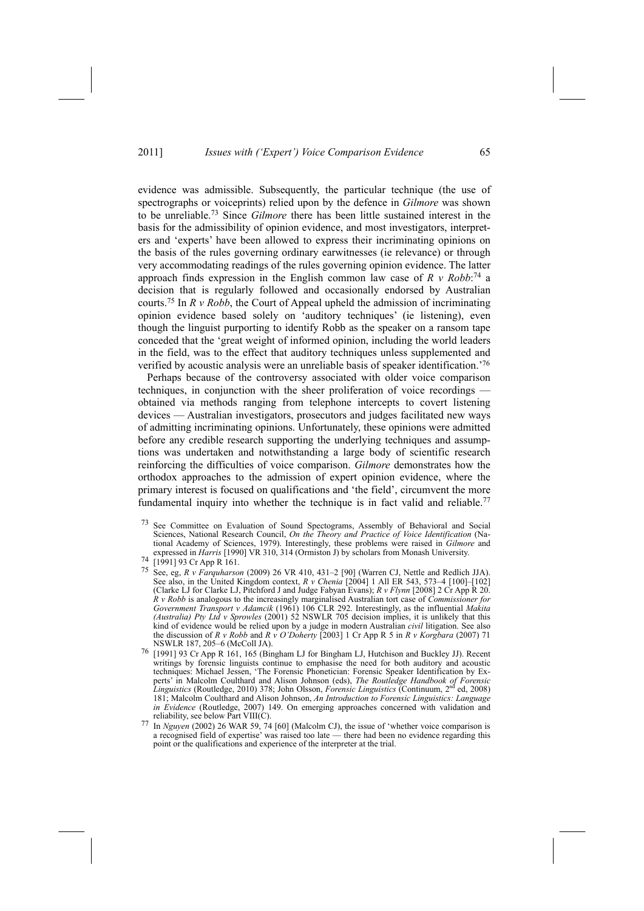evidence was admissible. Subsequently, the particular technique (the use of spectrographs or voiceprints) relied upon by the defence in *Gilmore* was shown to be unreliable.[73] Since *Gilmore* there has been little sustained interest in the basis for the admissibility of opinion evidence, and most investigators, interpreters and 'experts' have been allowed to express their incriminating opinions on the basis of the rules governing ordinary earwitnesses (ie relevance) or through very accommodating readings of the rules governing opinion evidence. The latter approach finds expression in the English common law case of *R v Robb*:[74] a decision that is regularly followed and occasionally endorsed by Australian courts.[75] In *R v Robb*, the Court of Appeal upheld the admission of incriminating opinion evidence based solely on 'auditory techniques' (ie listening), even though the linguist purporting to identify Robb as the speaker on a ransom tape conceded that the 'great weight of informed opinion, including the world leaders in the field, was to the effect that auditory techniques unless supplemented and verified by acoustic analysis were an unreliable basis of speaker identification.'[76]

Perhaps because of the controversy associated with older voice comparison techniques, in conjunction with the sheer proliferation of voice recordings — obtained via methods ranging from telephone intercepts to covert listening devices — Australian investigators, prosecutors and judges facilitated new ways of admitting incriminating opinions. Unfortunately, these opinions were admitted before any credible research supporting the underlying techniques and assumptions was undertaken and notwithstanding a large body of scientific research reinforcing the difficulties of voice comparison. *Gilmore* demonstrates how the orthodox approaches to the admission of expert opinion evidence, where the primary interest is focused on qualifications and 'the field', circumvent the more fundamental inquiry into whether the technique is in fact valid and reliable.[77]

---

[73] See Committee on Evaluation of Sound Spectograms, Assembly of Behavioral and Social Sciences, National Research Council, *On the Theory and Practice of Voice Identification* (National Academy of Sciences, 1979). Interestingly, these problems were raised in *Gilmore* and expressed in *Harris* [1990] VR 310, 314 (Ormiston J) by scholars from Monash University.

[74] [1991] 93 Cr App R 161.

[75] See, eg, *R v Farquharson* (2009) 26 VR 410, 431–2 [90] (Warren CJ, Nettle and Redlich JJA). See also, in the United Kingdom context, *R v Chenia* [2004] 1 All ER 543, 573–4 [100]–[102] (Clarke LJ for Clarke LJ, Pitchford J and Judge Fabyan Evans); *R v Flynn* [2008] 2 Cr App R 20. *R v Robb* is analogous to the increasingly marginalised Australian tort case of *Commissioner for Government Transport v Adamcik* (1961) 106 CLR 292. Interestingly, as the influential *Makita (Australia) Pty Ltd v Sprowles* (2001) 52 NSWLR 705 decision implies, it is unlikely that this kind of evidence would be relied upon by a judge in modern Australian *civil* litigation. See also the discussion of *R v Robb* and *R v O'Doherty* [2003] 1 Cr App R 5 in *R v Korgbara* (2007) 71 NSWLR 187, 205–6 (McColl JA).

[76] [1991] 93 Cr App R 161, 165 (Bingham LJ for Bingham LJ, Hutchison and Buckley JJ). Recent writings by forensic linguists continue to emphasise the need for both auditory and acoustic techniques: Michael Jessen, 'The Forensic Phonetician: Forensic Speaker Identification by Experts' in Malcolm Coulthard and Alison Johnson (eds), *The Routledge Handbook of Forensic Linguistics* (Routledge, 2010) 378; John Olsson, *Forensic Linguistics* (Continuum, 2nd ed, 2008) 181; Malcolm Coulthard and Alison Johnson, *An Introduction to Forensic Linguistics: Language in Evidence* (Routledge, 2007) 149. On emerging approaches concerned with validation and reliability, see below Part VIII(C).

[77] In *Nguyen* (2002) 26 WAR 59, 74 [60] (Malcolm CJ), the issue of 'whether voice comparison is a recognised field of expertise' was raised too late — there had been no evidence regarding this point or the qualifications and experience of the interpreter at the trial.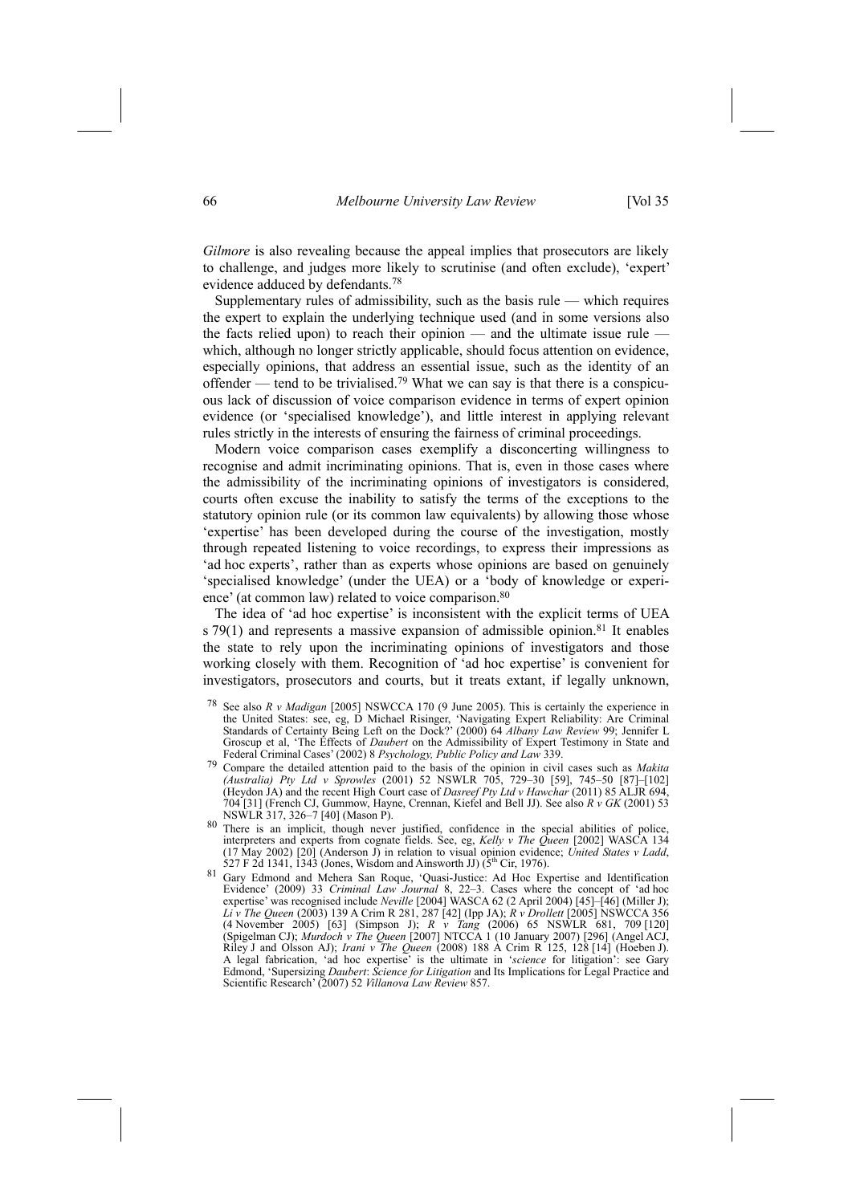*Gilmore* is also revealing because the appeal implies that prosecutors are likely to challenge, and judges more likely to scrutinise (and often exclude), 'expert' evidence adduced by defendants.[78]

Supplementary rules of admissibility, such as the basis rule — which requires the expert to explain the underlying technique used (and in some versions also the facts relied upon) to reach their opinion — and the ultimate issue rule — which, although no longer strictly applicable, should focus attention on evidence, especially opinions, that address an essential issue, such as the identity of an offender — tend to be trivialised.[79] What we can say is that there is a conspicuous lack of discussion of voice comparison evidence in terms of expert opinion evidence (or 'specialised knowledge'), and little interest in applying relevant rules strictly in the interests of ensuring the fairness of criminal proceedings.

Modern voice comparison cases exemplify a disconcerting willingness to recognise and admit incriminating opinions. That is, even in those cases where the admissibility of the incriminating opinions of investigators is considered, courts often excuse the inability to satisfy the terms of the exceptions to the statutory opinion rule (or its common law equivalents) by allowing those whose 'expertise' has been developed during the course of the investigation, mostly through repeated listening to voice recordings, to express their impressions as 'ad hoc experts', rather than as experts whose opinions are based on genuinely 'specialised knowledge' (under the UEA) or a 'body of knowledge or experience' (at common law) related to voice comparison.[80]

The idea of 'ad hoc expertise' is inconsistent with the explicit terms of UEA s 79(1) and represents a massive expansion of admissible opinion.[81] It enables the state to rely upon the incriminating opinions of investigators and those working closely with them. Recognition of 'ad hoc expertise' is convenient for investigators, prosecutors and courts, but it treats extant, if legally unknown,

[78] See also *R v Madigan* [2005] NSWCCA 170 (9 June 2005). This is certainly the experience in the United States: see, eg, D Michael Risinger, 'Navigating Expert Reliability: Are Criminal Standards of Certainty Being Left on the Dock?' (2000) 64 *Albany Law Review* 99; Jennifer L Groscup et al, 'The Effects of *Daubert* on the Admissibility of Expert Testimony in State and Federal Criminal Cases' (2002) 8 *Psychology, Public Policy and Law* 339.

[79] Compare the detailed attention paid to the basis of the opinion in civil cases such as *Makita (Australia) Pty Ltd v Sprowles* (2001) 52 NSWLR 705, 729–30 [59], 745–50 [87]–[102] (Heydon JA) and the recent High Court case of *Dasreef Pty Ltd v Hawchar* (2011) 85 ALJR 694, 704 [31] (French CJ, Gummow, Hayne, Crennan, Kiefel and Bell JJ). See also *R v GK* (2001) 53 NSWLR 317, 326–7 [40] (Mason P).

[80] There is an implicit, though never justified, confidence in the special abilities of police, interpreters and experts from cognate fields. See, eg, *Kelly v The Queen* [2002] WASCA 134 (17 May 2002) [20] (Anderson J) in relation to visual opinion evidence; *United States v Ladd*, 527 F 2d 1341, 1343 (Jones, Wisdom and Ainsworth JJ) (5th Cir, 1976).

[81] Gary Edmond and Mehera San Roque, 'Quasi-Justice: Ad Hoc Expertise and Identification Evidence' (2009) 33 *Criminal Law Journal* 8, 22–3. Cases where the concept of 'ad hoc expertise' was recognised include *Neville* [2004] WASCA 62 (2 April 2004) [45]–[46] (Miller J); *Li v The Queen* (2003) 139 A Crim R 281, 287 [42] (Ipp JA); *R v Drollett* [2005] NSWCCA 356 (4 November 2005) [63] (Simpson J); *R v Tang* (2006) 65 NSWLR 681, 709 [120] (Spigelman CJ); *Murdoch v The Queen* [2007] NTCCA 1 (10 January 2007) [296] (Angel ACJ, Riley J and Olsson AJ); *Irani v The Queen* (2008) 188 A Crim R 125, 128 [14] (Hoeben J). A legal fabrication, 'ad hoc expertise' is the ultimate in '*science* for litigation': see Gary Edmond, 'Supersizing *Daubert*: *Science for Litigation* and Its Implications for Legal Practice and Scientific Research' (2007) 52 *Villanova Law Review* 857.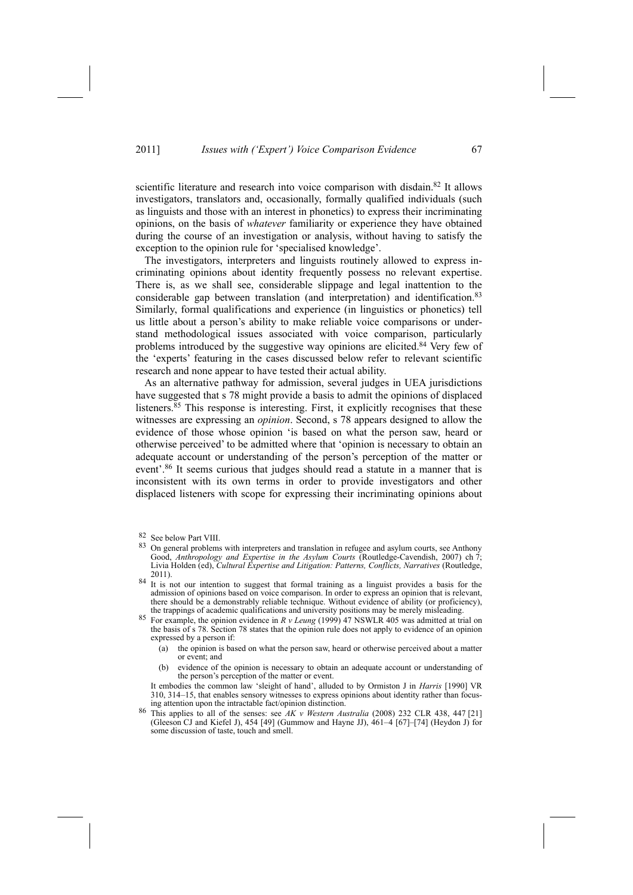scientific literature and research into voice comparison with disdain.[82] It allows investigators, translators and, occasionally, formally qualified individuals (such as linguists and those with an interest in phonetics) to express their incriminating opinions, on the basis of *whatever* familiarity or experience they have obtained during the course of an investigation or analysis, without having to satisfy the exception to the opinion rule for 'specialised knowledge'.

The investigators, interpreters and linguists routinely allowed to express incriminating opinions about identity frequently possess no relevant expertise. There is, as we shall see, considerable slippage and legal inattention to the considerable gap between translation (and interpretation) and identification.[83] Similarly, formal qualifications and experience (in linguistics or phonetics) tell us little about a person's ability to make reliable voice comparisons or understand methodological issues associated with voice comparison, particularly problems introduced by the suggestive way opinions are elicited.[84] Very few of the 'experts' featuring in the cases discussed below refer to relevant scientific research and none appear to have tested their actual ability.

As an alternative pathway for admission, several judges in UEA jurisdictions have suggested that s 78 might provide a basis to admit the opinions of displaced listeners.[85] This response is interesting. First, it explicitly recognises that these witnesses are expressing an *opinion*. Second, s 78 appears designed to allow the evidence of those whose opinion 'is based on what the person saw, heard or otherwise perceived' to be admitted where that 'opinion is necessary to obtain an adequate account or understanding of the person's perception of the matter or event'.[86] It seems curious that judges should read a statute in a manner that is inconsistent with its own terms in order to provide investigators and other displaced listeners with scope for expressing their incriminating opinions about

---

[82] See below Part VIII.

[83] On general problems with interpreters and translation in refugee and asylum courts, see Anthony Good, *Anthropology and Expertise in the Asylum Courts* (Routledge-Cavendish, 2007) ch 7; Livia Holden (ed), *Cultural Expertise and Litigation: Patterns, Conflicts, Narratives* (Routledge, 2011).

[84] It is not our intention to suggest that formal training as a linguist provides a basis for the admission of opinions based on voice comparison. In order to express an opinion that is relevant, there should be a demonstrably reliable technique. Without evidence of ability (or proficiency), the trappings of academic qualifications and university positions may be merely misleading.

[85] For example, the opinion evidence in *R v Leung* (1999) 47 NSWLR 405 was admitted at trial on the basis of s 78. Section 78 states that the opinion rule does not apply to evidence of an opinion expressed by a person if:

(a) the opinion is based on what the person saw, heard or otherwise perceived about a matter or event; and

(b) evidence of the opinion is necessary to obtain an adequate account or understanding of the person's perception of the matter or event.

It embodies the common law 'sleight of hand', alluded to by Ormiston J in *Harris* [1990] VR 310, 314–15, that enables sensory witnesses to express opinions about identity rather than focusing attention upon the intractable fact/opinion distinction.

[86] This applies to all of the senses: see *AK v Western Australia* (2008) 232 CLR 438, 447 [21] (Gleeson CJ and Kiefel J), 454 [49] (Gummow and Hayne JJ), 461–4 [67]–[74] (Heydon J) for some discussion of taste, touch and smell.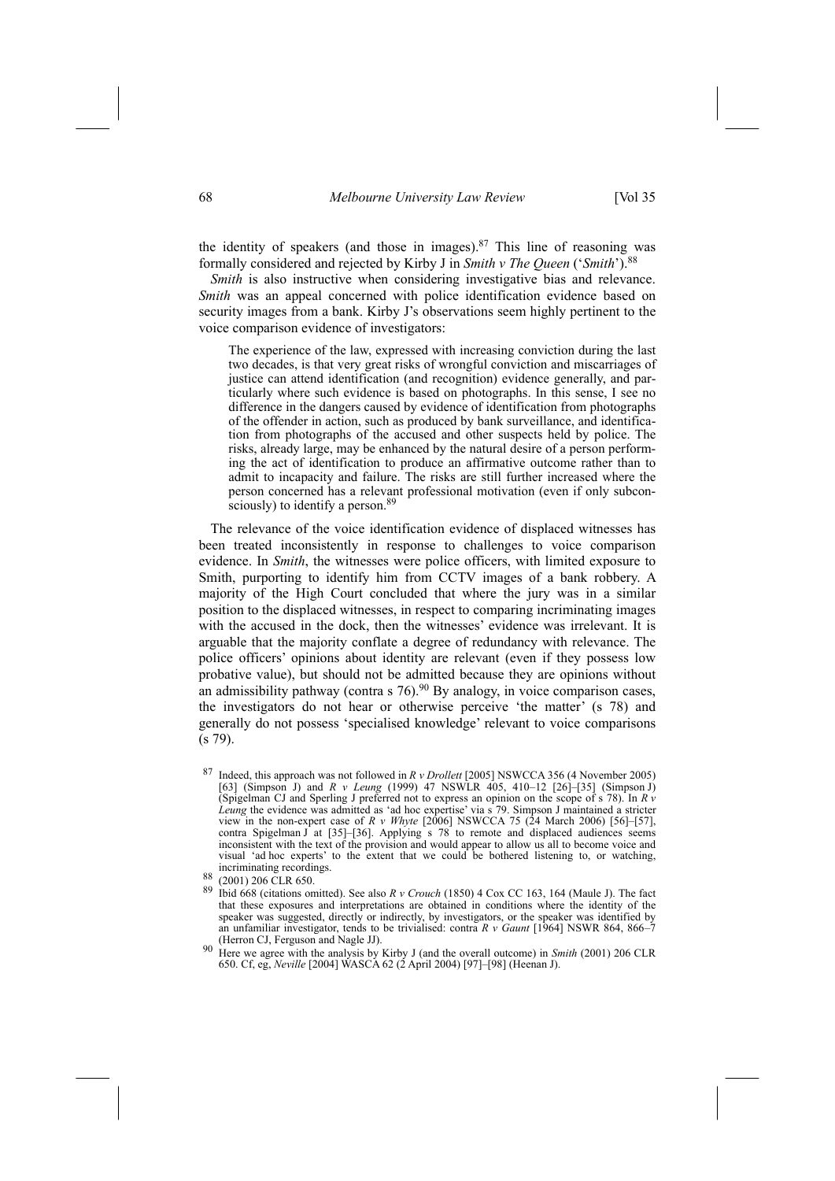the identity of speakers (and those in images).[87] This line of reasoning was formally considered and rejected by Kirby J in *Smith v The Queen* ('*Smith*').[88]

*Smith* is also instructive when considering investigative bias and relevance. *Smith* was an appeal concerned with police identification evidence based on security images from a bank. Kirby J's observations seem highly pertinent to the voice comparison evidence of investigators:

> The experience of the law, expressed with increasing conviction during the last two decades, is that very great risks of wrongful conviction and miscarriages of justice can attend identification (and recognition) evidence generally, and particularly where such evidence is based on photographs. In this sense, I see no difference in the dangers caused by evidence of identification from photographs of the offender in action, such as produced by bank surveillance, and identification from photographs of the accused and other suspects held by police. The risks, already large, may be enhanced by the natural desire of a person performing the act of identification to produce an affirmative outcome rather than to admit to incapacity and failure. The risks are still further increased where the person concerned has a relevant professional motivation (even if only subconsciously) to identify a person.[89]

The relevance of the voice identification evidence of displaced witnesses has been treated inconsistently in response to challenges to voice comparison evidence. In *Smith*, the witnesses were police officers, with limited exposure to Smith, purporting to identify him from CCTV images of a bank robbery. A majority of the High Court concluded that where the jury was in a similar position to the displaced witnesses, in respect to comparing incriminating images with the accused in the dock, then the witnesses' evidence was irrelevant. It is arguable that the majority conflate a degree of redundancy with relevance. The police officers' opinions about identity are relevant (even if they possess low probative value), but should not be admitted because they are opinions without an admissibility pathway (contra s 76).[90] By analogy, in voice comparison cases, the investigators do not hear or otherwise perceive 'the matter' (s 78) and generally do not possess 'specialised knowledge' relevant to voice comparisons (s 79).

---

[87] Indeed, this approach was not followed in *R v Drollett* [2005] NSWCCA 356 (4 November 2005) [63] (Simpson J) and *R v Leung* (1999) 47 NSWLR 405, 410–12 [26]–[35] (Simpson J) (Spigelman CJ and Sperling J preferred not to express an opinion on the scope of s 78). In *R v Leung* the evidence was admitted as 'ad hoc expertise' via s 79. Simpson J maintained a stricter view in the non-expert case of *R v Whyte* [2006] NSWCCA 75 (24 March 2006) [56]–[57], contra Spigelman J at [35]–[36]. Applying s 78 to remote and displaced audiences seems inconsistent with the text of the provision and would appear to allow us all to become voice and visual 'ad hoc experts' to the extent that we could be bothered listening to, or watching, incriminating recordings.

[88] (2001) 206 CLR 650.

[89] Ibid 668 (citations omitted). See also *R v Crouch* (1850) 4 Cox CC 163, 164 (Maule J). The fact that these exposures and interpretations are obtained in conditions where the identity of the speaker was suggested, directly or indirectly, by investigators, or the speaker was identified by an unfamiliar investigator, tends to be trivialised: contra *R v Gaunt* [1964] NSWR 864, 866–7 (Herron CJ, Ferguson and Nagle JJ).

[90] Here we agree with the analysis by Kirby J (and the overall outcome) in *Smith* (2001) 206 CLR 650. Cf, eg, *Neville* [2004] WASCA 62 (2 April 2004) [97]–[98] (Heenan J).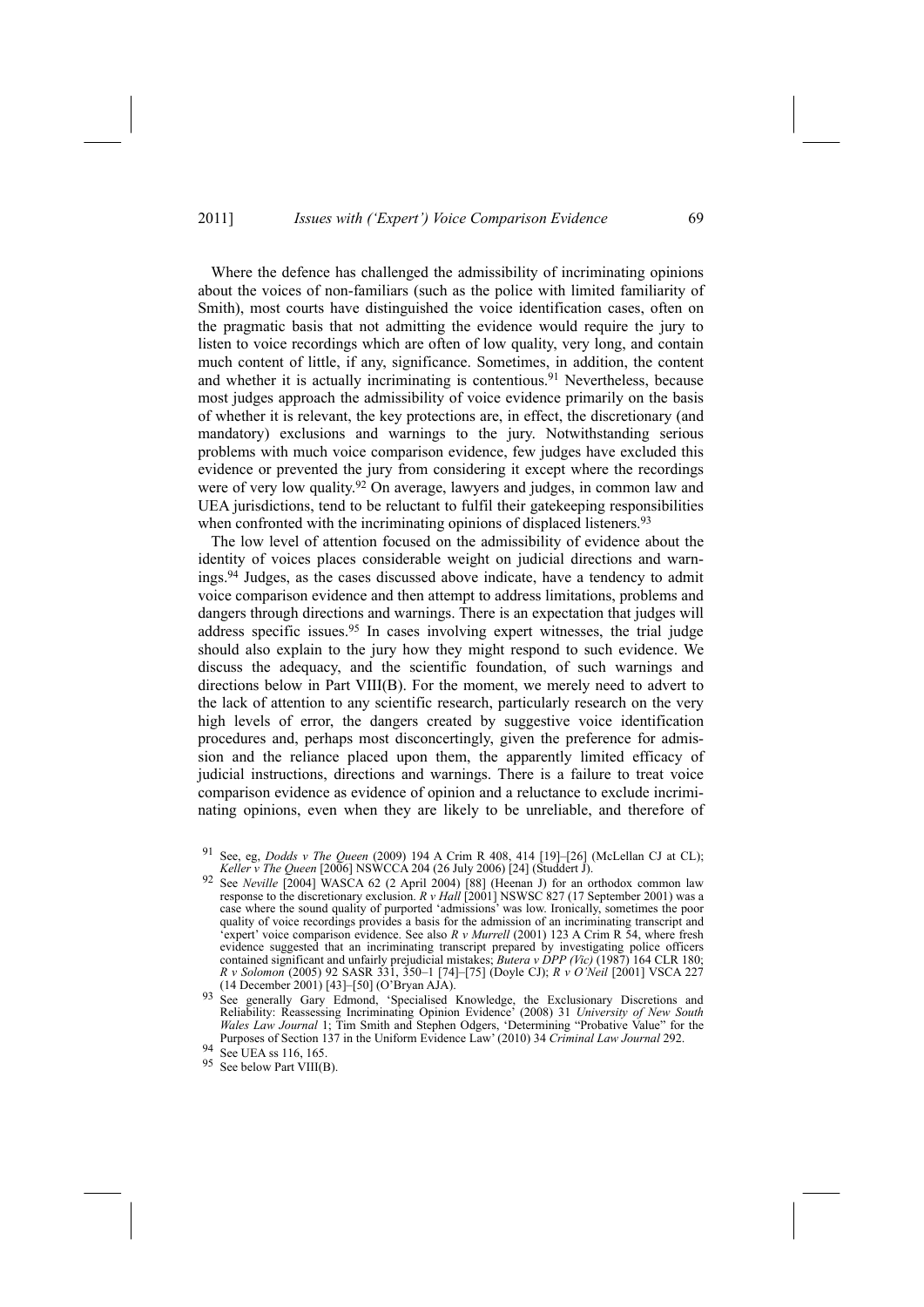Where the defence has challenged the admissibility of incriminating opinions about the voices of non-familiars (such as the police with limited familiarity of Smith), most courts have distinguished the voice identification cases, often on the pragmatic basis that not admitting the evidence would require the jury to listen to voice recordings which are often of low quality, very long, and contain much content of little, if any, significance. Sometimes, in addition, the content and whether it is actually incriminating is contentious.[91] Nevertheless, because most judges approach the admissibility of voice evidence primarily on the basis of whether it is relevant, the key protections are, in effect, the discretionary (and mandatory) exclusions and warnings to the jury. Notwithstanding serious problems with much voice comparison evidence, few judges have excluded this evidence or prevented the jury from considering it except where the recordings were of very low quality.[92] On average, lawyers and judges, in common law and UEA jurisdictions, tend to be reluctant to fulfil their gatekeeping responsibilities when confronted with the incriminating opinions of displaced listeners.[93]

The low level of attention focused on the admissibility of evidence about the identity of voices places considerable weight on judicial directions and warnings.[94] Judges, as the cases discussed above indicate, have a tendency to admit voice comparison evidence and then attempt to address limitations, problems and dangers through directions and warnings. There is an expectation that judges will address specific issues.[95] In cases involving expert witnesses, the trial judge should also explain to the jury how they might respond to such evidence. We discuss the adequacy, and the scientific foundation, of such warnings and directions below in Part VIII(B). For the moment, we merely need to advert to the lack of attention to any scientific research, particularly research on the very high levels of error, the dangers created by suggestive voice identification procedures and, perhaps most disconcertingly, given the preference for admission and the reliance placed upon them, the apparently limited efficacy of judicial instructions, directions and warnings. There is a failure to treat voice comparison evidence as evidence of opinion and a reluctance to exclude incriminating opinions, even when they are likely to be unreliable, and therefore of

---

[91] See, eg, *Dodds v The Queen* (2009) 194 A Crim R 408, 414 [19]–[26] (McLellan CJ at CL); *Keller v The Queen* [2006] NSWCCA 204 (26 July 2006) [24] (Studdert J).

[92] See *Neville* [2004] WASCA 62 (2 April 2004) [88] (Heenan J) for an orthodox common law response to the discretionary exclusion. *R v Hall* [2001] NSWSC 827 (17 September 2001) was a case where the sound quality of purported 'admissions' was low. Ironically, sometimes the poor quality of voice recordings provides a basis for the admission of an incriminating transcript and 'expert' voice comparison evidence. See also *R v Murrell* (2001) 123 A Crim R 54, where fresh evidence suggested that an incriminating transcript prepared by investigating police officers contained significant and unfairly prejudicial mistakes; *Butera v DPP (Vic)* (1987) 164 CLR 180; *R v Solomon* (2005) 92 SASR 331, 350–1 [74]–[75] (Doyle CJ); *R v O'Neil* [2001] VSCA 227 (14 December 2001) [43]–[50] (O'Bryan AJA).

[93] See generally Gary Edmond, 'Specialised Knowledge, the Exclusionary Discretions and Reliability: Reassessing Incriminating Opinion Evidence' (2008) 31 *University of New South Wales Law Journal* 1; Tim Smith and Stephen Odgers, 'Determining "Probative Value" for the Purposes of Section 137 in the Uniform Evidence Law' (2010) 34 *Criminal Law Journal* 292.

[94] See UEA ss 116, 165.

[95] See below Part VIII(B).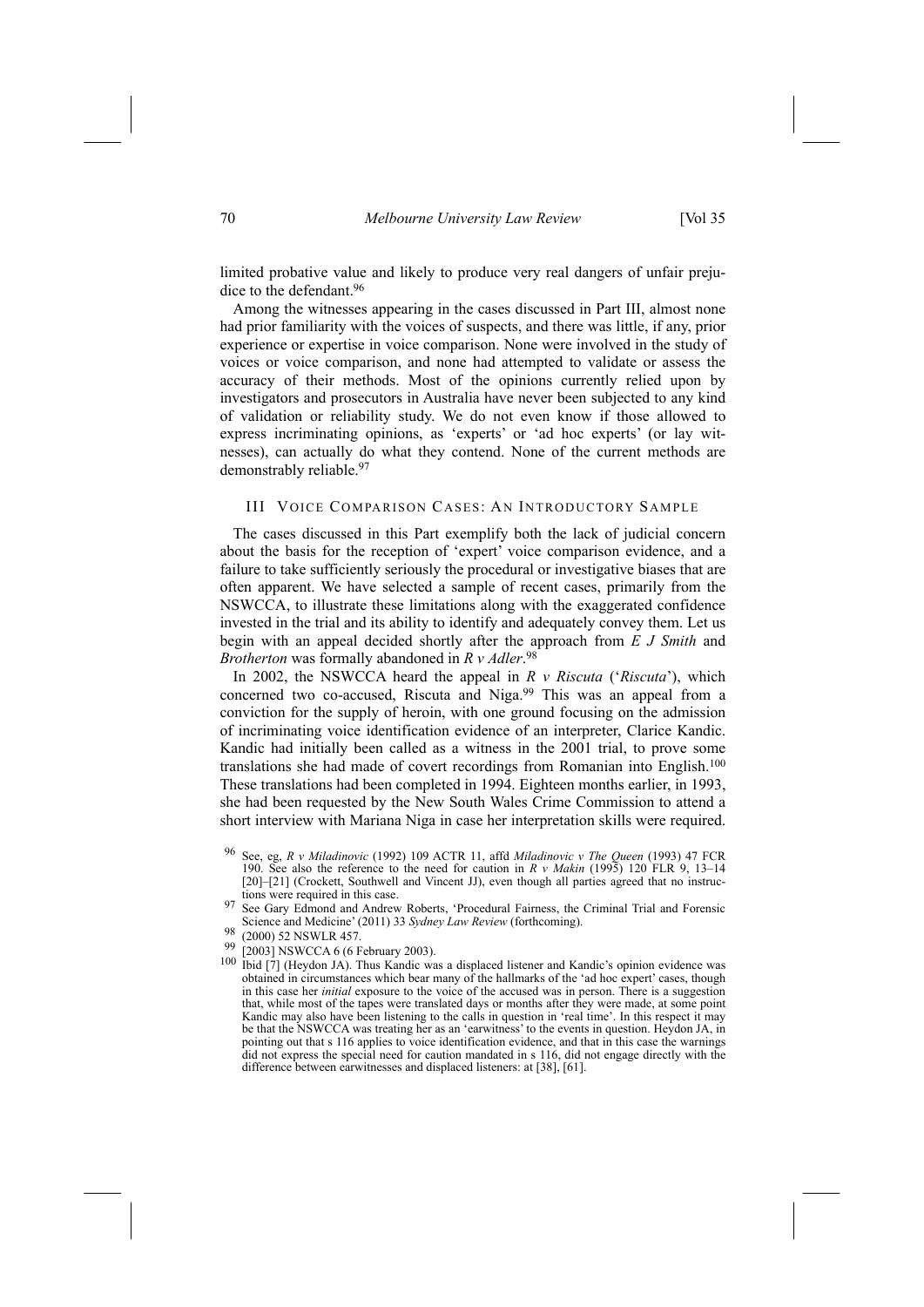limited probative value and likely to produce very real dangers of unfair prejudice to the defendant.[96]

Among the witnesses appearing in the cases discussed in Part III, almost none had prior familiarity with the voices of suspects, and there was little, if any, prior experience or expertise in voice comparison. None were involved in the study of voices or voice comparison, and none had attempted to validate or assess the accuracy of their methods. Most of the opinions currently relied upon by investigators and prosecutors in Australia have never been subjected to any kind of validation or reliability study. We do not even know if those allowed to express incriminating opinions, as 'experts' or 'ad hoc experts' (or lay witnesses), can actually do what they contend. None of the current methods are demonstrably reliable.[97]

## III VOICE COMPARISON CASES: AN INTRODUCTORY SAMPLE

The cases discussed in this Part exemplify both the lack of judicial concern about the basis for the reception of 'expert' voice comparison evidence, and a failure to take sufficiently seriously the procedural or investigative biases that are often apparent. We have selected a sample of recent cases, primarily from the NSWCCA, to illustrate these limitations along with the exaggerated confidence invested in the trial and its ability to identify and adequately convey them. Let us begin with an appeal decided shortly after the approach from *E J Smith* and *Brotherton* was formally abandoned in *R v Adler*.[98]

In 2002, the NSWCCA heard the appeal in *R v Riscuta* ('*Riscuta*'), which concerned two co-accused, Riscuta and Niga.[99] This was an appeal from a conviction for the supply of heroin, with one ground focusing on the admission of incriminating voice identification evidence of an interpreter, Clarice Kandic. Kandic had initially been called as a witness in the 2001 trial, to prove some translations she had made of covert recordings from Romanian into English.[100] These translations had been completed in 1994. Eighteen months earlier, in 1993, she had been requested by the New South Wales Crime Commission to attend a short interview with Mariana Niga in case her interpretation skills were required.

---

[96] See, eg, *R v Miladinovic* (1992) 109 ACTR 11, affd *Miladinovic v The Queen* (1993) 47 FCR 190. See also the reference to the need for caution in *R v Makin* (1995) 120 FLR 9, 13–14 [20]–[21] (Crockett, Southwell and Vincent JJ), even though all parties agreed that no instructions were required in this case.

[97] See Gary Edmond and Andrew Roberts, 'Procedural Fairness, the Criminal Trial and Forensic Science and Medicine' (2011) 33 *Sydney Law Review* (forthcoming).

[98] (2000) 52 NSWLR 457.

[99] [2003] NSWCCA 6 (6 February 2003).

[100] Ibid [7] (Heydon JA). Thus Kandic was a displaced listener and Kandic's opinion evidence was obtained in circumstances which bear many of the hallmarks of the 'ad hoc expert' cases, though in this case her *initial* exposure to the voice of the accused was in person. There is a suggestion that, while most of the tapes were translated days or months after they were made, at some point Kandic may also have been listening to the calls in question in 'real time'. In this respect it may be that the NSWCCA was treating her as an 'earwitness' to the events in question. Heydon JA, in pointing out that s 116 applies to voice identification evidence, and that in this case the warnings did not express the special need for caution mandated in s 116, did not engage directly with the difference between earwitnesses and displaced listeners: at [38], [61].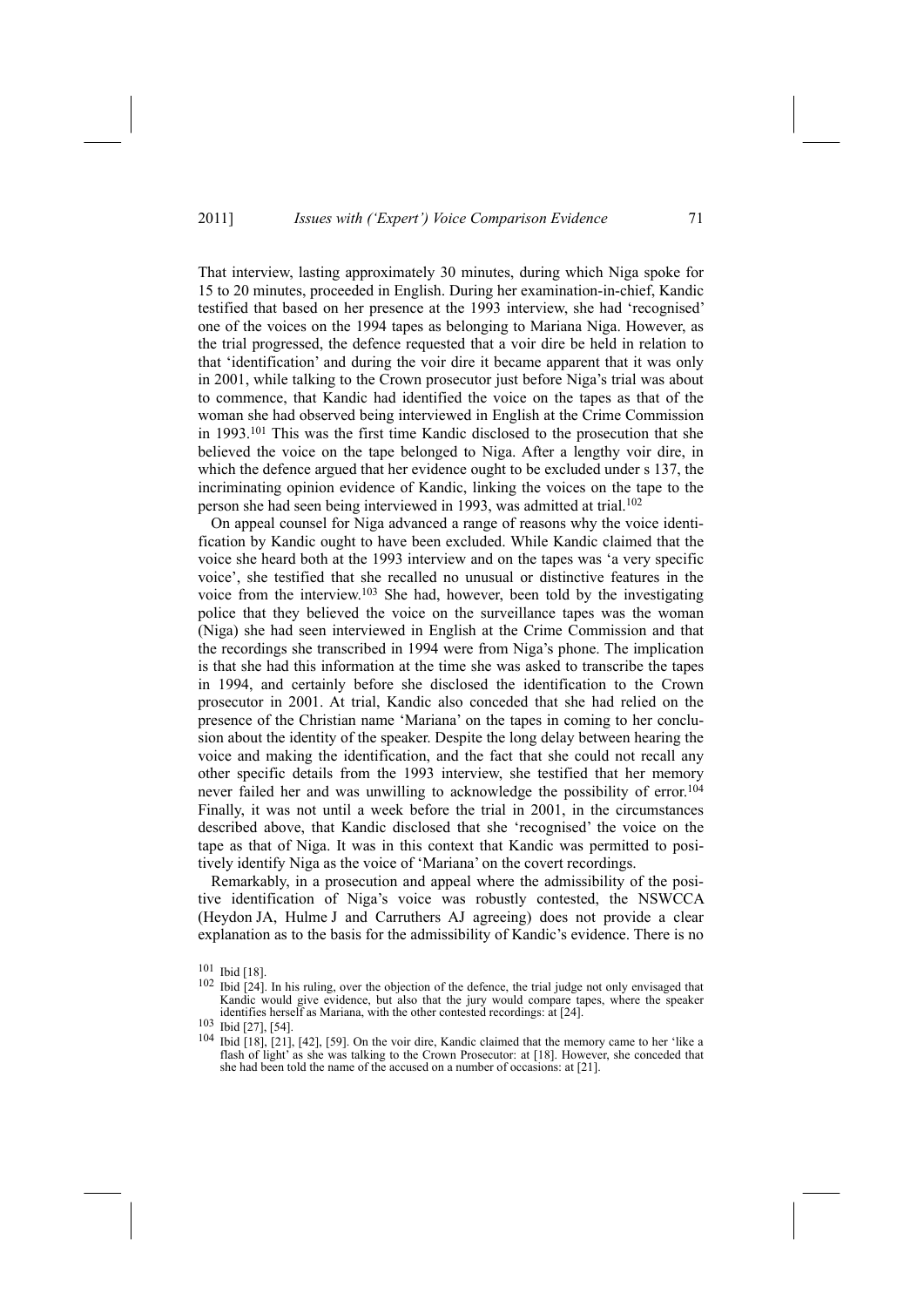That interview, lasting approximately 30 minutes, during which Niga spoke for 15 to 20 minutes, proceeded in English. During her examination-in-chief, Kandic testified that based on her presence at the 1993 interview, she had 'recognised' one of the voices on the 1994 tapes as belonging to Mariana Niga. However, as the trial progressed, the defence requested that a voir dire be held in relation to that 'identification' and during the voir dire it became apparent that it was only in 2001, while talking to the Crown prosecutor just before Niga's trial was about to commence, that Kandic had identified the voice on the tapes as that of the woman she had observed being interviewed in English at the Crime Commission in 1993.[101] This was the first time Kandic disclosed to the prosecution that she believed the voice on the tape belonged to Niga. After a lengthy voir dire, in which the defence argued that her evidence ought to be excluded under s 137, the incriminating opinion evidence of Kandic, linking the voices on the tape to the person she had seen being interviewed in 1993, was admitted at trial.[102]

On appeal counsel for Niga advanced a range of reasons why the voice identification by Kandic ought to have been excluded. While Kandic claimed that the voice she heard both at the 1993 interview and on the tapes was 'a very specific voice', she testified that she recalled no unusual or distinctive features in the voice from the interview.[103] She had, however, been told by the investigating police that they believed the voice on the surveillance tapes was the woman (Niga) she had seen interviewed in English at the Crime Commission and that the recordings she transcribed in 1994 were from Niga's phone. The implication is that she had this information at the time she was asked to transcribe the tapes in 1994, and certainly before she disclosed the identification to the Crown prosecutor in 2001. At trial, Kandic also conceded that she had relied on the presence of the Christian name 'Mariana' on the tapes in coming to her conclusion about the identity of the speaker. Despite the long delay between hearing the voice and making the identification, and the fact that she could not recall any other specific details from the 1993 interview, she testified that her memory never failed her and was unwilling to acknowledge the possibility of error.[104] Finally, it was not until a week before the trial in 2001, in the circumstances described above, that Kandic disclosed that she 'recognised' the voice on the tape as that of Niga. It was in this context that Kandic was permitted to positively identify Niga as the voice of 'Mariana' on the covert recordings.

Remarkably, in a prosecution and appeal where the admissibility of the positive identification of Niga's voice was robustly contested, the NSWCCA (Heydon JA, Hulme J and Carruthers AJ agreeing) does not provide a clear explanation as to the basis for the admissibility of Kandic's evidence. There is no

[101] Ibid [18].

[102] Ibid [24]. In his ruling, over the objection of the defence, the trial judge not only envisaged that Kandic would give evidence, but also that the jury would compare tapes, where the speaker identifies herself as Mariana, with the other contested recordings: at [24].

[103] Ibid [27], [54].

[104] Ibid [18], [21], [42], [59]. On the voir dire, Kandic claimed that the memory came to her 'like a flash of light' as she was talking to the Crown Prosecutor: at [18]. However, she conceded that she had been told the name of the accused on a number of occasions: at [21].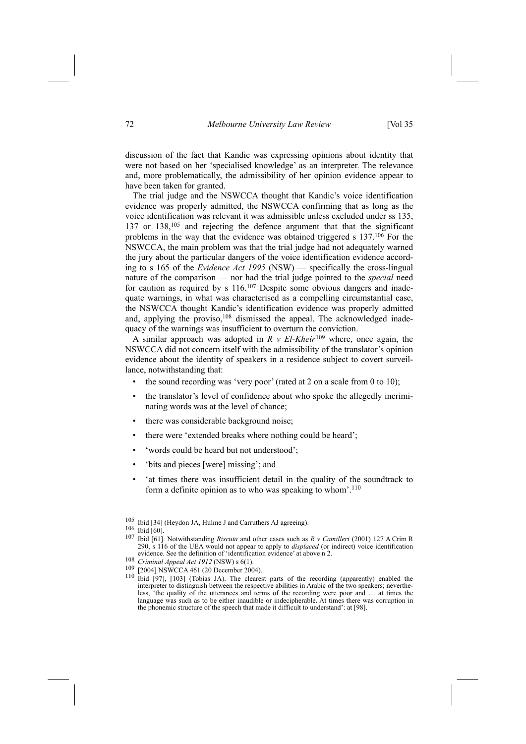discussion of the fact that Kandic was expressing opinions about identity that were not based on her 'specialised knowledge' as an interpreter. The relevance and, more problematically, the admissibility of her opinion evidence appear to have been taken for granted.

The trial judge and the NSWCCA thought that Kandic's voice identification evidence was properly admitted, the NSWCCA confirming that as long as the voice identification was relevant it was admissible unless excluded under ss 135, 137 or 138,[105] and rejecting the defence argument that that the significant problems in the way that the evidence was obtained triggered s 137.[106] For the NSWCCA, the main problem was that the trial judge had not adequately warned the jury about the particular dangers of the voice identification evidence according to s 165 of the *Evidence Act 1995* (NSW) — specifically the cross-lingual nature of the comparison — nor had the trial judge pointed to the *special* need for caution as required by s 116.[107] Despite some obvious dangers and inadequate warnings, in what was characterised as a compelling circumstantial case, the NSWCCA thought Kandic's identification evidence was properly admitted and, applying the proviso,[108] dismissed the appeal. The acknowledged inadequacy of the warnings was insufficient to overturn the conviction.

A similar approach was adopted in *R v El-Kheir*[109] where, once again, the NSWCCA did not concern itself with the admissibility of the translator's opinion evidence about the identity of speakers in a residence subject to covert surveillance, notwithstanding that:

- the sound recording was 'very poor' (rated at 2 on a scale from 0 to 10);
- the translator's level of confidence about who spoke the allegedly incriminating words was at the level of chance;
- there was considerable background noise;
- there were 'extended breaks where nothing could be heard';
- 'words could be heard but not understood';
- 'bits and pieces [were] missing'; and
- 'at times there was insufficient detail in the quality of the soundtrack to form a definite opinion as to who was speaking to whom'.[110]

---

[105] Ibid [34] (Heydon JA, Hulme J and Carruthers AJ agreeing).

[106] Ibid [60].

[107] Ibid [61]. Notwithstanding *Riscuta* and other cases such as *R v Camilleri* (2001) 127 A Crim R 290, s 116 of the UEA would not appear to apply to *displaced* (or indirect) voice identification evidence. See the definition of 'identification evidence' at above n 2.

[108] *Criminal Appeal Act 1912* (NSW) s 6(1).

[109] [2004] NSWCCA 461 (20 December 2004).

[110] Ibid [97], [103] (Tobias JA). The clearest parts of the recording (apparently) enabled the interpreter to distinguish between the respective abilities in Arabic of the two speakers; nevertheless, 'the quality of the utterances and terms of the recording were poor and … at times the language was such as to be either inaudible or indecipherable. At times there was corruption in the phonemic structure of the speech that made it difficult to understand': at [98].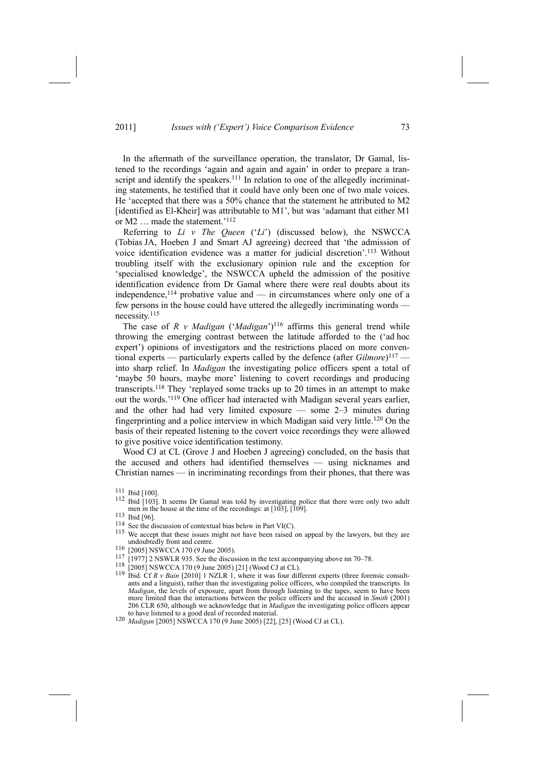In the aftermath of the surveillance operation, the translator, Dr Gamal, listened to the recordings 'again and again and again' in order to prepare a transcript and identify the speakers.[111] In relation to one of the allegedly incriminating statements, he testified that it could have only been one of two male voices. He 'accepted that there was a 50% chance that the statement he attributed to M2 [identified as El-Kheir] was attributable to M1', but was 'adamant that either M1 or M2 … made the statement.'[112]

Referring to *Li v The Queen* ('*Li*') (discussed below), the NSWCCA (Tobias JA, Hoeben J and Smart AJ agreeing) decreed that 'the admission of voice identification evidence was a matter for judicial discretion'.[113] Without troubling itself with the exclusionary opinion rule and the exception for 'specialised knowledge', the NSWCCA upheld the admission of the positive identification evidence from Dr Gamal where there were real doubts about its independence,[114] probative value and — in circumstances where only one of a few persons in the house could have uttered the allegedly incriminating words — necessity.[115]

The case of *R v Madigan* ('*Madigan*')[116] affirms this general trend while throwing the emerging contrast between the latitude afforded to the ('ad hoc expert') opinions of investigators and the restrictions placed on more conventional experts — particularly experts called by the defence (after *Gilmore*)[117] — into sharp relief. In *Madigan* the investigating police officers spent a total of 'maybe 50 hours, maybe more' listening to covert recordings and producing transcripts.[118] They 'replayed some tracks up to 20 times in an attempt to make out the words.'[119] One officer had interacted with Madigan several years earlier, and the other had had very limited exposure — some 2–3 minutes during fingerprinting and a police interview in which Madigan said very little.[120] On the basis of their repeated listening to the covert voice recordings they were allowed to give positive voice identification testimony.

Wood CJ at CL (Grove J and Hoeben J agreeing) concluded, on the basis that the accused and others had identified themselves — using nicknames and Christian names — in incriminating recordings from their phones, that there was

---

[111] Ibid [100].

[112] Ibid [103]. It seems Dr Gamal was told by investigating police that there were only two adult men in the house at the time of the recordings: at [103], [109].

[113] Ibid [96].

[114] See the discussion of contextual bias below in Part VI(C).

[115] We accept that these issues might not have been raised on appeal by the lawyers, but they are undoubtedly front and centre.

[116] [2005] NSWCCA 170 (9 June 2005).

[117] [1977] 2 NSWLR 935. See the discussion in the text accompanying above nn 70–78.

[118] [2005] NSWCCA 170 (9 June 2005) [21] (Wood CJ at CL).

[119] Ibid. Cf *R v Bain* [2010] 1 NZLR 1, where it was four different experts (three forensic consultants and a linguist), rather than the investigating police officers, who compiled the transcripts. In *Madigan*, the levels of exposure, apart from through listening to the tapes, seem to have been more limited than the interactions between the police officers and the accused in *Smith* (2001) 206 CLR 650, although we acknowledge that in *Madigan* the investigating police officers appear to have listened to a good deal of recorded material.

[120] *Madigan* [2005] NSWCCA 170 (9 June 2005) [22], [25] (Wood CJ at CL).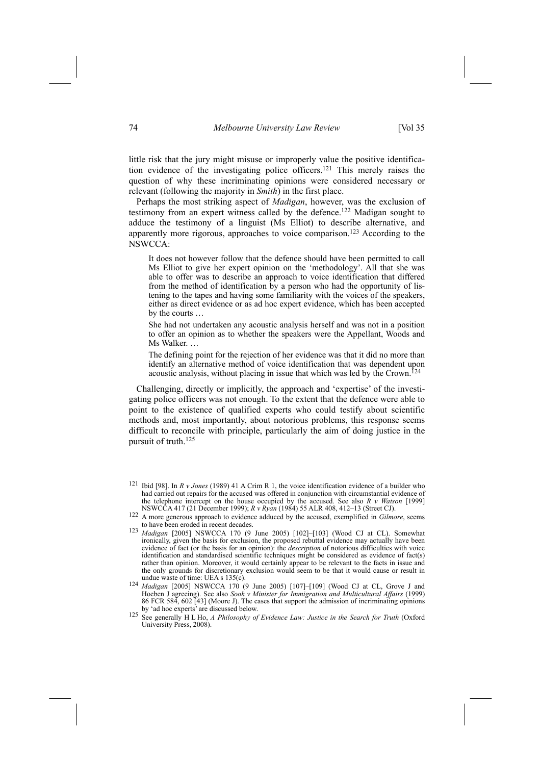little risk that the jury might misuse or improperly value the positive identification evidence of the investigating police officers.[121] This merely raises the question of why these incriminating opinions were considered necessary or relevant (following the majority in *Smith*) in the first place.

Perhaps the most striking aspect of *Madigan*, however, was the exclusion of testimony from an expert witness called by the defence.[122] Madigan sought to adduce the testimony of a linguist (Ms Elliot) to describe alternative, and apparently more rigorous, approaches to voice comparison.[123] According to the NSWCCA:

> It does not however follow that the defence should have been permitted to call Ms Elliot to give her expert opinion on the 'methodology'. All that she was able to offer was to describe an approach to voice identification that differed from the method of identification by a person who had the opportunity of listening to the tapes and having some familiarity with the voices of the speakers, either as direct evidence or as ad hoc expert evidence, which has been accepted by the courts …
>
> She had not undertaken any acoustic analysis herself and was not in a position to offer an opinion as to whether the speakers were the Appellant, Woods and Ms Walker. …
>
> The defining point for the rejection of her evidence was that it did no more than identify an alternative method of voice identification that was dependent upon acoustic analysis, without placing in issue that which was led by the Crown.[124]

Challenging, directly or implicitly, the approach and 'expertise' of the investigating police officers was not enough. To the extent that the defence were able to point to the existence of qualified experts who could testify about scientific methods and, most importantly, about notorious problems, this response seems difficult to reconcile with principle, particularly the aim of doing justice in the pursuit of truth.[125]

---

[121] Ibid [98]. In *R v Jones* (1989) 41 A Crim R 1, the voice identification evidence of a builder who had carried out repairs for the accused was offered in conjunction with circumstantial evidence of the telephone intercept on the house occupied by the accused. See also *R v Watson* [1999] NSWCCA 417 (21 December 1999); *R v Ryan* (1984) 55 ALR 408, 412–13 (Street CJ).

[122] A more generous approach to evidence adduced by the accused, exemplified in *Gilmore*, seems to have been eroded in recent decades.

[123] *Madigan* [2005] NSWCCA 170 (9 June 2005) [102]–[103] (Wood CJ at CL). Somewhat ironically, given the basis for exclusion, the proposed rebuttal evidence may actually have been evidence of fact (or the basis for an opinion): the *description* of notorious difficulties with voice identification and standardised scientific techniques might be considered as evidence of fact(s) rather than opinion. Moreover, it would certainly appear to be relevant to the facts in issue and the only grounds for discretionary exclusion would seem to be that it would cause or result in undue waste of time: UEA s 135(c).

[124] *Madigan* [2005] NSWCCA 170 (9 June 2005) [107]–[109] (Wood CJ at CL, Grove J and Hoeben J agreeing). See also *Sook v Minister for Immigration and Multicultural Affairs* (1999) 86 FCR 584, 602 [43] (Moore J). The cases that support the admission of incriminating opinions by 'ad hoc experts' are discussed below.

[125] See generally H L Ho, *A Philosophy of Evidence Law: Justice in the Search for Truth* (Oxford University Press, 2008).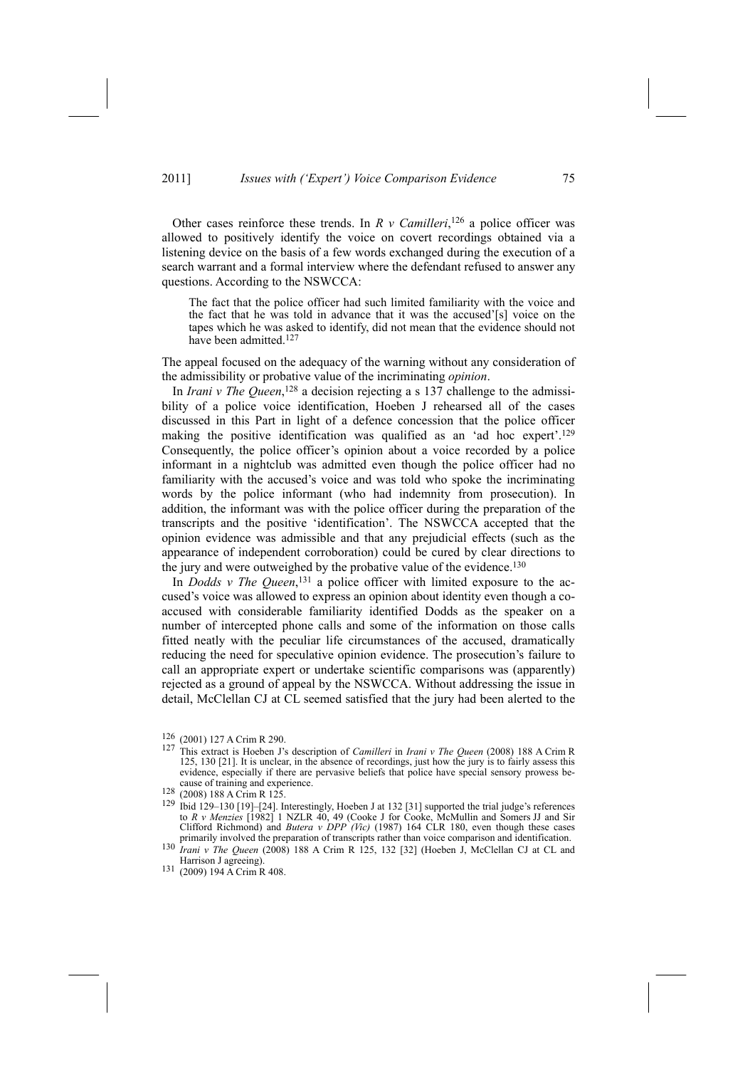Other cases reinforce these trends. In *R v Camilleri*,[126] a police officer was allowed to positively identify the voice on covert recordings obtained via a listening device on the basis of a few words exchanged during the execution of a search warrant and a formal interview where the defendant refused to answer any questions. According to the NSWCCA:

> The fact that the police officer had such limited familiarity with the voice and the fact that he was told in advance that it was the accused'[s] voice on the tapes which he was asked to identify, did not mean that the evidence should not have been admitted.[127]

The appeal focused on the adequacy of the warning without any consideration of the admissibility or probative value of the incriminating *opinion*.

In *Irani v The Queen*,[128] a decision rejecting a s 137 challenge to the admissibility of a police voice identification, Hoeben J rehearsed all of the cases discussed in this Part in light of a defence concession that the police officer making the positive identification was qualified as an 'ad hoc expert'.[129] Consequently, the police officer's opinion about a voice recorded by a police informant in a nightclub was admitted even though the police officer had no familiarity with the accused's voice and was told who spoke the incriminating words by the police informant (who had indemnity from prosecution). In addition, the informant was with the police officer during the preparation of the transcripts and the positive 'identification'. The NSWCCA accepted that the opinion evidence was admissible and that any prejudicial effects (such as the appearance of independent corroboration) could be cured by clear directions to the jury and were outweighed by the probative value of the evidence.[130]

In *Dodds v The Queen*,[131] a police officer with limited exposure to the accused's voice was allowed to express an opinion about identity even though a co-accused with considerable familiarity identified Dodds as the speaker on a number of intercepted phone calls and some of the information on those calls fitted neatly with the peculiar life circumstances of the accused, dramatically reducing the need for speculative opinion evidence. The prosecution's failure to call an appropriate expert or undertake scientific comparisons was (apparently) rejected as a ground of appeal by the NSWCCA. Without addressing the issue in detail, McClellan CJ at CL seemed satisfied that the jury had been alerted to the

---

[126] (2001) 127 A Crim R 290.

[127] This extract is Hoeben J's description of *Camilleri* in *Irani v The Queen* (2008) 188 A Crim R 125, 130 [21]. It is unclear, in the absence of recordings, just how the jury is to fairly assess this evidence, especially if there are pervasive beliefs that police have special sensory prowess because of training and experience.

[128] (2008) 188 A Crim R 125.

[129] Ibid 129–130 [19]–[24]. Interestingly, Hoeben J at 132 [31] supported the trial judge's references to *R v Menzies* [1982] 1 NZLR 40, 49 (Cooke J for Cooke, McMullin and Somers JJ and Sir Clifford Richmond) and *Butera v DPP (Vic)* (1987) 164 CLR 180, even though these cases primarily involved the preparation of transcripts rather than voice comparison and identification.

[130] *Irani v The Queen* (2008) 188 A Crim R 125, 132 [32] (Hoeben J, McClellan CJ at CL and Harrison J agreeing).

[131] (2009) 194 A Crim R 408.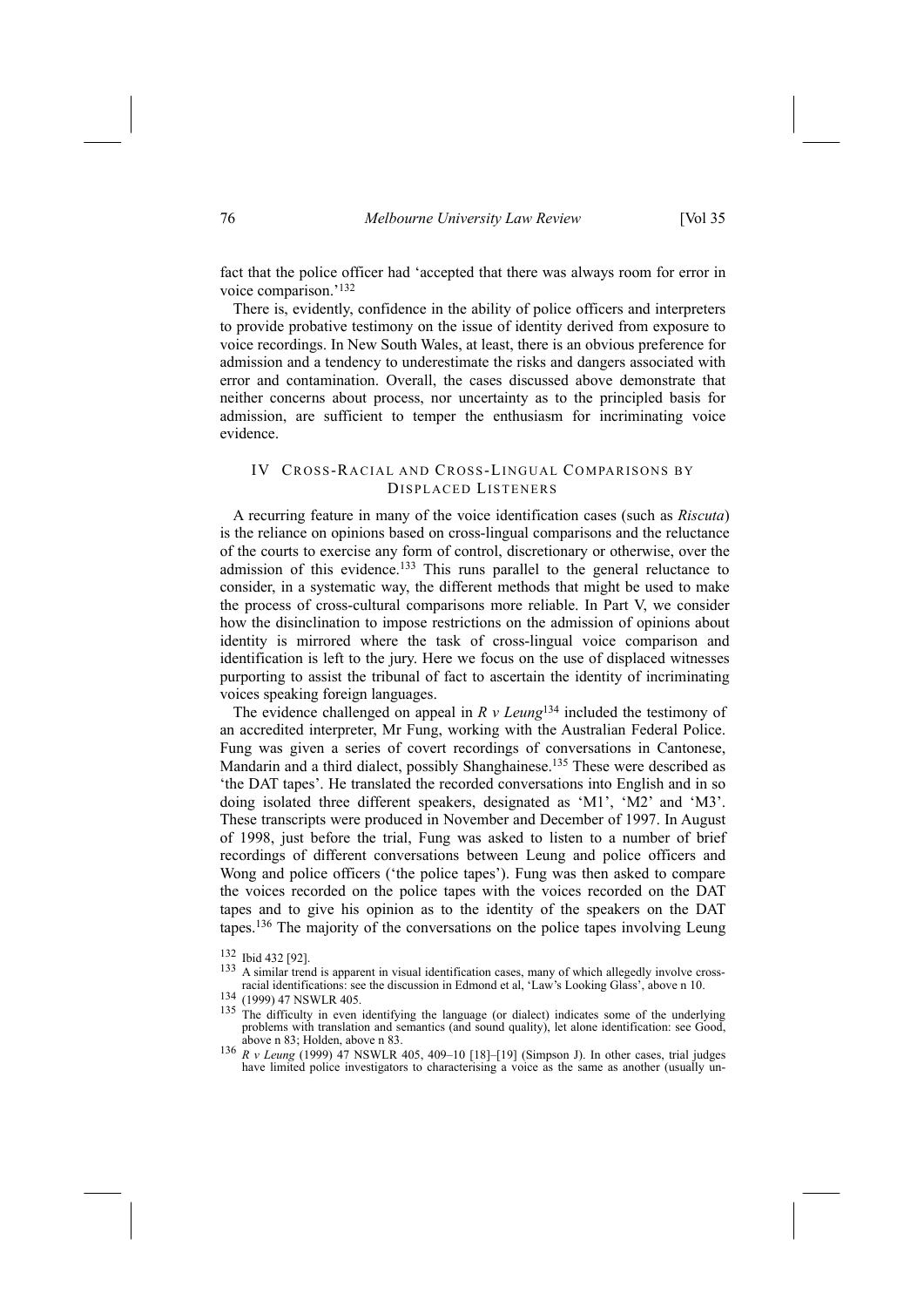fact that the police officer had 'accepted that there was always room for error in voice comparison.'[132]

There is, evidently, confidence in the ability of police officers and interpreters to provide probative testimony on the issue of identity derived from exposure to voice recordings. In New South Wales, at least, there is an obvious preference for admission and a tendency to underestimate the risks and dangers associated with error and contamination. Overall, the cases discussed above demonstrate that neither concerns about process, nor uncertainty as to the principled basis for admission, are sufficient to temper the enthusiasm for incriminating voice evidence.

## IV CROSS-RACIAL AND CROSS-LINGUAL COMPARISONS BY DISPLACED LISTENERS

A recurring feature in many of the voice identification cases (such as *Riscuta*) is the reliance on opinions based on cross-lingual comparisons and the reluctance of the courts to exercise any form of control, discretionary or otherwise, over the admission of this evidence.[133] This runs parallel to the general reluctance to consider, in a systematic way, the different methods that might be used to make the process of cross-cultural comparisons more reliable. In Part V, we consider how the disinclination to impose restrictions on the admission of opinions about identity is mirrored where the task of cross-lingual voice comparison and identification is left to the jury. Here we focus on the use of displaced witnesses purporting to assist the tribunal of fact to ascertain the identity of incriminating voices speaking foreign languages.

The evidence challenged on appeal in *R v Leung*[134] included the testimony of an accredited interpreter, Mr Fung, working with the Australian Federal Police. Fung was given a series of covert recordings of conversations in Cantonese, Mandarin and a third dialect, possibly Shanghainese.[135] These were described as 'the DAT tapes'. He translated the recorded conversations into English and in so doing isolated three different speakers, designated as 'M1', 'M2' and 'M3'. These transcripts were produced in November and December of 1997. In August of 1998, just before the trial, Fung was asked to listen to a number of brief recordings of different conversations between Leung and police officers and Wong and police officers ('the police tapes'). Fung was then asked to compare the voices recorded on the police tapes with the voices recorded on the DAT tapes and to give his opinion as to the identity of the speakers on the DAT tapes.[136] The majority of the conversations on the police tapes involving Leung

---

[132] Ibid 432 [92].

[133] A similar trend is apparent in visual identification cases, many of which allegedly involve cross-racial identifications: see the discussion in Edmond et al, 'Law's Looking Glass', above n 10.

[134] (1999) 47 NSWLR 405.

[135] The difficulty in even identifying the language (or dialect) indicates some of the underlying problems with translation and semantics (and sound quality), let alone identification: see Good, above n 83; Holden, above n 83.

[136] *R v Leung* (1999) 47 NSWLR 405, 409–10 [18]–[19] (Simpson J). In other cases, trial judges have limited police investigators to characterising a voice as the same as another (usually un-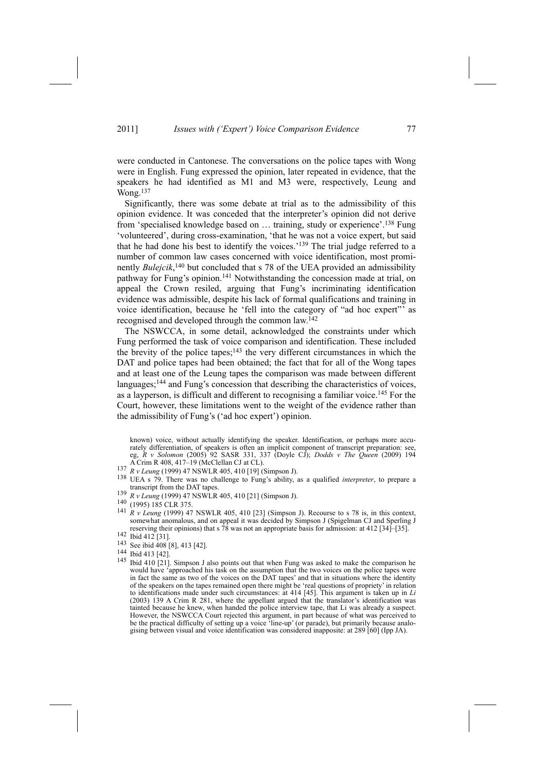were conducted in Cantonese. The conversations on the police tapes with Wong were in English. Fung expressed the opinion, later repeated in evidence, that the speakers he had identified as M1 and M3 were, respectively, Leung and Wong.[137]

Significantly, there was some debate at trial as to the admissibility of this opinion evidence. It was conceded that the interpreter's opinion did not derive from 'specialised knowledge based on … training, study or experience'.[138] Fung 'volunteered', during cross-examination, 'that he was not a voice expert, but said that he had done his best to identify the voices.'[139] The trial judge referred to a number of common law cases concerned with voice identification, most prominently *Bulejcik*,[140] but concluded that s 78 of the UEA provided an admissibility pathway for Fung's opinion.[141] Notwithstanding the concession made at trial, on appeal the Crown resiled, arguing that Fung's incriminating identification evidence was admissible, despite his lack of formal qualifications and training in voice identification, because he 'fell into the category of "ad hoc expert"' as recognised and developed through the common law.[142]

The NSWCCA, in some detail, acknowledged the constraints under which Fung performed the task of voice comparison and identification. These included the brevity of the police tapes;[143] the very different circumstances in which the DAT and police tapes had been obtained; the fact that for all of the Wong tapes and at least one of the Leung tapes the comparison was made between different languages;[144] and Fung's concession that describing the characteristics of voices, as a layperson, is difficult and different to recognising a familiar voice.[145] For the Court, however, these limitations went to the weight of the evidence rather than the admissibility of Fung's ('ad hoc expert') opinion.

known) voice, without actually identifying the speaker. Identification, or perhaps more accurately differentiation, of speakers is often an implicit component of transcript preparation: see, eg, *R v Solomon* (2005) 92 SASR 331, 337 (Doyle CJ); *Dodds v The Queen* (2009) 194 A Crim R 408, 417–19 (McClellan CJ at CL).

[137] *R v Leung* (1999) 47 NSWLR 405, 410 [19] (Simpson J).

[138] UEA s 79. There was no challenge to Fung's ability, as a qualified *interpreter*, to prepare a transcript from the DAT tapes.

[139] *R v Leung* (1999) 47 NSWLR 405, 410 [21] (Simpson J).

[140] (1995) 185 CLR 375.

[141] *R v Leung* (1999) 47 NSWLR 405, 410 [23] (Simpson J). Recourse to s 78 is, in this context, somewhat anomalous, and on appeal it was decided by Simpson J (Spigelman CJ and Sperling J reserving their opinions) that s 78 was not an appropriate basis for admission: at 412 [34]–[35].

[142] Ibid 412 [31].

[143] See ibid 408 [8], 413 [42].

[144] Ibid 413 [42].

[145] Ibid 410 [21]. Simpson J also points out that when Fung was asked to make the comparison he would have 'approached his task on the assumption that the two voices on the police tapes were in fact the same as two of the voices on the DAT tapes' and that in situations where the identity of the speakers on the tapes remained open there might be 'real questions of propriety' in relation to identifications made under such circumstances: at 414 [45]. This argument is taken up in *Li* (2003) 139 A Crim R 281, where the appellant argued that the translator's identification was tainted because he knew, when handed the police interview tape, that Li was already a suspect. However, the NSWCCA Court rejected this argument, in part because of what was perceived to be the practical difficulty of setting up a voice 'line-up' (or parade), but primarily because analogising between visual and voice identification was considered inapposite: at 289 [60] (Ipp JA).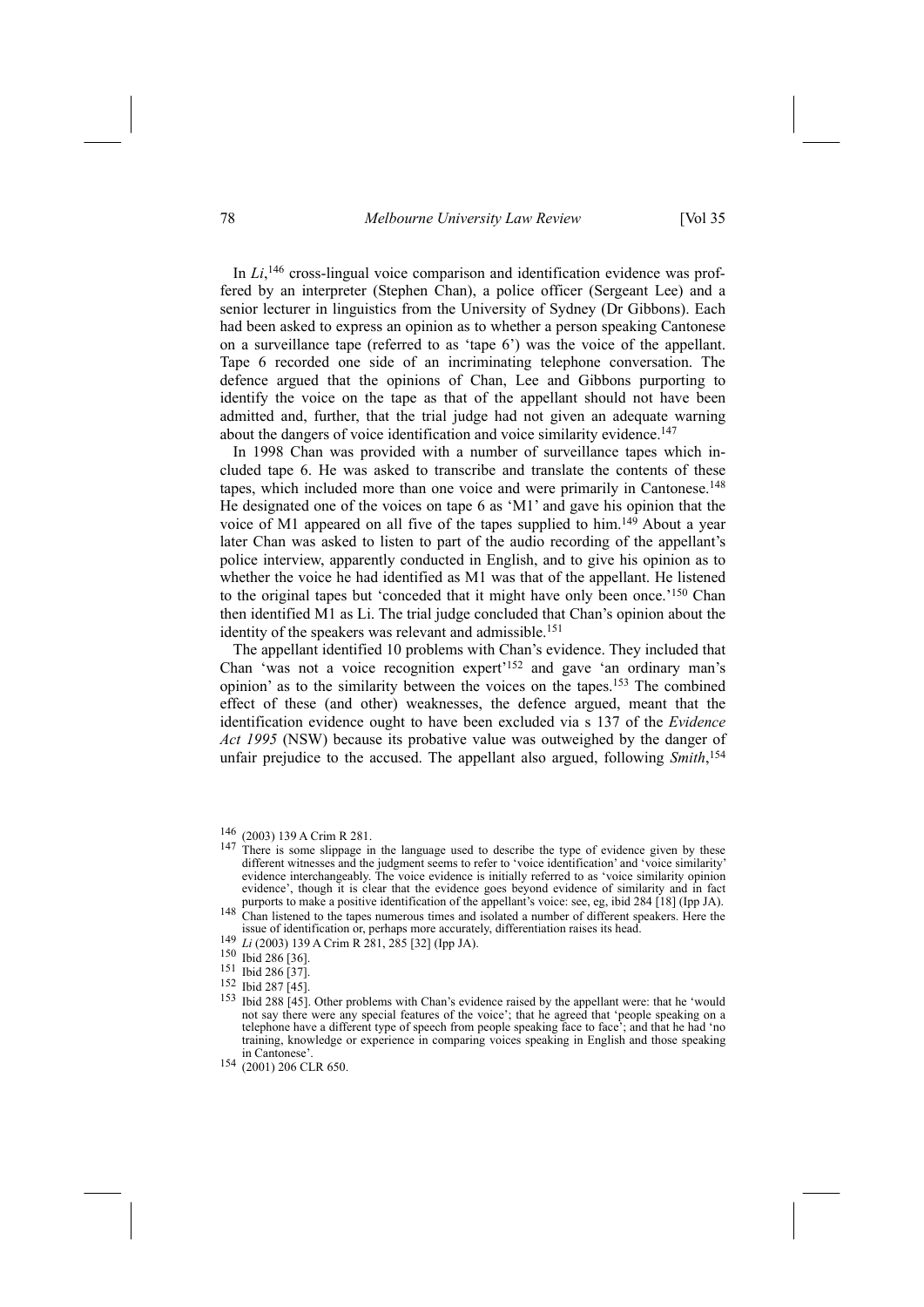In *Li*,[146] cross-lingual voice comparison and identification evidence was proffered by an interpreter (Stephen Chan), a police officer (Sergeant Lee) and a senior lecturer in linguistics from the University of Sydney (Dr Gibbons). Each had been asked to express an opinion as to whether a person speaking Cantonese on a surveillance tape (referred to as 'tape 6') was the voice of the appellant. Tape 6 recorded one side of an incriminating telephone conversation. The defence argued that the opinions of Chan, Lee and Gibbons purporting to identify the voice on the tape as that of the appellant should not have been admitted and, further, that the trial judge had not given an adequate warning about the dangers of voice identification and voice similarity evidence.[147]

In 1998 Chan was provided with a number of surveillance tapes which included tape 6. He was asked to transcribe and translate the contents of these tapes, which included more than one voice and were primarily in Cantonese.[148] He designated one of the voices on tape 6 as 'M1' and gave his opinion that the voice of M1 appeared on all five of the tapes supplied to him.[149] About a year later Chan was asked to listen to part of the audio recording of the appellant's police interview, apparently conducted in English, and to give his opinion as to whether the voice he had identified as M1 was that of the appellant. He listened to the original tapes but 'conceded that it might have only been once.'[150] Chan then identified M1 as Li. The trial judge concluded that Chan's opinion about the identity of the speakers was relevant and admissible.[151]

The appellant identified 10 problems with Chan's evidence. They included that Chan 'was not a voice recognition expert'[152] and gave 'an ordinary man's opinion' as to the similarity between the voices on the tapes.[153] The combined effect of these (and other) weaknesses, the defence argued, meant that the identification evidence ought to have been excluded via s 137 of the *Evidence Act 1995* (NSW) because its probative value was outweighed by the danger of unfair prejudice to the accused. The appellant also argued, following *Smith*,[154]

---

[146] (2003) 139 A Crim R 281.

[147] There is some slippage in the language used to describe the type of evidence given by these different witnesses and the judgment seems to refer to 'voice identification' and 'voice similarity' evidence interchangeably. The voice evidence is initially referred to as 'voice similarity opinion evidence', though it is clear that the evidence goes beyond evidence of similarity and in fact purports to make a positive identification of the appellant's voice: see, eg, ibid 284 [18] (Ipp JA).

[148] Chan listened to the tapes numerous times and isolated a number of different speakers. Here the issue of identification or, perhaps more accurately, differentiation raises its head.

[149] *Li* (2003) 139 A Crim R 281, 285 [32] (Ipp JA).

[150] Ibid 286 [36].

[151] Ibid 286 [37].

[152] Ibid 287 [45].

[153] Ibid 288 [45]. Other problems with Chan's evidence raised by the appellant were: that he 'would not say there were any special features of the voice'; that he agreed that 'people speaking on a telephone have a different type of speech from people speaking face to face'; and that he had 'no training, knowledge or experience in comparing voices speaking in English and those speaking in Cantonese'.

[154] (2001) 206 CLR 650.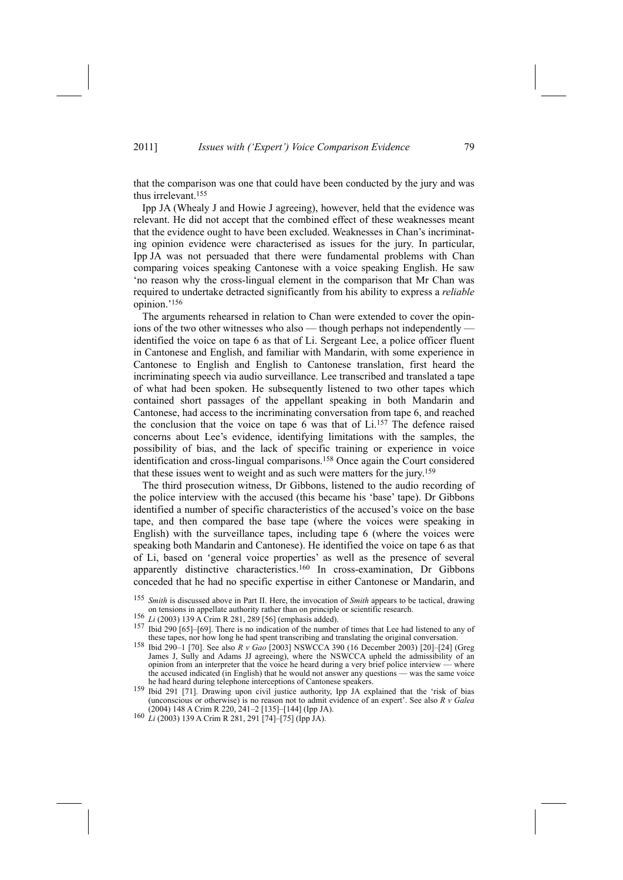that the comparison was one that could have been conducted by the jury and was thus irrelevant.[155]

Ipp JA (Whealy J and Howie J agreeing), however, held that the evidence was relevant. He did not accept that the combined effect of these weaknesses meant that the evidence ought to have been excluded. Weaknesses in Chan's incriminating opinion evidence were characterised as issues for the jury. In particular, Ipp JA was not persuaded that there were fundamental problems with Chan comparing voices speaking Cantonese with a voice speaking English. He saw 'no reason why the cross-lingual element in the comparison that Mr Chan was required to undertake detracted significantly from his ability to express a *reliable* opinion.'[156]

The arguments rehearsed in relation to Chan were extended to cover the opinions of the two other witnesses who also — though perhaps not independently — identified the voice on tape 6 as that of Li. Sergeant Lee, a police officer fluent in Cantonese and English, and familiar with Mandarin, with some experience in Cantonese to English and English to Cantonese translation, first heard the incriminating speech via audio surveillance. Lee transcribed and translated a tape of what had been spoken. He subsequently listened to two other tapes which contained short passages of the appellant speaking in both Mandarin and Cantonese, had access to the incriminating conversation from tape 6, and reached the conclusion that the voice on tape 6 was that of Li.[157] The defence raised concerns about Lee's evidence, identifying limitations with the samples, the possibility of bias, and the lack of specific training or experience in voice identification and cross-lingual comparisons.[158] Once again the Court considered that these issues went to weight and as such were matters for the jury.[159]

The third prosecution witness, Dr Gibbons, listened to the audio recording of the police interview with the accused (this became his 'base' tape). Dr Gibbons identified a number of specific characteristics of the accused's voice on the base tape, and then compared the base tape (where the voices were speaking in English) with the surveillance tapes, including tape 6 (where the voices were speaking both Mandarin and Cantonese). He identified the voice on tape 6 as that of Li, based on 'general voice properties' as well as the presence of several apparently distinctive characteristics.[160] In cross-examination, Dr Gibbons conceded that he had no specific expertise in either Cantonese or Mandarin, and

---

[155] *Smith* is discussed above in Part II. Here, the invocation of *Smith* appears to be tactical, drawing on tensions in appellate authority rather than on principle or scientific research.

[156] *Li* (2003) 139 A Crim R 281, 289 [56] (emphasis added).

[157] Ibid 290 [65]–[69]. There is no indication of the number of times that Lee had listened to any of these tapes, nor how long he had spent transcribing and translating the original conversation.

[158] Ibid 290–1 [70]. See also *R v Gao* [2003] NSWCCA 390 (16 December 2003) [20]–[24] (Greg James J, Sully and Adams JJ agreeing), where the NSWCCA upheld the admissibility of an opinion from an interpreter that the voice he heard during a very brief police interview — where the accused indicated (in English) that he would not answer any questions — was the same voice he had heard during telephone interceptions of Cantonese speakers.

[159] Ibid 291 [71]. Drawing upon civil justice authority, Ipp JA explained that the 'risk of bias (unconscious or otherwise) is no reason not to admit evidence of an expert'. See also *R v Galea* (2004) 148 A Crim R 220, 241–2 [135]–[144] (Ipp JA).

[160] *Li* (2003) 139 A Crim R 281, 291 [74]–[75] (Ipp JA).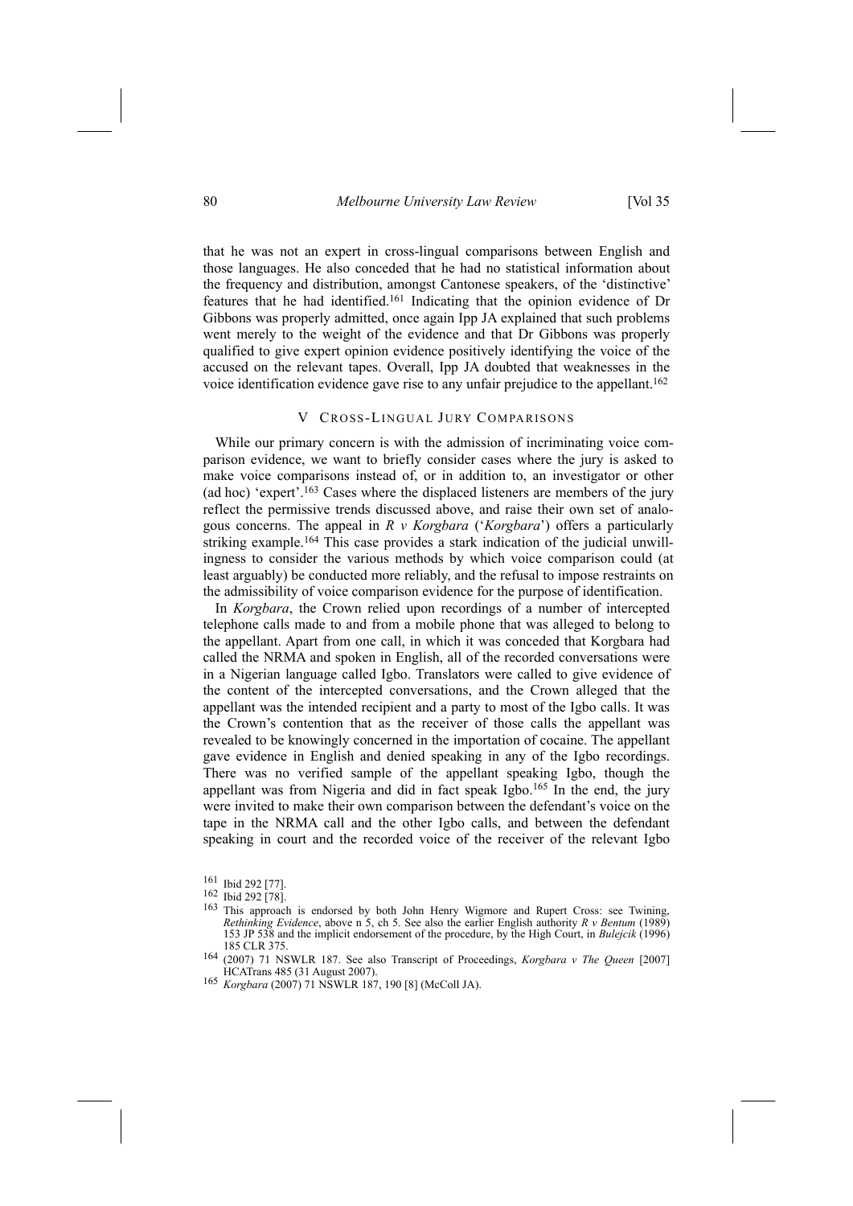that he was not an expert in cross-lingual comparisons between English and those languages. He also conceded that he had no statistical information about the frequency and distribution, amongst Cantonese speakers, of the 'distinctive' features that he had identified.[161] Indicating that the opinion evidence of Dr Gibbons was properly admitted, once again Ipp JA explained that such problems went merely to the weight of the evidence and that Dr Gibbons was properly qualified to give expert opinion evidence positively identifying the voice of the accused on the relevant tapes. Overall, Ipp JA doubted that weaknesses in the voice identification evidence gave rise to any unfair prejudice to the appellant.[162]

## V CROSS-LINGUAL JURY COMPARISONS

While our primary concern is with the admission of incriminating voice comparison evidence, we want to briefly consider cases where the jury is asked to make voice comparisons instead of, or in addition to, an investigator or other (ad hoc) 'expert'.[163] Cases where the displaced listeners are members of the jury reflect the permissive trends discussed above, and raise their own set of analogous concerns. The appeal in *R v Korgbara* ('*Korgbara*') offers a particularly striking example.[164] This case provides a stark indication of the judicial unwillingness to consider the various methods by which voice comparison could (at least arguably) be conducted more reliably, and the refusal to impose restraints on the admissibility of voice comparison evidence for the purpose of identification.

In *Korgbara*, the Crown relied upon recordings of a number of intercepted telephone calls made to and from a mobile phone that was alleged to belong to the appellant. Apart from one call, in which it was conceded that Korgbara had called the NRMA and spoken in English, all of the recorded conversations were in a Nigerian language called Igbo. Translators were called to give evidence of the content of the intercepted conversations, and the Crown alleged that the appellant was the intended recipient and a party to most of the Igbo calls. It was the Crown's contention that as the receiver of those calls the appellant was revealed to be knowingly concerned in the importation of cocaine. The appellant gave evidence in English and denied speaking in any of the Igbo recordings. There was no verified sample of the appellant speaking Igbo, though the appellant was from Nigeria and did in fact speak Igbo.[165] In the end, the jury were invited to make their own comparison between the defendant's voice on the tape in the NRMA call and the other Igbo calls, and between the defendant speaking in court and the recorded voice of the receiver of the relevant Igbo

---

[161] Ibid 292 [77].

[162] Ibid 292 [78].

[163] This approach is endorsed by both John Henry Wigmore and Rupert Cross: see Twining, *Rethinking Evidence*, above n 5, ch 5. See also the earlier English authority *R v Bentum* (1989) 153 JP 538 and the implicit endorsement of the procedure, by the High Court, in *Bulejcik* (1996) 185 CLR 375.

[164] (2007) 71 NSWLR 187. See also Transcript of Proceedings, *Korgbara v The Queen* [2007] HCATrans 485 (31 August 2007).

[165] *Korgbara* (2007) 71 NSWLR 187, 190 [8] (McColl JA).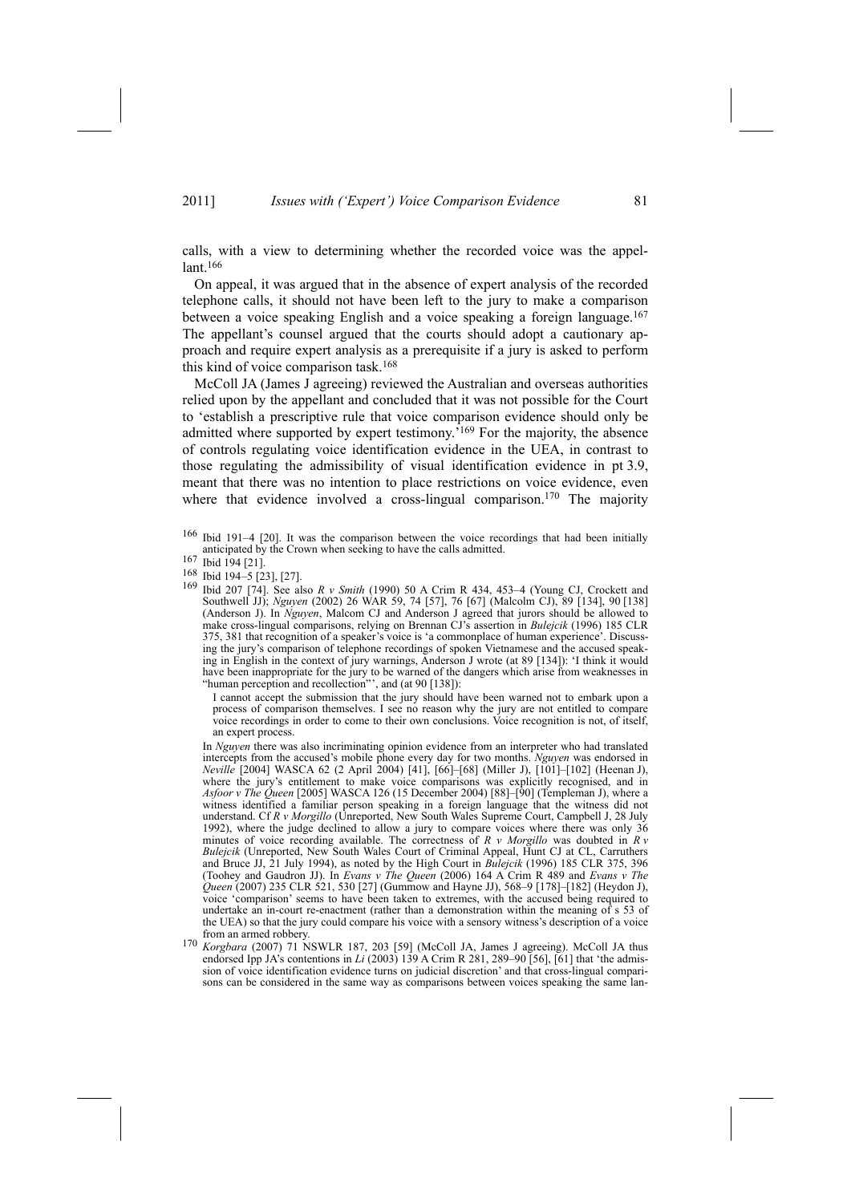calls, with a view to determining whether the recorded voice was the appellant.[166]

On appeal, it was argued that in the absence of expert analysis of the recorded telephone calls, it should not have been left to the jury to make a comparison between a voice speaking English and a voice speaking a foreign language.[167] The appellant's counsel argued that the courts should adopt a cautionary approach and require expert analysis as a prerequisite if a jury is asked to perform this kind of voice comparison task.[168]

McColl JA (James J agreeing) reviewed the Australian and overseas authorities relied upon by the appellant and concluded that it was not possible for the Court to 'establish a prescriptive rule that voice comparison evidence should only be admitted where supported by expert testimony.'[169] For the majority, the absence of controls regulating voice identification evidence in the UEA, in contrast to those regulating the admissibility of visual identification evidence in pt 3.9, meant that there was no intention to place restrictions on voice evidence, even where that evidence involved a cross-lingual comparison.[170] The majority

---

[166] Ibid 191–4 [20]. It was the comparison between the voice recordings that had been initially anticipated by the Crown when seeking to have the calls admitted.

[167] Ibid 194 [21].

[168] Ibid 194–5 [23], [27].

[169] Ibid 207 [74]. See also *R v Smith* (1990) 50 A Crim R 434, 453–4 (Young CJ, Crockett and Southwell JJ); *Nguyen* (2002) 26 WAR 59, 74 [57], 76 [67] (Malcolm CJ), 89 [134], 90 [138] (Anderson J). In *Nguyen*, Malcom CJ and Anderson J agreed that jurors should be allowed to make cross-lingual comparisons, relying on Brennan CJ's assertion in *Bulejcik* (1996) 185 CLR 375, 381 that recognition of a speaker's voice is 'a commonplace of human experience'. Discussing the jury's comparison of telephone recordings of spoken Vietnamese and the accused speaking in English in the context of jury warnings, Anderson J wrote (at 89 [134]): 'I think it would have been inappropriate for the jury to be warned of the dangers which arise from weaknesses in "human perception and recollection"', and (at 90 [138]):

> I cannot accept the submission that the jury should have been warned not to embark upon a process of comparison themselves. I see no reason why the jury are not entitled to compare voice recordings in order to come to their own conclusions. Voice recognition is not, of itself, an expert process.

In *Nguyen* there was also incriminating opinion evidence from an interpreter who had translated intercepts from the accused's mobile phone every day for two months. *Nguyen* was endorsed in *Neville* [2004] WASCA 62 (2 April 2004) [41], [66]–[68] (Miller J), [101]–[102] (Heenan J), where the jury's entitlement to make voice comparisons was explicitly recognised, and in *Asfoor v The Queen* [2005] WASCA 126 (15 December 2004) [88]–[90] (Templeman J), where a witness identified a familiar person speaking in a foreign language that the witness did not understand. Cf *R v Morgillo* (Unreported, New South Wales Supreme Court, Campbell J, 28 July 1992), where the judge declined to allow a jury to compare voices where there was only 36 minutes of voice recording available. The correctness of *R v Morgillo* was doubted in *R v Bulejcik* (Unreported, New South Wales Court of Criminal Appeal, Hunt CJ at CL, Carruthers and Bruce JJ, 21 July 1994), as noted by the High Court in *Bulejcik* (1996) 185 CLR 375, 396 (Toohey and Gaudron JJ). In *Evans v The Queen* (2006) 164 A Crim R 489 and *Evans v The Queen* (2007) 235 CLR 521, 530 [27] (Gummow and Hayne JJ), 568–9 [178]–[182] (Heydon J), voice 'comparison' seems to have been taken to extremes, with the accused being required to undertake an in-court re-enactment (rather than a demonstration within the meaning of s 53 of the UEA) so that the jury could compare his voice with a sensory witness's description of a voice from an armed robbery.

[170] *Korgbara* (2007) 71 NSWLR 187, 203 [59] (McColl JA, James J agreeing). McColl JA thus endorsed Ipp JA's contentions in *Li* (2003) 139 A Crim R 281, 289–90 [56], [61] that 'the admission of voice identification evidence turns on judicial discretion' and that cross-lingual comparisons can be considered in the same way as comparisons between voices speaking the same lan-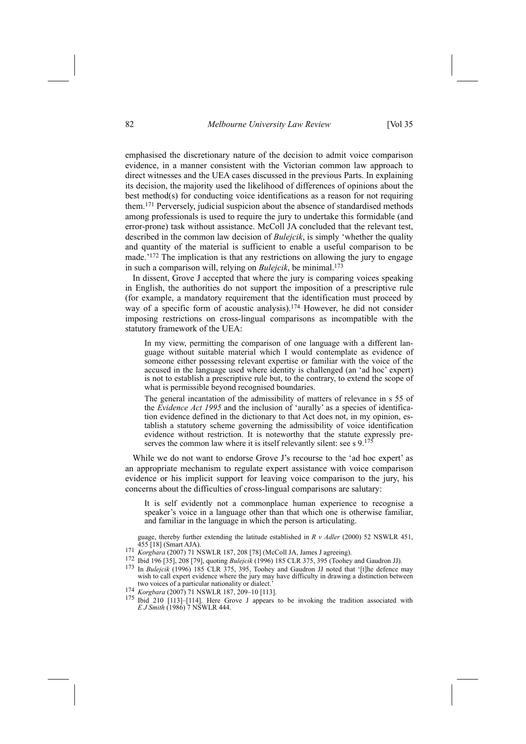emphasised the discretionary nature of the decision to admit voice comparison evidence, in a manner consistent with the Victorian common law approach to direct witnesses and the UEA cases discussed in the previous Parts. In explaining its decision, the majority used the likelihood of differences of opinions about the best method(s) for conducting voice identifications as a reason for not requiring them.[171] Perversely, judicial suspicion about the absence of standardised methods among professionals is used to require the jury to undertake this formidable (and error-prone) task without assistance. McColl JA concluded that the relevant test, described in the common law decision of *Bulejcik*, is simply 'whether the quality and quantity of the material is sufficient to enable a useful comparison to be made.'[172] The implication is that any restrictions on allowing the jury to engage in such a comparison will, relying on *Bulejcik*, be minimal.[173]

In dissent, Grove J accepted that where the jury is comparing voices speaking in English, the authorities do not support the imposition of a prescriptive rule (for example, a mandatory requirement that the identification must proceed by way of a specific form of acoustic analysis).[174] However, he did not consider imposing restrictions on cross-lingual comparisons as incompatible with the statutory framework of the UEA:

> In my view, permitting the comparison of one language with a different language without suitable material which I would contemplate as evidence of someone either possessing relevant expertise or familiar with the voice of the accused in the language used where identity is challenged (an 'ad hoc' expert) is not to establish a prescriptive rule but, to the contrary, to extend the scope of what is permissible beyond recognised boundaries.
>
> The general incantation of the admissibility of matters of relevance in s 55 of the *Evidence Act 1995* and the inclusion of 'aurally' as a species of identification evidence defined in the dictionary to that Act does not, in my opinion, establish a statutory scheme governing the admissibility of voice identification evidence without restriction. It is noteworthy that the statute expressly preserves the common law where it is itself relevantly silent: see s 9.[175]

While we do not want to endorse Grove J's recourse to the 'ad hoc expert' as an appropriate mechanism to regulate expert assistance with voice comparison evidence or his implicit support for leaving voice comparison to the jury, his concerns about the difficulties of cross-lingual comparisons are salutary:

> It is self evidently not a commonplace human experience to recognise a speaker's voice in a language other than that which one is otherwise familiar, and familiar in the language in which the person is articulating.

guage, thereby further extending the latitude established in *R v Adler* (2000) 52 NSWLR 451, 455 [18] (Smart AJA).

171 *Korgbara* (2007) 71 NSWLR 187, 208 [78] (McColl JA, James J agreeing).

172 Ibid 196 [35], 208 [79], quoting *Bulejcik* (1996) 185 CLR 375, 395 (Toohey and Gaudron JJ).

173 In *Bulejcik* (1996) 185 CLR 375, 395, Toohey and Gaudron JJ noted that '[t]he defence may wish to call expert evidence where the jury may have difficulty in drawing a distinction between two voices of a particular nationality or dialect.'

174 *Korgbara* (2007) 71 NSWLR 187, 209–10 [113].

175 Ibid 210 [113]–[114]. Here Grove J appears to be invoking the tradition associated with *E J Smith* (1986) 7 NSWLR 444.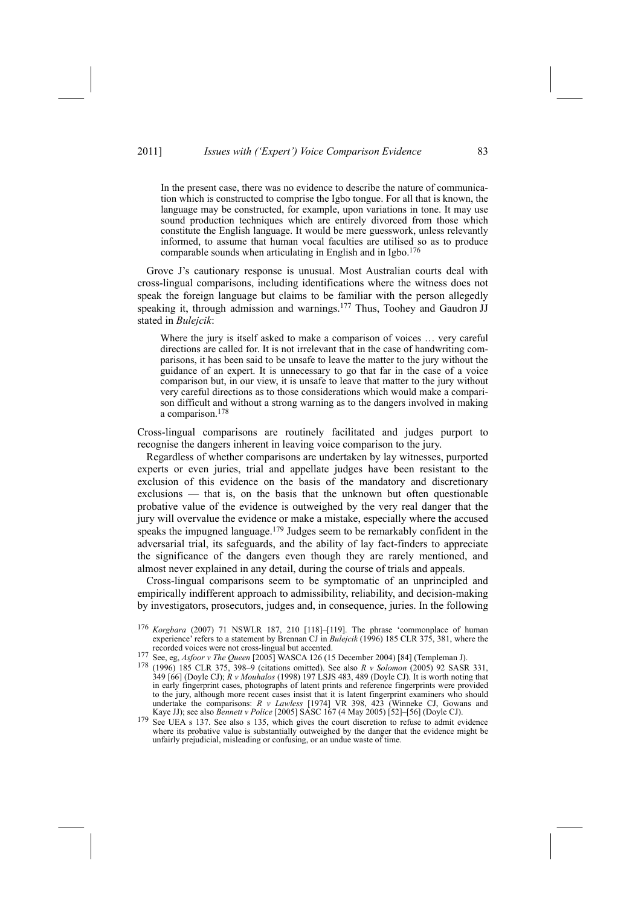> In the present case, there was no evidence to describe the nature of communication which is constructed to comprise the Igbo tongue. For all that is known, the language may be constructed, for example, upon variations in tone. It may use sound production techniques which are entirely divorced from those which constitute the English language. It would be mere guesswork, unless relevantly informed, to assume that human vocal faculties are utilised so as to produce comparable sounds when articulating in English and in Igbo.[176]

Grove J's cautionary response is unusual. Most Australian courts deal with cross-lingual comparisons, including identifications where the witness does not speak the foreign language but claims to be familiar with the person allegedly speaking it, through admission and warnings.[177] Thus, Toohey and Gaudron JJ stated in *Bulejcik*:

> Where the jury is itself asked to make a comparison of voices … very careful directions are called for. It is not irrelevant that in the case of handwriting comparisons, it has been said to be unsafe to leave the matter to the jury without the guidance of an expert. It is unnecessary to go that far in the case of a voice comparison but, in our view, it is unsafe to leave that matter to the jury without very careful directions as to those considerations which would make a comparison difficult and without a strong warning as to the dangers involved in making a comparison.[178]

Cross-lingual comparisons are routinely facilitated and judges purport to recognise the dangers inherent in leaving voice comparison to the jury.

Regardless of whether comparisons are undertaken by lay witnesses, purported experts or even juries, trial and appellate judges have been resistant to the exclusion of this evidence on the basis of the mandatory and discretionary exclusions — that is, on the basis that the unknown but often questionable probative value of the evidence is outweighed by the very real danger that the jury will overvalue the evidence or make a mistake, especially where the accused speaks the impugned language.[179] Judges seem to be remarkably confident in the adversarial trial, its safeguards, and the ability of lay fact-finders to appreciate the significance of the dangers even though they are rarely mentioned, and almost never explained in any detail, during the course of trials and appeals.

Cross-lingual comparisons seem to be symptomatic of an unprincipled and empirically indifferent approach to admissibility, reliability, and decision-making by investigators, prosecutors, judges and, in consequence, juries. In the following

---

176 *Korgbara* (2007) 71 NSWLR 187, 210 [118]–[119]. The phrase 'commonplace of human experience' refers to a statement by Brennan CJ in *Bulejcik* (1996) 185 CLR 375, 381, where the recorded voices were not cross-lingual but accented.

177 See, eg, *Asfoor v The Queen* [2005] WASCA 126 (15 December 2004) [84] (Templeman J).

178 (1996) 185 CLR 375, 398–9 (citations omitted). See also *R v Solomon* (2005) 92 SASR 331, 349 [66] (Doyle CJ); *R v Mouhalos* (1998) 197 LSJS 483, 489 (Doyle CJ). It is worth noting that in early fingerprint cases, photographs of latent prints and reference fingerprints were provided to the jury, although more recent cases insist that it is latent fingerprint examiners who should undertake the comparisons: *R v Lawless* [1974] VR 398, 423 (Winneke CJ, Gowans and Kaye JJ); see also *Bennett v Police* [2005] SASC 167 (4 May 2005) [52]–[56] (Doyle CJ).

179 See UEA s 137. See also s 135, which gives the court discretion to refuse to admit evidence where its probative value is substantially outweighed by the danger that the evidence might be unfairly prejudicial, misleading or confusing, or an undue waste of time.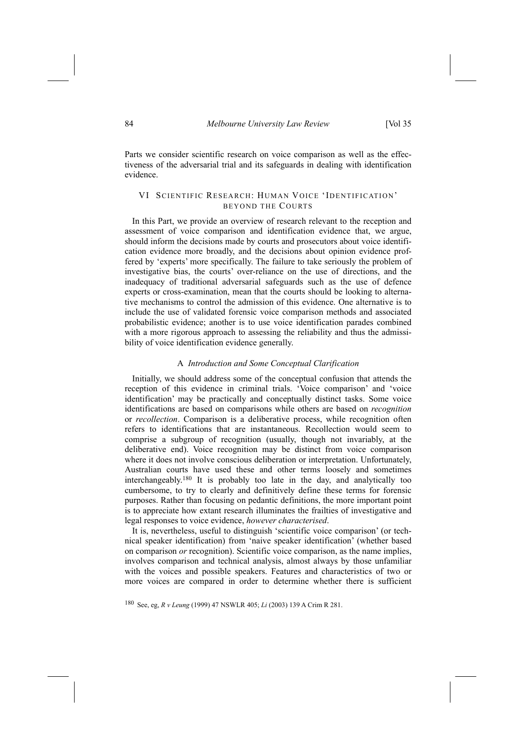Parts we consider scientific research on voice comparison as well as the effectiveness of the adversarial trial and its safeguards in dealing with identification evidence.

## VI SCIENTIFIC RESEARCH: HUMAN VOICE 'IDENTIFICATION' BEYOND THE COURTS

In this Part, we provide an overview of research relevant to the reception and assessment of voice comparison and identification evidence that, we argue, should inform the decisions made by courts and prosecutors about voice identification evidence more broadly, and the decisions about opinion evidence proffered by 'experts' more specifically. The failure to take seriously the problem of investigative bias, the courts' over-reliance on the use of directions, and the inadequacy of traditional adversarial safeguards such as the use of defence experts or cross-examination, mean that the courts should be looking to alternative mechanisms to control the admission of this evidence. One alternative is to include the use of validated forensic voice comparison methods and associated probabilistic evidence; another is to use voice identification parades combined with a more rigorous approach to assessing the reliability and thus the admissibility of voice identification evidence generally.

### A *Introduction and Some Conceptual Clarification*

Initially, we should address some of the conceptual confusion that attends the reception of this evidence in criminal trials. 'Voice comparison' and 'voice identification' may be practically and conceptually distinct tasks. Some voice identifications are based on comparisons while others are based on *recognition* or *recollection*. Comparison is a deliberative process, while recognition often refers to identifications that are instantaneous. Recollection would seem to comprise a subgroup of recognition (usually, though not invariably, at the deliberative end). Voice recognition may be distinct from voice comparison where it does not involve conscious deliberation or interpretation. Unfortunately, Australian courts have used these and other terms loosely and sometimes interchangeably.[180] It is probably too late in the day, and analytically too cumbersome, to try to clearly and definitively define these terms for forensic purposes. Rather than focusing on pedantic definitions, the more important point is to appreciate how extant research illuminates the frailties of investigative and legal responses to voice evidence, *however characterised*.

It is, nevertheless, useful to distinguish 'scientific voice comparison' (or technical speaker identification) from 'naive speaker identification' (whether based on comparison *or* recognition). Scientific voice comparison, as the name implies, involves comparison and technical analysis, almost always by those unfamiliar with the voices and possible speakers. Features and characteristics of two or more voices are compared in order to determine whether there is sufficient

[180] See, eg, *R v Leung* (1999) 47 NSWLR 405; *Li* (2003) 139 A Crim R 281.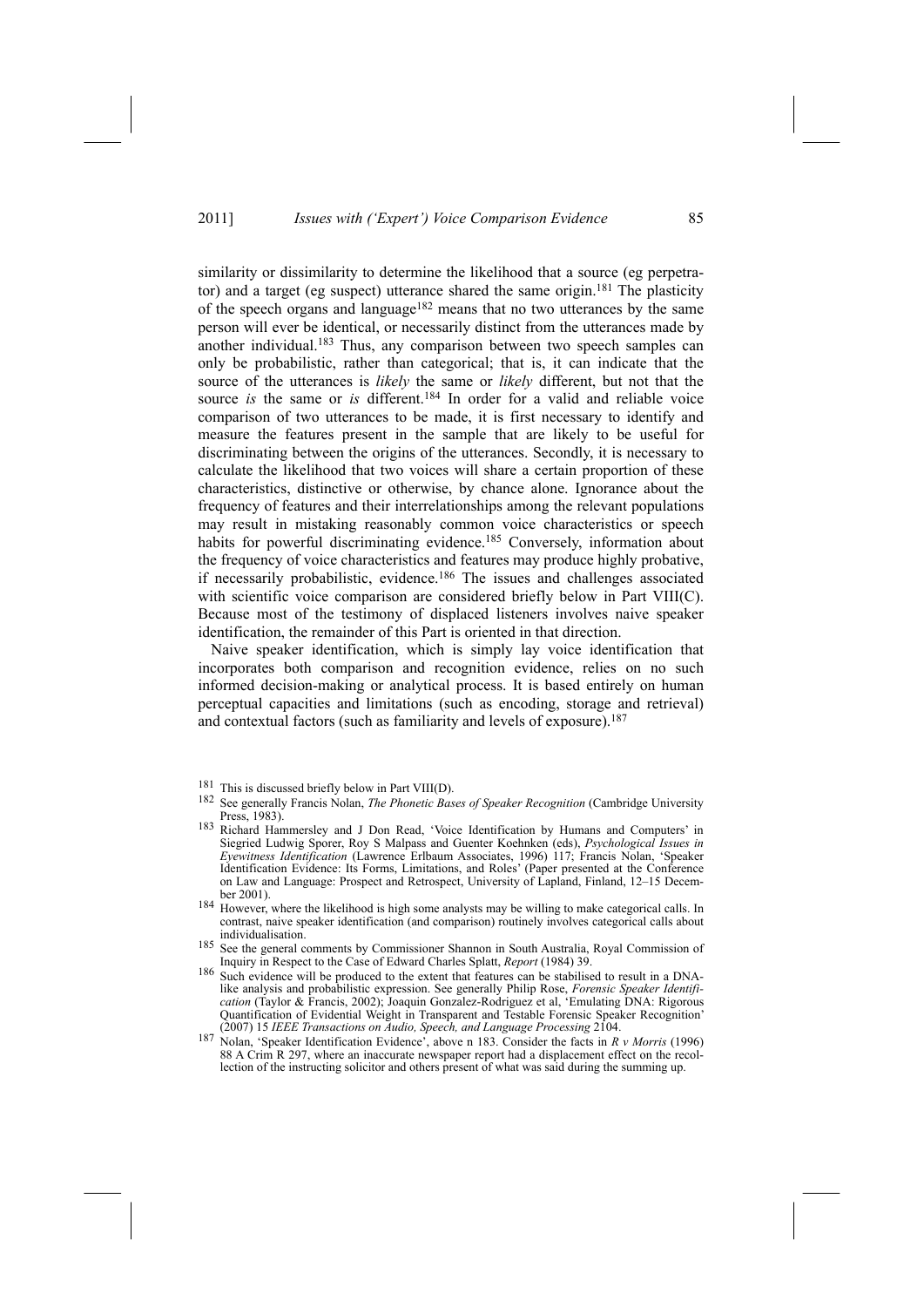similarity or dissimilarity to determine the likelihood that a source (eg perpetrator) and a target (eg suspect) utterance shared the same origin.[181] The plasticity of the speech organs and language[182] means that no two utterances by the same person will ever be identical, or necessarily distinct from the utterances made by another individual.[183] Thus, any comparison between two speech samples can only be probabilistic, rather than categorical; that is, it can indicate that the source of the utterances is *likely* the same or *likely* different, but not that the source *is* the same or *is* different.[184] In order for a valid and reliable voice comparison of two utterances to be made, it is first necessary to identify and measure the features present in the sample that are likely to be useful for discriminating between the origins of the utterances. Secondly, it is necessary to calculate the likelihood that two voices will share a certain proportion of these characteristics, distinctive or otherwise, by chance alone. Ignorance about the frequency of features and their interrelationships among the relevant populations may result in mistaking reasonably common voice characteristics or speech habits for powerful discriminating evidence.[185] Conversely, information about the frequency of voice characteristics and features may produce highly probative, if necessarily probabilistic, evidence.[186] The issues and challenges associated with scientific voice comparison are considered briefly below in Part VIII(C). Because most of the testimony of displaced listeners involves naive speaker identification, the remainder of this Part is oriented in that direction.

Naive speaker identification, which is simply lay voice identification that incorporates both comparison and recognition evidence, relies on no such informed decision-making or analytical process. It is based entirely on human perceptual capacities and limitations (such as encoding, storage and retrieval) and contextual factors (such as familiarity and levels of exposure).[187]

---

[181] This is discussed briefly below in Part VIII(D).

[182] See generally Francis Nolan, *The Phonetic Bases of Speaker Recognition* (Cambridge University Press, 1983).

[183] Richard Hammersley and J Don Read, 'Voice Identification by Humans and Computers' in Siegried Ludwig Sporer, Roy S Malpass and Guenter Koehnken (eds), *Psychological Issues in Eyewitness Identification* (Lawrence Erlbaum Associates, 1996) 117; Francis Nolan, 'Speaker Identification Evidence: Its Forms, Limitations, and Roles' (Paper presented at the Conference on Law and Language: Prospect and Retrospect, University of Lapland, Finland, 12–15 December 2001).

[184] However, where the likelihood is high some analysts may be willing to make categorical calls. In contrast, naive speaker identification (and comparison) routinely involves categorical calls about individualisation.

[185] See the general comments by Commissioner Shannon in South Australia, Royal Commission of Inquiry in Respect to the Case of Edward Charles Splatt, *Report* (1984) 39.

[186] Such evidence will be produced to the extent that features can be stabilised to result in a DNA-like analysis and probabilistic expression. See generally Philip Rose, *Forensic Speaker Identification* (Taylor & Francis, 2002); Joaquin Gonzalez-Rodriguez et al, 'Emulating DNA: Rigorous Quantification of Evidential Weight in Transparent and Testable Forensic Speaker Recognition' (2007) 15 *IEEE Transactions on Audio, Speech, and Language Processing* 2104.

[187] Nolan, 'Speaker Identification Evidence', above n 183. Consider the facts in *R v Morris* (1996) 88 A Crim R 297, where an inaccurate newspaper report had a displacement effect on the recollection of the instructing solicitor and others present of what was said during the summing up.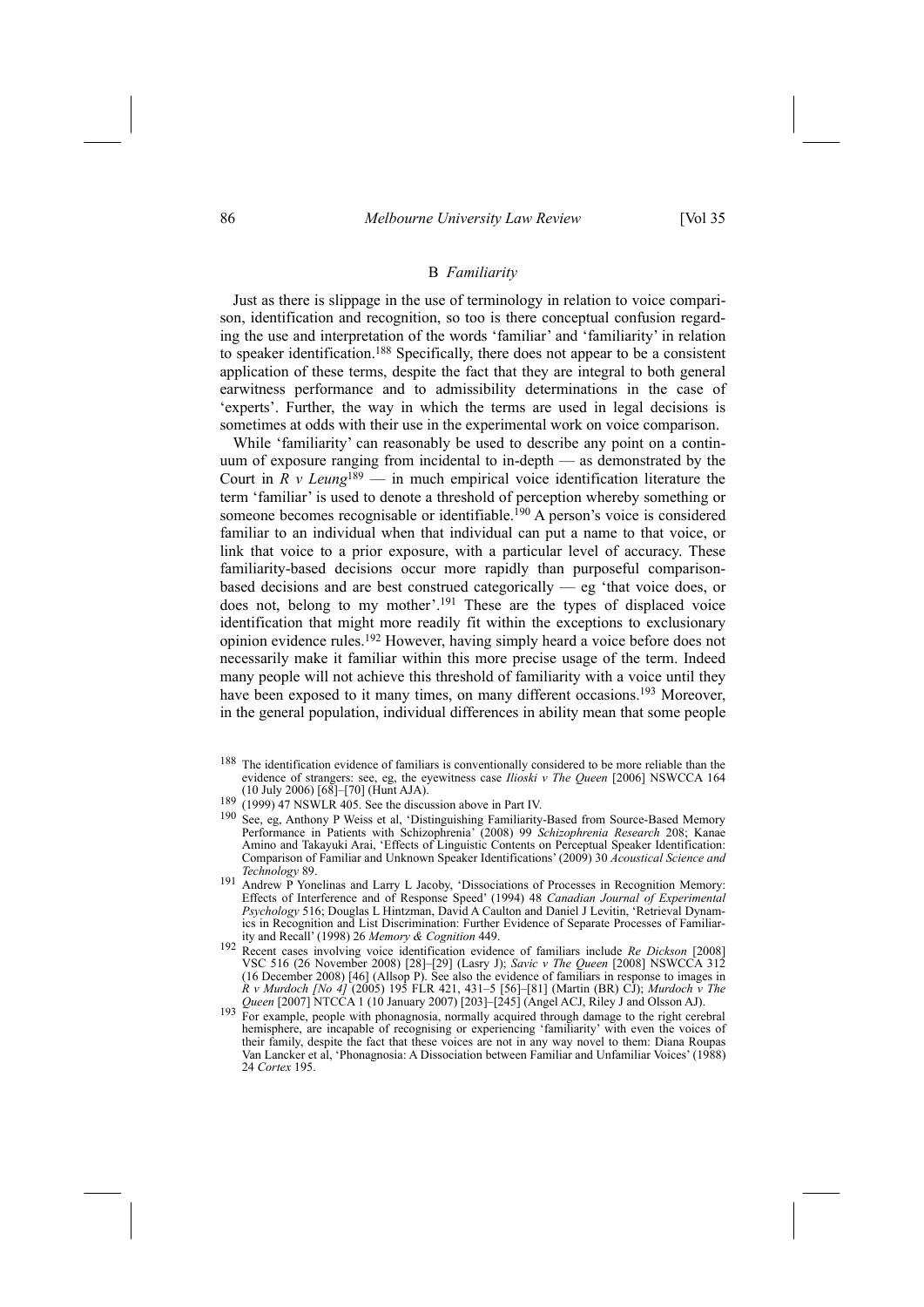### B *Familiarity*

Just as there is slippage in the use of terminology in relation to voice comparison, identification and recognition, so too is there conceptual confusion regarding the use and interpretation of the words 'familiar' and 'familiarity' in relation to speaker identification.[188] Specifically, there does not appear to be a consistent application of these terms, despite the fact that they are integral to both general earwitness performance and to admissibility determinations in the case of 'experts'. Further, the way in which the terms are used in legal decisions is sometimes at odds with their use in the experimental work on voice comparison.

While 'familiarity' can reasonably be used to describe any point on a continuum of exposure ranging from incidental to in-depth — as demonstrated by the Court in *R v Leung*[189] — in much empirical voice identification literature the term 'familiar' is used to denote a threshold of perception whereby something or someone becomes recognisable or identifiable.[190] A person's voice is considered familiar to an individual when that individual can put a name to that voice, or link that voice to a prior exposure, with a particular level of accuracy. These familiarity-based decisions occur more rapidly than purposeful comparison-based decisions and are best construed categorically — eg 'that voice does, or does not, belong to my mother'.[191] These are the types of displaced voice identification that might more readily fit within the exceptions to exclusionary opinion evidence rules.[192] However, having simply heard a voice before does not necessarily make it familiar within this more precise usage of the term. Indeed many people will not achieve this threshold of familiarity with a voice until they have been exposed to it many times, on many different occasions.[193] Moreover, in the general population, individual differences in ability mean that some people

---

[188] The identification evidence of familiars is conventionally considered to be more reliable than the evidence of strangers: see, eg, the eyewitness case *Ilioski v The Queen* [2006] NSWCCA 164 (10 July 2006) [68]–[70] (Hunt AJA).

[189] (1999) 47 NSWLR 405. See the discussion above in Part IV.

[190] See, eg, Anthony P Weiss et al, 'Distinguishing Familiarity-Based from Source-Based Memory Performance in Patients with Schizophrenia' (2008) 99 *Schizophrenia Research* 208; Kanae Amino and Takayuki Arai, 'Effects of Linguistic Contents on Perceptual Speaker Identification: Comparison of Familiar and Unknown Speaker Identifications' (2009) 30 *Acoustical Science and Technology* 89.

[191] Andrew P Yonelinas and Larry L Jacoby, 'Dissociations of Processes in Recognition Memory: Effects of Interference and of Response Speed' (1994) 48 *Canadian Journal of Experimental Psychology* 516; Douglas L Hintzman, David A Caulton and Daniel J Levitin, 'Retrieval Dynamics in Recognition and List Discrimination: Further Evidence of Separate Processes of Familiarity and Recall' (1998) 26 *Memory & Cognition* 449.

[192] Recent cases involving voice identification evidence of familiars include *Re Dickson* [2008] VSC 516 (26 November 2008) [28]–[29] (Lasry J); *Savic v The Queen* [2008] NSWCCA 312 (16 December 2008) [46] (Allsop P). See also the evidence of familiars in response to images in *R v Murdoch [No 4]* (2005) 195 FLR 421, 431–5 [56]–[81] (Martin (BR) CJ); *Murdoch v The Queen* [2007] NTCCA 1 (10 January 2007) [203]–[245] (Angel ACJ, Riley J and Olsson AJ).

[193] For example, people with phonagnosia, normally acquired through damage to the right cerebral hemisphere, are incapable of recognising or experiencing 'familiarity' with even the voices of their family, despite the fact that these voices are not in any way novel to them: Diana Roupas Van Lancker et al, 'Phonagnosia: A Dissociation between Familiar and Unfamiliar Voices' (1988) 24 *Cortex* 195.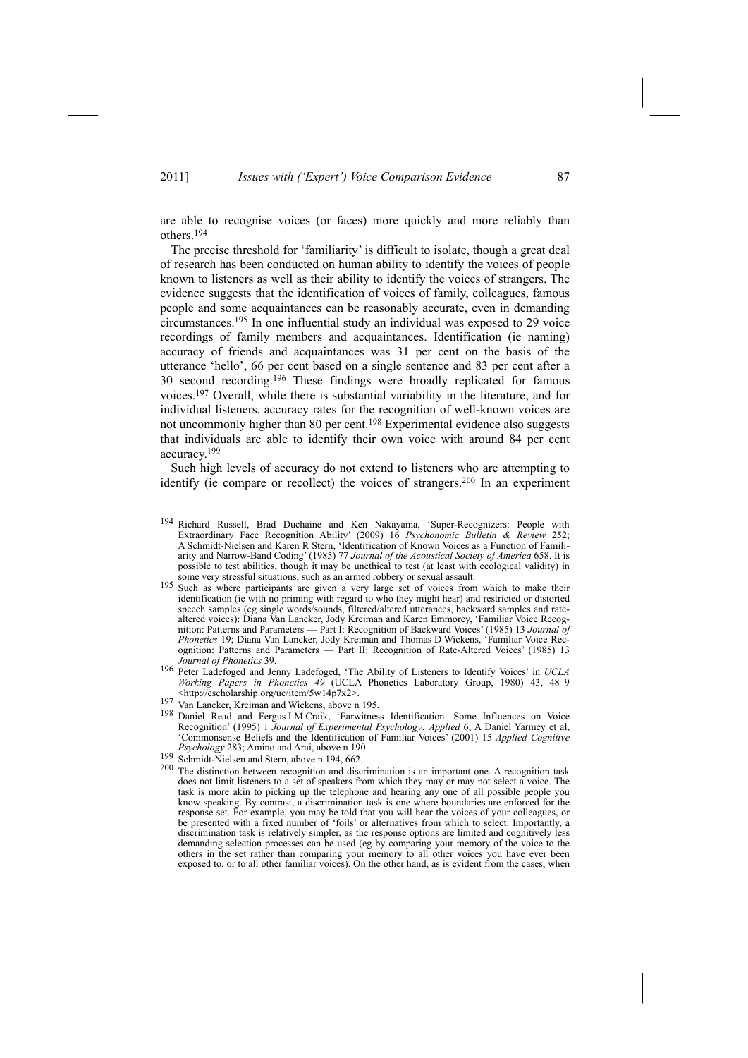are able to recognise voices (or faces) more quickly and more reliably than others.[194]

The precise threshold for 'familiarity' is difficult to isolate, though a great deal of research has been conducted on human ability to identify the voices of people known to listeners as well as their ability to identify the voices of strangers. The evidence suggests that the identification of voices of family, colleagues, famous people and some acquaintances can be reasonably accurate, even in demanding circumstances.[195] In one influential study an individual was exposed to 29 voice recordings of family members and acquaintances. Identification (ie naming) accuracy of friends and acquaintances was 31 per cent on the basis of the utterance 'hello', 66 per cent based on a single sentence and 83 per cent after a 30 second recording.[196] These findings were broadly replicated for famous voices.[197] Overall, while there is substantial variability in the literature, and for individual listeners, accuracy rates for the recognition of well-known voices are not uncommonly higher than 80 per cent.[198] Experimental evidence also suggests that individuals are able to identify their own voice with around 84 per cent accuracy.[199]

Such high levels of accuracy do not extend to listeners who are attempting to identify (ie compare or recollect) the voices of strangers.[200] In an experiment

---

[194] Richard Russell, Brad Duchaine and Ken Nakayama, 'Super-Recognizers: People with Extraordinary Face Recognition Ability' (2009) 16 *Psychonomic Bulletin & Review* 252; A Schmidt-Nielsen and Karen R Stern, 'Identification of Known Voices as a Function of Familiarity and Narrow-Band Coding' (1985) 77 *Journal of the Acoustical Society of America* 658. It is possible to test abilities, though it may be unethical to test (at least with ecological validity) in some very stressful situations, such as an armed robbery or sexual assault.

[195] Such as where participants are given a very large set of voices from which to make their identification (ie with no priming with regard to who they might hear) and restricted or distorted speech samples (eg single words/sounds, filtered/altered utterances, backward samples and rate-altered voices): Diana Van Lancker, Jody Kreiman and Karen Emmorey, 'Familiar Voice Recognition: Patterns and Parameters — Part I: Recognition of Backward Voices' (1985) 13 *Journal of Phonetics* 19; Diana Van Lancker, Jody Kreiman and Thomas D Wickens, 'Familiar Voice Recognition: Patterns and Parameters — Part II: Recognition of Rate-Altered Voices' (1985) 13 *Journal of Phonetics* 39.

[196] Peter Ladefoged and Jenny Ladefoged, 'The Ability of Listeners to Identify Voices' in *UCLA Working Papers in Phonetics 49* (UCLA Phonetics Laboratory Group, 1980) 43, 48–9 <http://escholarship.org/uc/item/5w14p7x2>.

[197] Van Lancker, Kreiman and Wickens, above n 195.

[198] Daniel Read and Fergus I M Craik, 'Earwitness Identification: Some Influences on Voice Recognition' (1995) 1 *Journal of Experimental Psychology: Applied* 6; A Daniel Yarmey et al, 'Commonsense Beliefs and the Identification of Familiar Voices' (2001) 15 *Applied Cognitive Psychology* 283; Amino and Arai, above n 190.

[199] Schmidt-Nielsen and Stern, above n 194, 662.

[200] The distinction between recognition and discrimination is an important one. A recognition task does not limit listeners to a set of speakers from which they may or may not select a voice. The task is more akin to picking up the telephone and hearing any one of all possible people you know speaking. By contrast, a discrimination task is one where boundaries are enforced for the response set. For example, you may be told that you will hear the voices of your colleagues, or be presented with a fixed number of 'foils' or alternatives from which to select. Importantly, a discrimination task is relatively simpler, as the response options are limited and cognitively less demanding selection processes can be used (eg by comparing your memory of the voice to the others in the set rather than comparing your memory to all other voices you have ever been exposed to, or to all other familiar voices). On the other hand, as is evident from the cases, when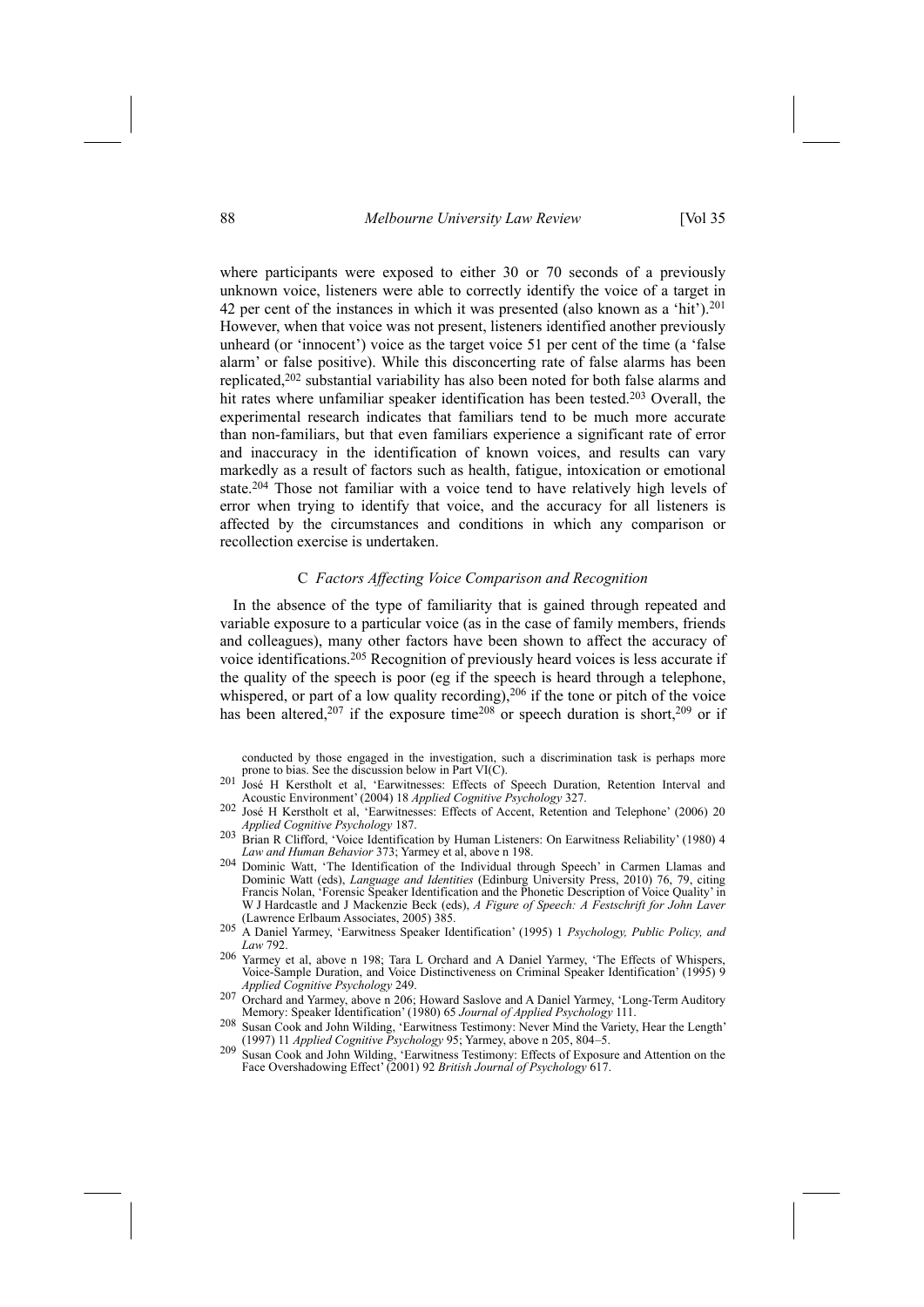where participants were exposed to either 30 or 70 seconds of a previously unknown voice, listeners were able to correctly identify the voice of a target in 42 per cent of the instances in which it was presented (also known as a 'hit').[201] However, when that voice was not present, listeners identified another previously unheard (or 'innocent') voice as the target voice 51 per cent of the time (a 'false alarm' or false positive). While this disconcerting rate of false alarms has been replicated,[202] substantial variability has also been noted for both false alarms and hit rates where unfamiliar speaker identification has been tested.[203] Overall, the experimental research indicates that familiars tend to be much more accurate than non-familiars, but that even familiars experience a significant rate of error and inaccuracy in the identification of known voices, and results can vary markedly as a result of factors such as health, fatigue, intoxication or emotional state.[204] Those not familiar with a voice tend to have relatively high levels of error when trying to identify that voice, and the accuracy for all listeners is affected by the circumstances and conditions in which any comparison or recollection exercise is undertaken.

### C *Factors Affecting Voice Comparison and Recognition*

In the absence of the type of familiarity that is gained through repeated and variable exposure to a particular voice (as in the case of family members, friends and colleagues), many other factors have been shown to affect the accuracy of voice identifications.[205] Recognition of previously heard voices is less accurate if the quality of the speech is poor (eg if the speech is heard through a telephone, whispered, or part of a low quality recording),[206] if the tone or pitch of the voice has been altered,[207] if the exposure time[208] or speech duration is short,[209] or if

conducted by those engaged in the investigation, such a discrimination task is perhaps more prone to bias. See the discussion below in Part VI(C).

[201] José H Kerstholt et al, 'Earwitnesses: Effects of Speech Duration, Retention Interval and Acoustic Environment' (2004) 18 *Applied Cognitive Psychology* 327.

[202] José H Kerstholt et al, 'Earwitnesses: Effects of Accent, Retention and Telephone' (2006) 20 *Applied Cognitive Psychology* 187.

[203] Brian R Clifford, 'Voice Identification by Human Listeners: On Earwitness Reliability' (1980) 4 *Law and Human Behavior* 373; Yarmey et al, above n 198.

[204] Dominic Watt, 'The Identification of the Individual through Speech' in Carmen Llamas and Dominic Watt (eds), *Language and Identities* (Edinburg University Press, 2010) 76, 79, citing Francis Nolan, 'Forensic Speaker Identification and the Phonetic Description of Voice Quality' in W J Hardcastle and J Mackenzie Beck (eds), *A Figure of Speech: A Festschrift for John Laver* (Lawrence Erlbaum Associates, 2005) 385.

[205] A Daniel Yarmey, 'Earwitness Speaker Identification' (1995) 1 *Psychology, Public Policy, and Law* 792.

[206] Yarmey et al, above n 198; Tara L Orchard and A Daniel Yarmey, 'The Effects of Whispers, Voice-Sample Duration, and Voice Distinctiveness on Criminal Speaker Identification' (1995) 9 *Applied Cognitive Psychology* 249.

[207] Orchard and Yarmey, above n 206; Howard Saslove and A Daniel Yarmey, 'Long-Term Auditory Memory: Speaker Identification' (1980) 65 *Journal of Applied Psychology* 111.

[208] Susan Cook and John Wilding, 'Earwitness Testimony: Never Mind the Variety, Hear the Length' (1997) 11 *Applied Cognitive Psychology* 95; Yarmey, above n 205, 804–5.

[209] Susan Cook and John Wilding, 'Earwitness Testimony: Effects of Exposure and Attention on the Face Overshadowing Effect' (2001) 92 *British Journal of Psychology* 617.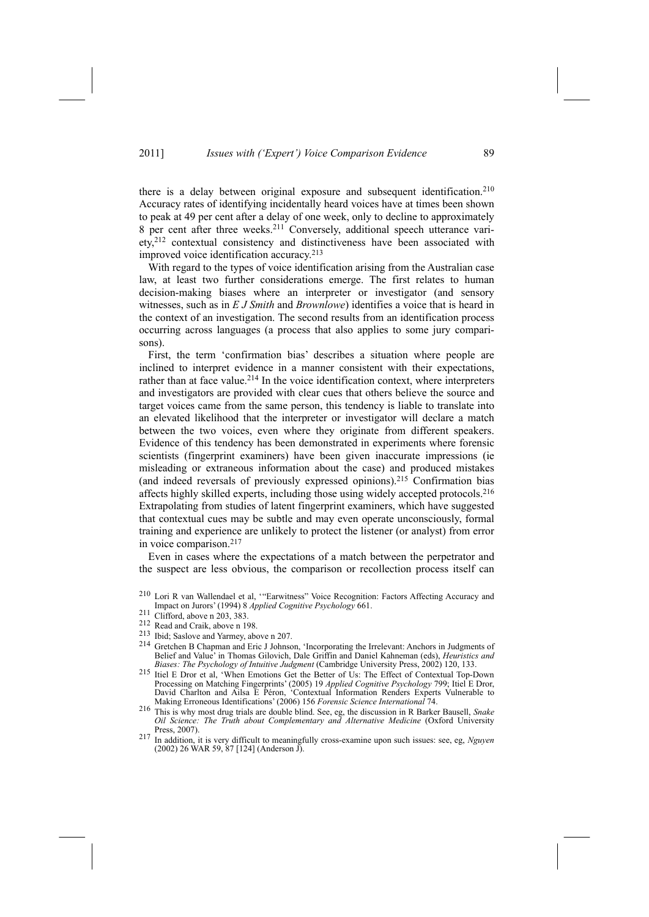there is a delay between original exposure and subsequent identification.[210] Accuracy rates of identifying incidentally heard voices have at times been shown to peak at 49 per cent after a delay of one week, only to decline to approximately 8 per cent after three weeks.[211] Conversely, additional speech utterance variety,[212] contextual consistency and distinctiveness have been associated with improved voice identification accuracy.[213]

With regard to the types of voice identification arising from the Australian case law, at least two further considerations emerge. The first relates to human decision-making biases where an interpreter or investigator (and sensory witnesses, such as in *E J Smith* and *Brownlowe*) identifies a voice that is heard in the context of an investigation. The second results from an identification process occurring across languages (a process that also applies to some jury comparisons).

First, the term 'confirmation bias' describes a situation where people are inclined to interpret evidence in a manner consistent with their expectations, rather than at face value.[214] In the voice identification context, where interpreters and investigators are provided with clear cues that others believe the source and target voices came from the same person, this tendency is liable to translate into an elevated likelihood that the interpreter or investigator will declare a match between the two voices, even where they originate from different speakers. Evidence of this tendency has been demonstrated in experiments where forensic scientists (fingerprint examiners) have been given inaccurate impressions (ie misleading or extraneous information about the case) and produced mistakes (and indeed reversals of previously expressed opinions).[215] Confirmation bias affects highly skilled experts, including those using widely accepted protocols.[216] Extrapolating from studies of latent fingerprint examiners, which have suggested that contextual cues may be subtle and may even operate unconsciously, formal training and experience are unlikely to protect the listener (or analyst) from error in voice comparison.[217]

Even in cases where the expectations of a match between the perpetrator and the suspect are less obvious, the comparison or recollection process itself can

---

210 Lori R van Wallendael et al, '"Earwitness" Voice Recognition: Factors Affecting Accuracy and Impact on Jurors' (1994) 8 *Applied Cognitive Psychology* 661.

211 Clifford, above n 203, 383.

212 Read and Craik, above n 198.

213 Ibid; Saslove and Yarmey, above n 207.

214 Gretchen B Chapman and Eric J Johnson, 'Incorporating the Irrelevant: Anchors in Judgments of Belief and Value' in Thomas Gilovich, Dale Griffin and Daniel Kahneman (eds), *Heuristics and Biases: The Psychology of Intuitive Judgment* (Cambridge University Press, 2002) 120, 133.

215 Itiel E Dror et al, 'When Emotions Get the Better of Us: The Effect of Contextual Top-Down Processing on Matching Fingerprints' (2005) 19 *Applied Cognitive Psychology* 799; Itiel E Dror, David Charlton and Ailsa E Péron, 'Contextual Information Renders Experts Vulnerable to Making Erroneous Identifications' (2006) 156 *Forensic Science International* 74.

216 This is why most drug trials are double blind. See, eg, the discussion in R Barker Bausell, *Snake Oil Science: The Truth about Complementary and Alternative Medicine* (Oxford University Press, 2007).

217 In addition, it is very difficult to meaningfully cross-examine upon such issues: see, eg, *Nguyen* (2002) 26 WAR 59, 87 [124] (Anderson J).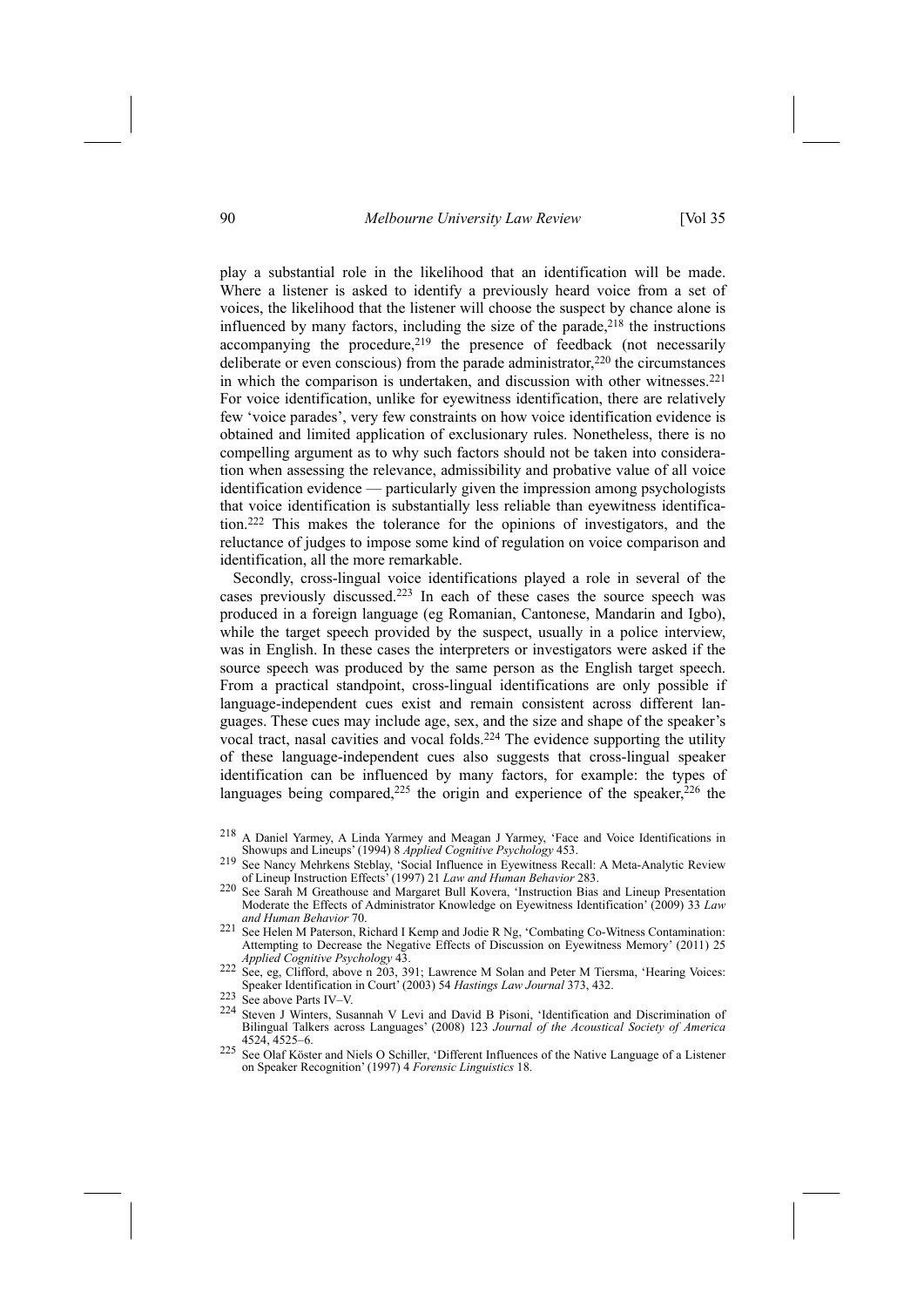play a substantial role in the likelihood that an identification will be made. Where a listener is asked to identify a previously heard voice from a set of voices, the likelihood that the listener will choose the suspect by chance alone is influenced by many factors, including the size of the parade,[218] the instructions accompanying the procedure,[219] the presence of feedback (not necessarily deliberate or even conscious) from the parade administrator,[220] the circumstances in which the comparison is undertaken, and discussion with other witnesses.[221] For voice identification, unlike for eyewitness identification, there are relatively few 'voice parades', very few constraints on how voice identification evidence is obtained and limited application of exclusionary rules. Nonetheless, there is no compelling argument as to why such factors should not be taken into consideration when assessing the relevance, admissibility and probative value of all voice identification evidence — particularly given the impression among psychologists that voice identification is substantially less reliable than eyewitness identification.[222] This makes the tolerance for the opinions of investigators, and the reluctance of judges to impose some kind of regulation on voice comparison and identification, all the more remarkable.

Secondly, cross-lingual voice identifications played a role in several of the cases previously discussed.[223] In each of these cases the source speech was produced in a foreign language (eg Romanian, Cantonese, Mandarin and Igbo), while the target speech provided by the suspect, usually in a police interview, was in English. In these cases the interpreters or investigators were asked if the source speech was produced by the same person as the English target speech. From a practical standpoint, cross-lingual identifications are only possible if language-independent cues exist and remain consistent across different languages. These cues may include age, sex, and the size and shape of the speaker's vocal tract, nasal cavities and vocal folds.[224] The evidence supporting the utility of these language-independent cues also suggests that cross-lingual speaker identification can be influenced by many factors, for example: the types of languages being compared,[225] the origin and experience of the speaker,[226] the

---

[218] A Daniel Yarmey, A Linda Yarmey and Meagan J Yarmey, 'Face and Voice Identifications in Showups and Lineups' (1994) 8 *Applied Cognitive Psychology* 453.

[219] See Nancy Mehrkens Steblay, 'Social Influence in Eyewitness Recall: A Meta-Analytic Review of Lineup Instruction Effects' (1997) 21 *Law and Human Behavior* 283.

[220] See Sarah M Greathouse and Margaret Bull Kovera, 'Instruction Bias and Lineup Presentation Moderate the Effects of Administrator Knowledge on Eyewitness Identification' (2009) 33 *Law and Human Behavior* 70.

[221] See Helen M Paterson, Richard I Kemp and Jodie R Ng, 'Combating Co-Witness Contamination: Attempting to Decrease the Negative Effects of Discussion on Eyewitness Memory' (2011) 25 *Applied Cognitive Psychology* 43.

[222] See, eg, Clifford, above n 203, 391; Lawrence M Solan and Peter M Tiersma, 'Hearing Voices: Speaker Identification in Court' (2003) 54 *Hastings Law Journal* 373, 432.

[223] See above Parts IV–V.

[224] Steven J Winters, Susannah V Levi and David B Pisoni, 'Identification and Discrimination of Bilingual Talkers across Languages' (2008) 123 *Journal of the Acoustical Society of America* 4524, 4525–6.

[225] See Olaf Köster and Niels O Schiller, 'Different Influences of the Native Language of a Listener on Speaker Recognition' (1997) 4 *Forensic Linguistics* 18.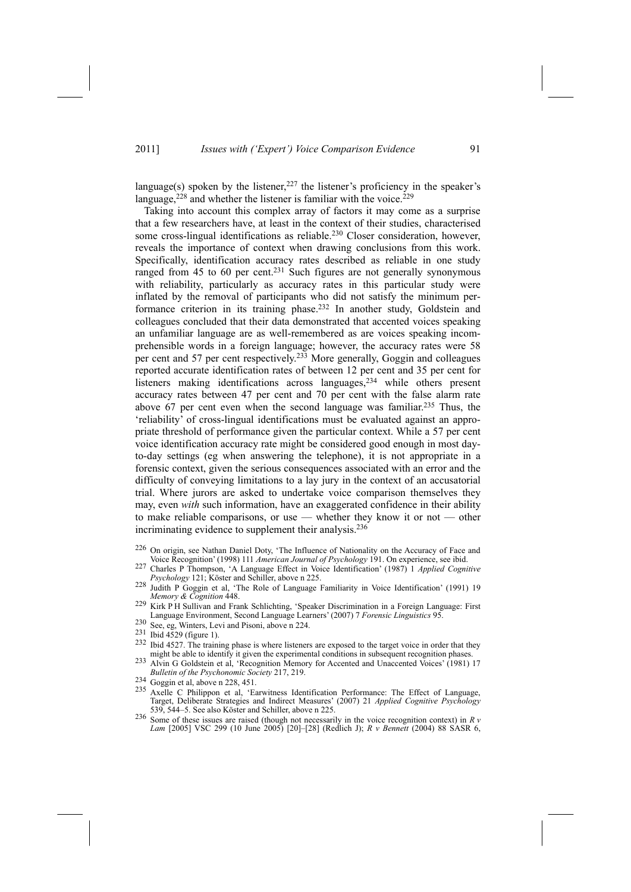language(s) spoken by the listener,[227] the listener's proficiency in the speaker's language,[228] and whether the listener is familiar with the voice.[229]

Taking into account this complex array of factors it may come as a surprise that a few researchers have, at least in the context of their studies, characterised some cross-lingual identifications as reliable.[230] Closer consideration, however, reveals the importance of context when drawing conclusions from this work. Specifically, identification accuracy rates described as reliable in one study ranged from 45 to 60 per cent.[231] Such figures are not generally synonymous with reliability, particularly as accuracy rates in this particular study were inflated by the removal of participants who did not satisfy the minimum performance criterion in its training phase.[232] In another study, Goldstein and colleagues concluded that their data demonstrated that accented voices speaking an unfamiliar language are as well-remembered as are voices speaking incomprehensible words in a foreign language; however, the accuracy rates were 58 per cent and 57 per cent respectively.[233] More generally, Goggin and colleagues reported accurate identification rates of between 12 per cent and 35 per cent for listeners making identifications across languages,[234] while others present accuracy rates between 47 per cent and 70 per cent with the false alarm rate above 67 per cent even when the second language was familiar.[235] Thus, the 'reliability' of cross-lingual identifications must be evaluated against an appropriate threshold of performance given the particular context. While a 57 per cent voice identification accuracy rate might be considered good enough in most day-to-day settings (eg when answering the telephone), it is not appropriate in a forensic context, given the serious consequences associated with an error and the difficulty of conveying limitations to a lay jury in the context of an accusatorial trial. Where jurors are asked to undertake voice comparison themselves they may, even *with* such information, have an exaggerated confidence in their ability to make reliable comparisons, or use — whether they know it or not — other incriminating evidence to supplement their analysis.[236]

[226] On origin, see Nathan Daniel Doty, 'The Influence of Nationality on the Accuracy of Face and Voice Recognition' (1998) 111 *American Journal of Psychology* 191. On experience, see ibid.

[227] Charles P Thompson, 'A Language Effect in Voice Identification' (1987) 1 *Applied Cognitive Psychology* 121; Köster and Schiller, above n 225.

[228] Judith P Goggin et al, 'The Role of Language Familiarity in Voice Identification' (1991) 19 *Memory & Cognition* 448.

[229] Kirk P H Sullivan and Frank Schlichting, 'Speaker Discrimination in a Foreign Language: First Language Environment, Second Language Learners' (2007) 7 *Forensic Linguistics* 95.

[230] See, eg, Winters, Levi and Pisoni, above n 224.

[231] Ibid 4529 (figure 1).

[232] Ibid 4527. The training phase is where listeners are exposed to the target voice in order that they might be able to identify it given the experimental conditions in subsequent recognition phases.

[233] Alvin G Goldstein et al, 'Recognition Memory for Accented and Unaccented Voices' (1981) 17 *Bulletin of the Psychonomic Society* 217, 219.

[234] Goggin et al, above n 228, 451.

[235] Axelle C Philippon et al, 'Earwitness Identification Performance: The Effect of Language, Target, Deliberate Strategies and Indirect Measures' (2007) 21 *Applied Cognitive Psychology* 539, 544–5. See also Köster and Schiller, above n 225.

[236] Some of these issues are raised (though not necessarily in the voice recognition context) in *R v Lam* [2005] VSC 299 (10 June 2005) [20]–[28] (Redlich J); *R v Bennett* (2004) 88 SASR 6,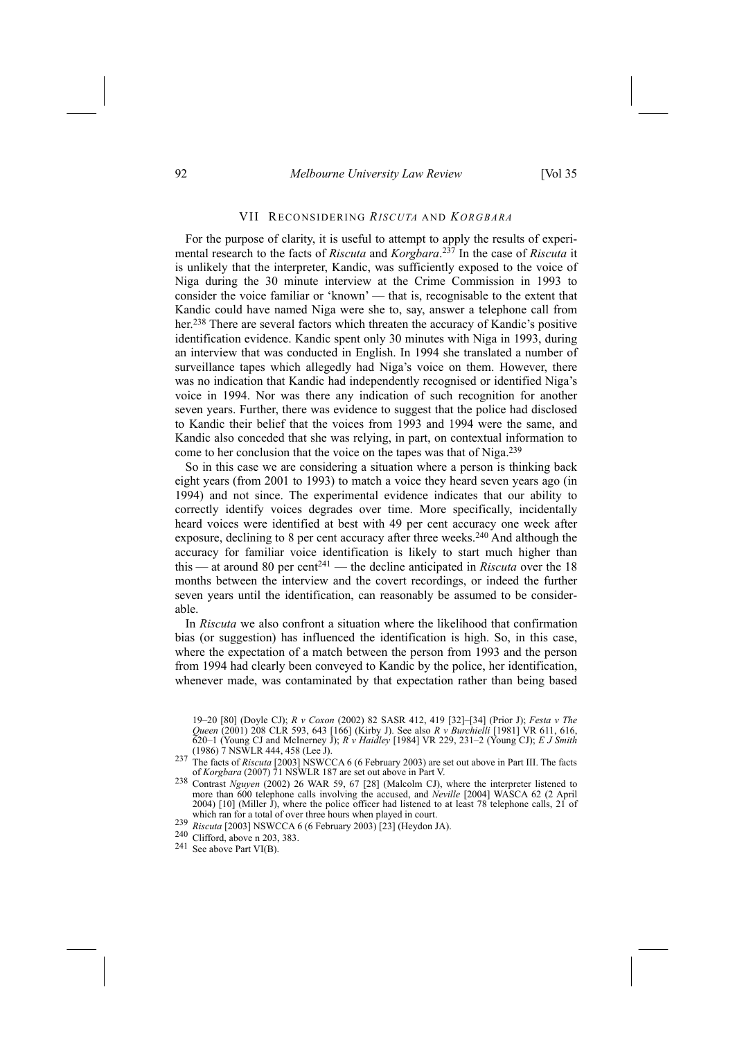## VII RECONSIDERING *RISCUTA* AND *KORGBARA*

For the purpose of clarity, it is useful to attempt to apply the results of experimental research to the facts of *Riscuta* and *Korgbara*.[237] In the case of *Riscuta* it is unlikely that the interpreter, Kandic, was sufficiently exposed to the voice of Niga during the 30 minute interview at the Crime Commission in 1993 to consider the voice familiar or 'known' — that is, recognisable to the extent that Kandic could have named Niga were she to, say, answer a telephone call from her.[238] There are several factors which threaten the accuracy of Kandic's positive identification evidence. Kandic spent only 30 minutes with Niga in 1993, during an interview that was conducted in English. In 1994 she translated a number of surveillance tapes which allegedly had Niga's voice on them. However, there was no indication that Kandic had independently recognised or identified Niga's voice in 1994. Nor was there any indication of such recognition for another seven years. Further, there was evidence to suggest that the police had disclosed to Kandic their belief that the voices from 1993 and 1994 were the same, and Kandic also conceded that she was relying, in part, on contextual information to come to her conclusion that the voice on the tapes was that of Niga.[239]

So in this case we are considering a situation where a person is thinking back eight years (from 2001 to 1993) to match a voice they heard seven years ago (in 1994) and not since. The experimental evidence indicates that our ability to correctly identify voices degrades over time. More specifically, incidentally heard voices were identified at best with 49 per cent accuracy one week after exposure, declining to 8 per cent accuracy after three weeks.[240] And although the accuracy for familiar voice identification is likely to start much higher than this — at around 80 per cent[241] — the decline anticipated in *Riscuta* over the 18 months between the interview and the covert recordings, or indeed the further seven years until the identification, can reasonably be assumed to be considerable.

In *Riscuta* we also confront a situation where the likelihood that confirmation bias (or suggestion) has influenced the identification is high. So, in this case, where the expectation of a match between the person from 1993 and the person from 1994 had clearly been conveyed to Kandic by the police, her identification, whenever made, was contaminated by that expectation rather than being based

---

19–20 [80] (Doyle CJ); *R v Coxon* (2002) 82 SASR 412, 419 [32]–[34] (Prior J); *Festa v The Queen* (2001) 208 CLR 593, 643 [166] (Kirby J). See also *R v Burchielli* [1981] VR 611, 616, 620–1 (Young CJ and McInerney J); *R v Haidley* [1984] VR 229, 231–2 (Young CJ); *E J Smith* (1986) 7 NSWLR 444, 458 (Lee J).

[237] The facts of *Riscuta* [2003] NSWCCA 6 (6 February 2003) are set out above in Part III. The facts of *Korgbara* (2007) 71 NSWLR 187 are set out above in Part V.

[238] Contrast *Nguyen* (2002) 26 WAR 59, 67 [28] (Malcolm CJ), where the interpreter listened to more than 600 telephone calls involving the accused, and *Neville* [2004] WASCA 62 (2 April 2004) [10] (Miller J), where the police officer had listened to at least 78 telephone calls, 21 of which ran for a total of over three hours when played in court.

[239] *Riscuta* [2003] NSWCCA 6 (6 February 2003) [23] (Heydon JA).

[240] Clifford, above n 203, 383.

[241] See above Part VI(B).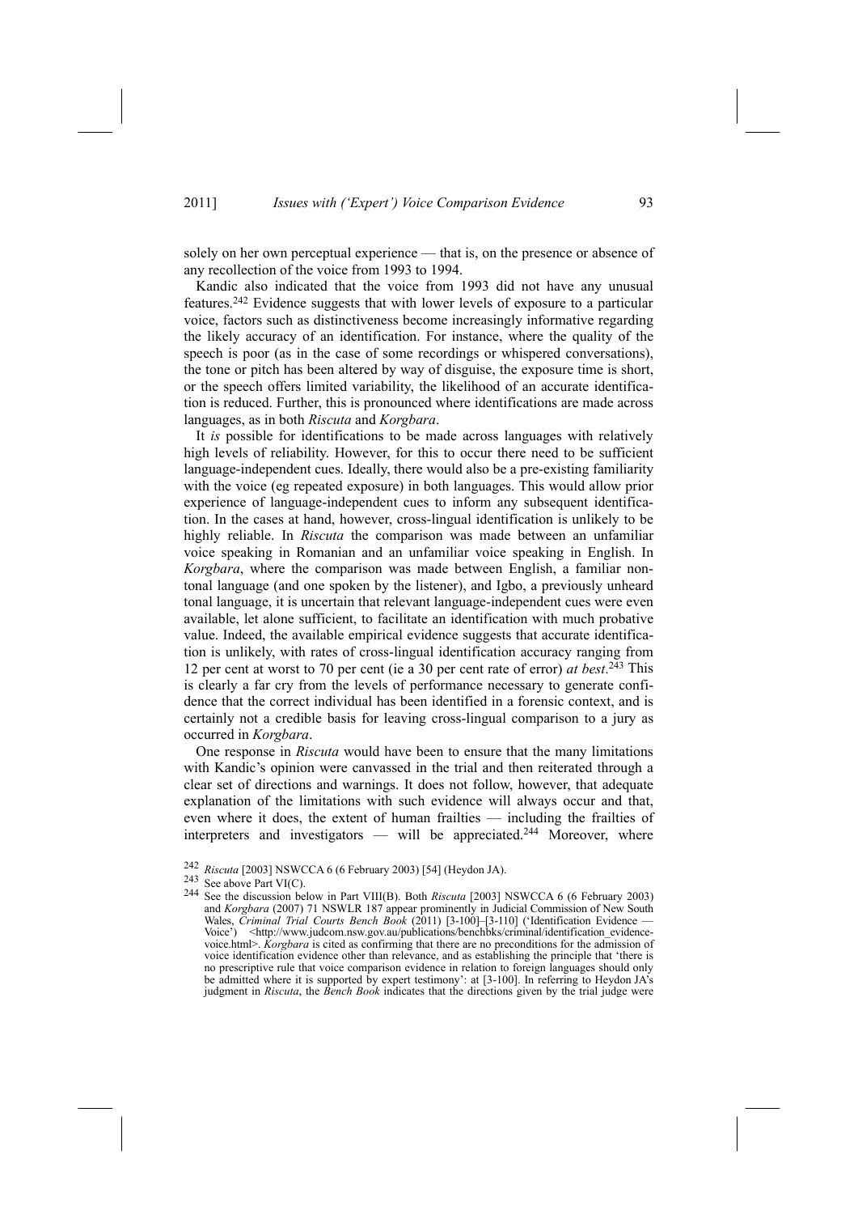solely on her own perceptual experience — that is, on the presence or absence of any recollection of the voice from 1993 to 1994.

Kandic also indicated that the voice from 1993 did not have any unusual features.[242] Evidence suggests that with lower levels of exposure to a particular voice, factors such as distinctiveness become increasingly informative regarding the likely accuracy of an identification. For instance, where the quality of the speech is poor (as in the case of some recordings or whispered conversations), the tone or pitch has been altered by way of disguise, the exposure time is short, or the speech offers limited variability, the likelihood of an accurate identification is reduced. Further, this is pronounced where identifications are made across languages, as in both *Riscuta* and *Korgbara*.

It *is* possible for identifications to be made across languages with relatively high levels of reliability. However, for this to occur there need to be sufficient language-independent cues. Ideally, there would also be a pre-existing familiarity with the voice (eg repeated exposure) in both languages. This would allow prior experience of language-independent cues to inform any subsequent identification. In the cases at hand, however, cross-lingual identification is unlikely to be highly reliable. In *Riscuta* the comparison was made between an unfamiliar voice speaking in Romanian and an unfamiliar voice speaking in English. In *Korgbara*, where the comparison was made between English, a familiar non-tonal language (and one spoken by the listener), and Igbo, a previously unheard tonal language, it is uncertain that relevant language-independent cues were even available, let alone sufficient, to facilitate an identification with much probative value. Indeed, the available empirical evidence suggests that accurate identification is unlikely, with rates of cross-lingual identification accuracy ranging from 12 per cent at worst to 70 per cent (ie a 30 per cent rate of error) *at best*.[243] This is clearly a far cry from the levels of performance necessary to generate confidence that the correct individual has been identified in a forensic context, and is certainly not a credible basis for leaving cross-lingual comparison to a jury as occurred in *Korgbara*.

One response in *Riscuta* would have been to ensure that the many limitations with Kandic's opinion were canvassed in the trial and then reiterated through a clear set of directions and warnings. It does not follow, however, that adequate explanation of the limitations with such evidence will always occur and that, even where it does, the extent of human frailties — including the frailties of interpreters and investigators — will be appreciated.[244] Moreover, where

[242] *Riscuta* [2003] NSWCCA 6 (6 February 2003) [54] (Heydon JA).

[243] See above Part VI(C).

[244] See the discussion below in Part VIII(B). Both *Riscuta* [2003] NSWCCA 6 (6 February 2003) and *Korgbara* (2007) 71 NSWLR 187 appear prominently in Judicial Commission of New South Wales, *Criminal Trial Courts Bench Book* (2011) [3-100]–[3-110] ('Identification Evidence — Voice') <http://www.judcom.nsw.gov.au/publications/benchbks/criminal/identification_evidence-voice.html>. *Korgbara* is cited as confirming that there are no preconditions for the admission of voice identification evidence other than relevance, and as establishing the principle that 'there is no prescriptive rule that voice comparison evidence in relation to foreign languages should only be admitted where it is supported by expert testimony': at [3-100]. In referring to Heydon JA's judgment in *Riscuta*, the *Bench Book* indicates that the directions given by the trial judge were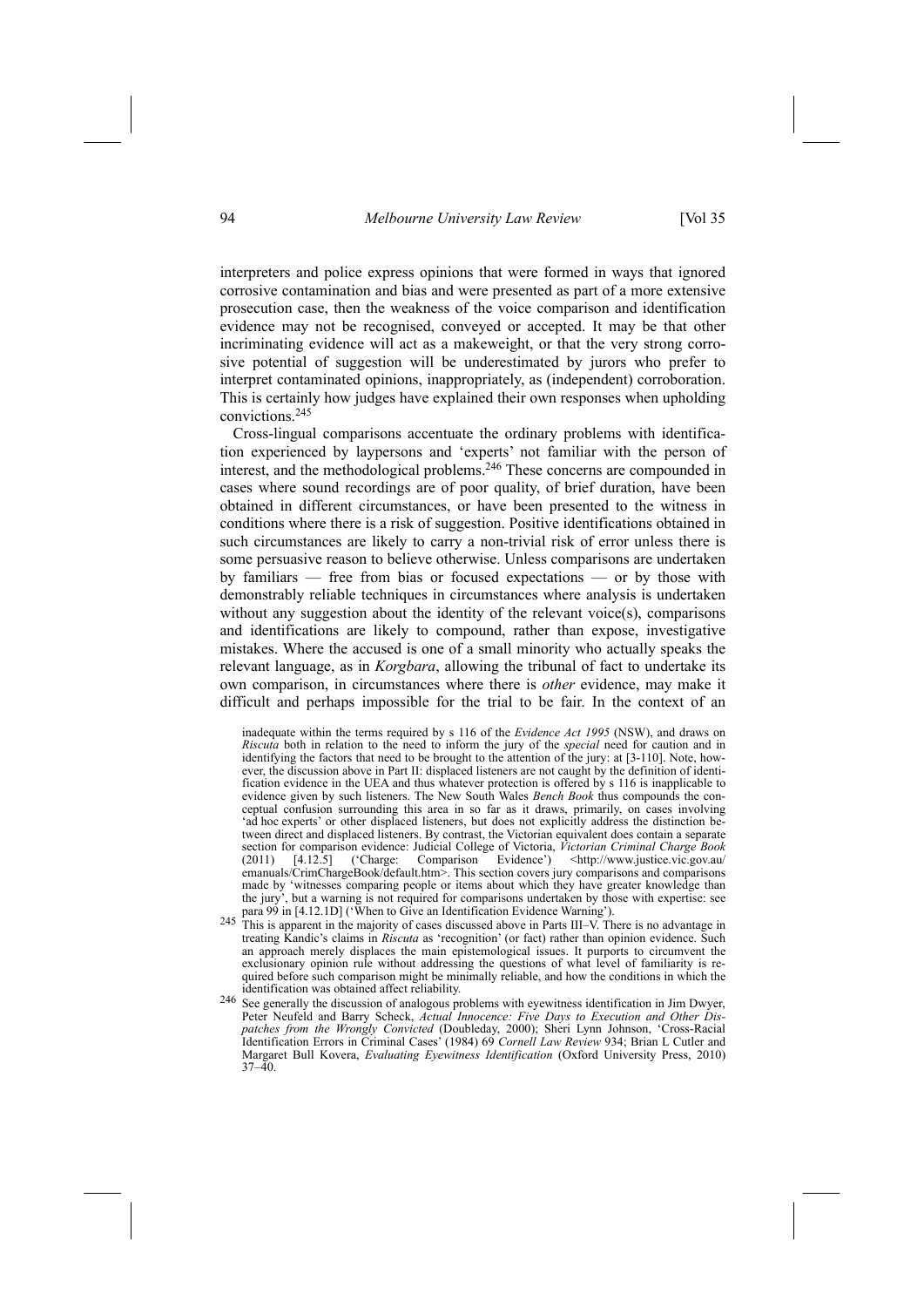interpreters and police express opinions that were formed in ways that ignored corrosive contamination and bias and were presented as part of a more extensive prosecution case, then the weakness of the voice comparison and identification evidence may not be recognised, conveyed or accepted. It may be that other incriminating evidence will act as a makeweight, or that the very strong corrosive potential of suggestion will be underestimated by jurors who prefer to interpret contaminated opinions, inappropriately, as (independent) corroboration. This is certainly how judges have explained their own responses when upholding convictions.[245]

Cross-lingual comparisons accentuate the ordinary problems with identification experienced by laypersons and 'experts' not familiar with the person of interest, and the methodological problems.[246] These concerns are compounded in cases where sound recordings are of poor quality, of brief duration, have been obtained in different circumstances, or have been presented to the witness in conditions where there is a risk of suggestion. Positive identifications obtained in such circumstances are likely to carry a non-trivial risk of error unless there is some persuasive reason to believe otherwise. Unless comparisons are undertaken by familiars — free from bias or focused expectations — or by those with demonstrably reliable techniques in circumstances where analysis is undertaken without any suggestion about the identity of the relevant voice(s), comparisons and identifications are likely to compound, rather than expose, investigative mistakes. Where the accused is one of a small minority who actually speaks the relevant language, as in *Korgbara*, allowing the tribunal of fact to undertake its own comparison, in circumstances where there is *other* evidence, may make it difficult and perhaps impossible for the trial to be fair. In the context of an

inadequate within the terms required by s 116 of the *Evidence Act 1995* (NSW), and draws on *Riscuta* both in relation to the need to inform the jury of the *special* need for caution and in identifying the factors that need to be brought to the attention of the jury: at [3-110]. Note, however, the discussion above in Part II: displaced listeners are not caught by the definition of identification evidence in the UEA and thus whatever protection is offered by s 116 is inapplicable to evidence given by such listeners. The New South Wales *Bench Book* thus compounds the conceptual confusion surrounding this area in so far as it draws, primarily, on cases involving 'ad hoc experts' or other displaced listeners, but does not explicitly address the distinction between direct and displaced listeners. By contrast, the Victorian equivalent does contain a separate section for comparison evidence: Judicial College of Victoria, *Victorian Criminal Charge Book* (2011) [4.12.5] ('Charge: Comparison Evidence') <http://www.justice.vic.gov.au/emanuals/CrimChargeBook/default.htm>. This section covers jury comparisons and comparisons made by 'witnesses comparing people or items about which they have greater knowledge than the jury', but a warning is not required for comparisons undertaken by those with expertise: see para 99 in [4.12.1D] ('When to Give an Identification Evidence Warning').

[245] This is apparent in the majority of cases discussed above in Parts III–V. There is no advantage in treating Kandic's claims in *Riscuta* as 'recognition' (or fact) rather than opinion evidence. Such an approach merely displaces the main epistemological issues. It purports to circumvent the exclusionary opinion rule without addressing the questions of what level of familiarity is required before such comparison might be minimally reliable, and how the conditions in which the identification was obtained affect reliability.

[246] See generally the discussion of analogous problems with eyewitness identification in Jim Dwyer, Peter Neufeld and Barry Scheck, *Actual Innocence: Five Days to Execution and Other Dispatches from the Wrongly Convicted* (Doubleday, 2000); Sheri Lynn Johnson, 'Cross-Racial Identification Errors in Criminal Cases' (1984) 69 *Cornell Law Review* 934; Brian L Cutler and Margaret Bull Kovera, *Evaluating Eyewitness Identification* (Oxford University Press, 2010) 37–40.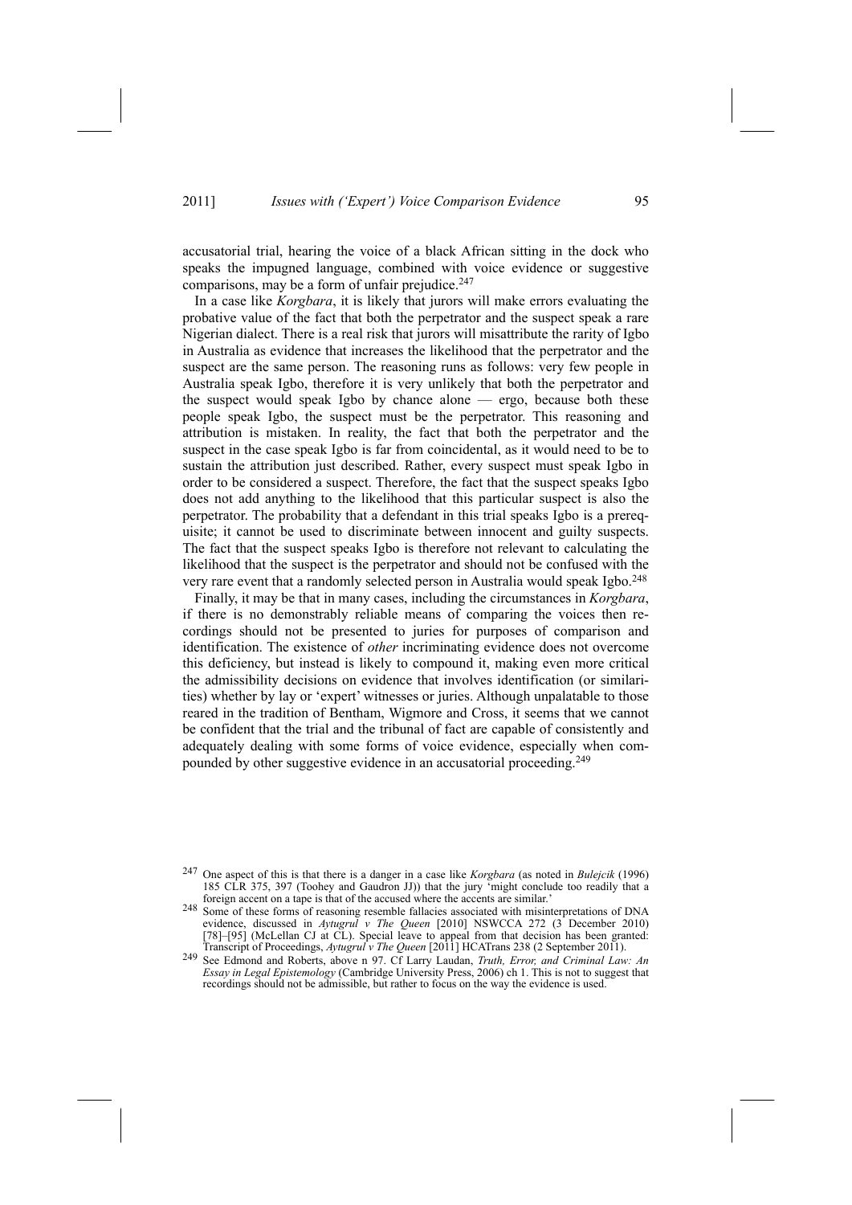accusatorial trial, hearing the voice of a black African sitting in the dock who speaks the impugned language, combined with voice evidence or suggestive comparisons, may be a form of unfair prejudice.[247]

In a case like *Korgbara*, it is likely that jurors will make errors evaluating the probative value of the fact that both the perpetrator and the suspect speak a rare Nigerian dialect. There is a real risk that jurors will misattribute the rarity of Igbo in Australia as evidence that increases the likelihood that the perpetrator and the suspect are the same person. The reasoning runs as follows: very few people in Australia speak Igbo, therefore it is very unlikely that both the perpetrator and the suspect would speak Igbo by chance alone — ergo, because both these people speak Igbo, the suspect must be the perpetrator. This reasoning and attribution is mistaken. In reality, the fact that both the perpetrator and the suspect in the case speak Igbo is far from coincidental, as it would need to be to sustain the attribution just described. Rather, every suspect must speak Igbo in order to be considered a suspect. Therefore, the fact that the suspect speaks Igbo does not add anything to the likelihood that this particular suspect is also the perpetrator. The probability that a defendant in this trial speaks Igbo is a prerequisite; it cannot be used to discriminate between innocent and guilty suspects. The fact that the suspect speaks Igbo is therefore not relevant to calculating the likelihood that the suspect is the perpetrator and should not be confused with the very rare event that a randomly selected person in Australia would speak Igbo.[248]

Finally, it may be that in many cases, including the circumstances in *Korgbara*, if there is no demonstrably reliable means of comparing the voices then recordings should not be presented to juries for purposes of comparison and identification. The existence of *other* incriminating evidence does not overcome this deficiency, but instead is likely to compound it, making even more critical the admissibility decisions on evidence that involves identification (or similarities) whether by lay or 'expert' witnesses or juries. Although unpalatable to those reared in the tradition of Bentham, Wigmore and Cross, it seems that we cannot be confident that the trial and the tribunal of fact are capable of consistently and adequately dealing with some forms of voice evidence, especially when compounded by other suggestive evidence in an accusatorial proceeding.[249]

---

[247] One aspect of this is that there is a danger in a case like *Korgbara* (as noted in *Bulejcik* (1996) 185 CLR 375, 397 (Toohey and Gaudron JJ)) that the jury 'might conclude too readily that a foreign accent on a tape is that of the accused where the accents are similar.'

[248] Some of these forms of reasoning resemble fallacies associated with misinterpretations of DNA evidence, discussed in *Aytugrul v The Queen* [2010] NSWCCA 272 (3 December 2010) [78]–[95] (McLellan CJ at CL). Special leave to appeal from that decision has been granted: Transcript of Proceedings, *Aytugrul v The Queen* [2011] HCATrans 238 (2 September 2011).

[249] See Edmond and Roberts, above n 97. Cf Larry Laudan, *Truth, Error, and Criminal Law: An Essay in Legal Epistemology* (Cambridge University Press, 2006) ch 1. This is not to suggest that recordings should not be admissible, but rather to focus on the way the evidence is used.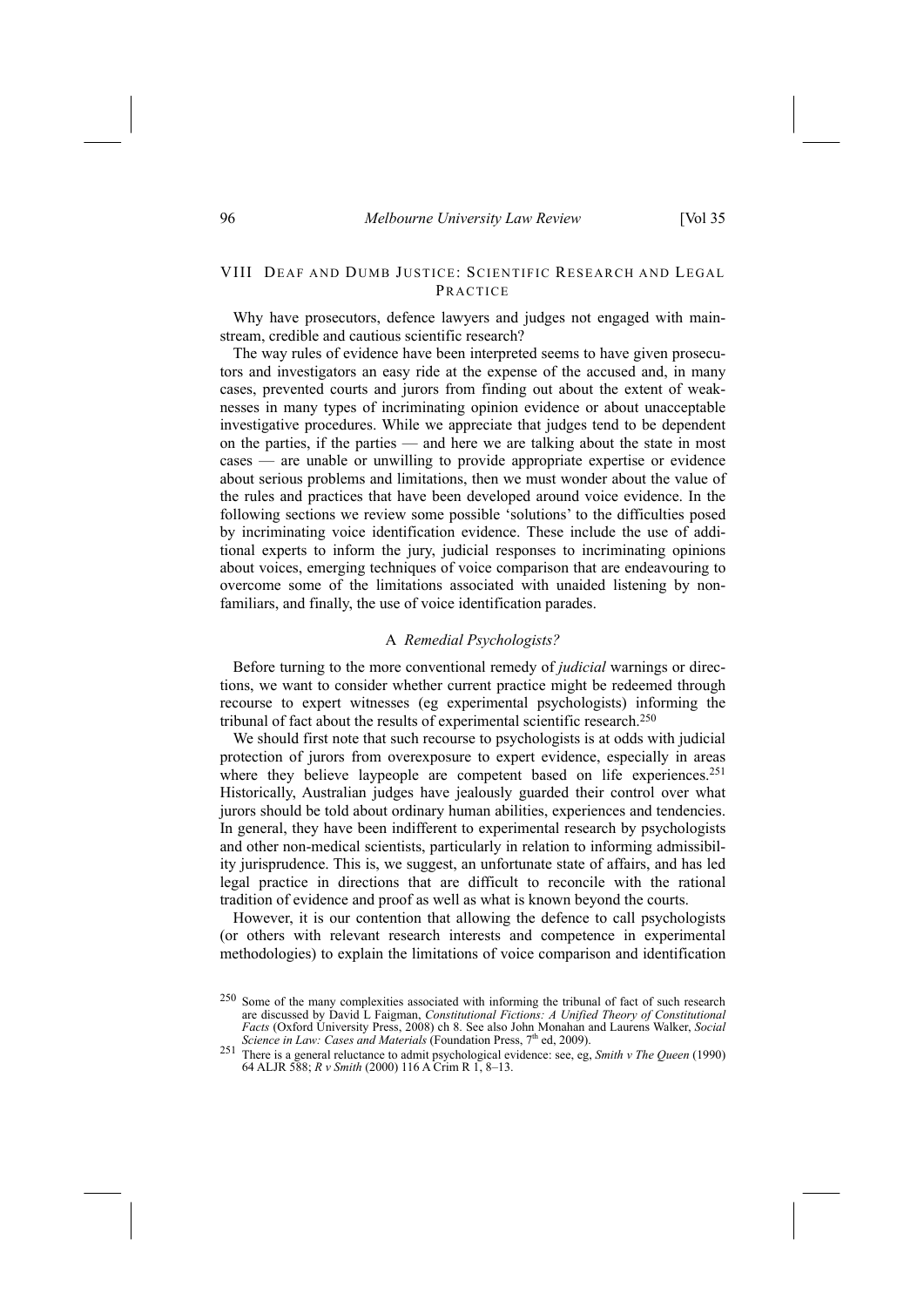## VIII Deaf and Dumb Justice: Scientific Research and Legal Practice

Why have prosecutors, defence lawyers and judges not engaged with mainstream, credible and cautious scientific research?

The way rules of evidence have been interpreted seems to have given prosecutors and investigators an easy ride at the expense of the accused and, in many cases, prevented courts and jurors from finding out about the extent of weaknesses in many types of incriminating opinion evidence or about unacceptable investigative procedures. While we appreciate that judges tend to be dependent on the parties, if the parties — and here we are talking about the state in most cases — are unable or unwilling to provide appropriate expertise or evidence about serious problems and limitations, then we must wonder about the value of the rules and practices that have been developed around voice evidence. In the following sections we review some possible 'solutions' to the difficulties posed by incriminating voice identification evidence. These include the use of additional experts to inform the jury, judicial responses to incriminating opinions about voices, emerging techniques of voice comparison that are endeavouring to overcome some of the limitations associated with unaided listening by non-familiars, and finally, the use of voice identification parades.

### A *Remedial Psychologists?*

Before turning to the more conventional remedy of *judicial* warnings or directions, we want to consider whether current practice might be redeemed through recourse to expert witnesses (eg experimental psychologists) informing the tribunal of fact about the results of experimental scientific research.[250]

We should first note that such recourse to psychologists is at odds with judicial protection of jurors from overexposure to expert evidence, especially in areas where they believe laypeople are competent based on life experiences.[251] Historically, Australian judges have jealously guarded their control over what jurors should be told about ordinary human abilities, experiences and tendencies. In general, they have been indifferent to experimental research by psychologists and other non-medical scientists, particularly in relation to informing admissibility jurisprudence. This is, we suggest, an unfortunate state of affairs, and has led legal practice in directions that are difficult to reconcile with the rational tradition of evidence and proof as well as what is known beyond the courts.

However, it is our contention that allowing the defence to call psychologists (or others with relevant research interests and competence in experimental methodologies) to explain the limitations of voice comparison and identification

---

[250] Some of the many complexities associated with informing the tribunal of fact of such research are discussed by David L Faigman, *Constitutional Fictions: A Unified Theory of Constitutional Facts* (Oxford University Press, 2008) ch 8. See also John Monahan and Laurens Walker, *Social Science in Law: Cases and Materials* (Foundation Press, 7th ed, 2009).

[251] There is a general reluctance to admit psychological evidence: see, eg, *Smith v The Queen* (1990) 64 ALJR 588; *R v Smith* (2000) 116 A Crim R 1, 8–13.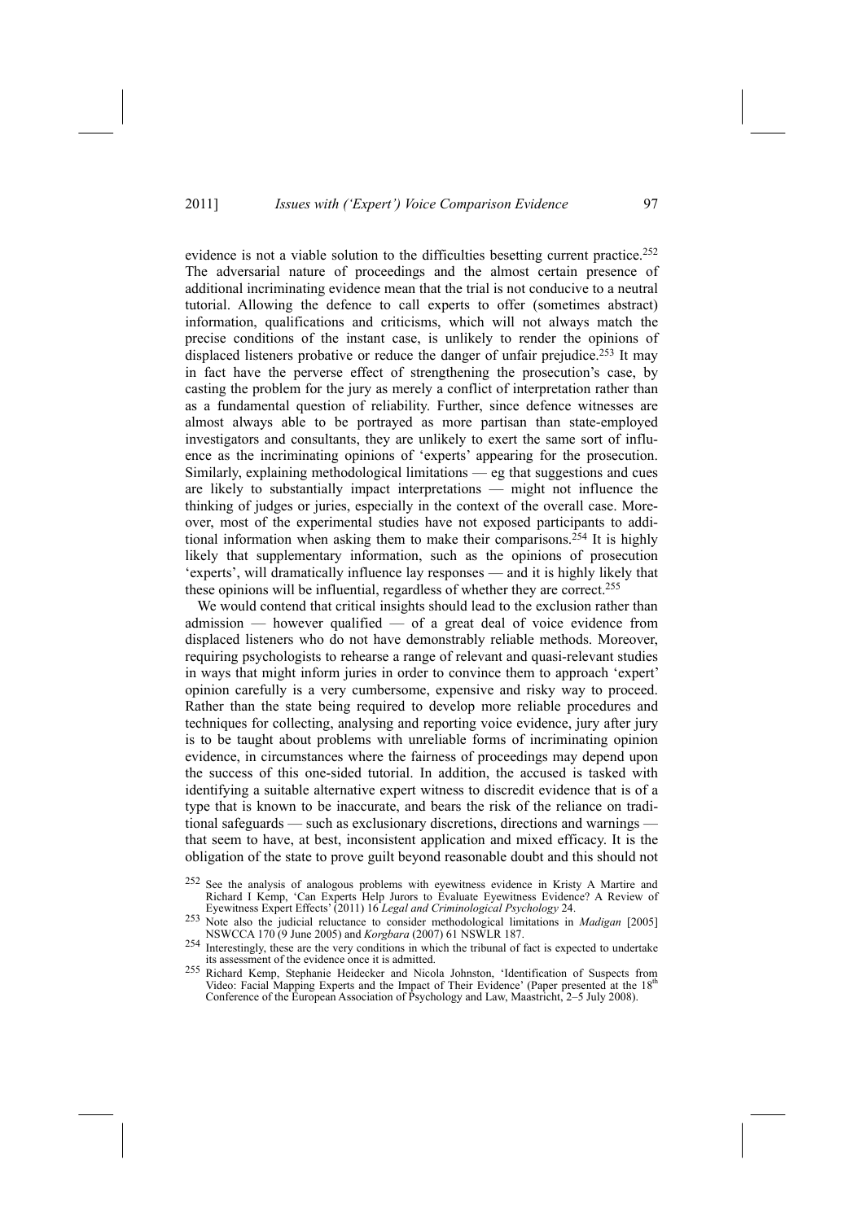evidence is not a viable solution to the difficulties besetting current practice.[252] The adversarial nature of proceedings and the almost certain presence of additional incriminating evidence mean that the trial is not conducive to a neutral tutorial. Allowing the defence to call experts to offer (sometimes abstract) information, qualifications and criticisms, which will not always match the precise conditions of the instant case, is unlikely to render the opinions of displaced listeners probative or reduce the danger of unfair prejudice.[253] It may in fact have the perverse effect of strengthening the prosecution's case, by casting the problem for the jury as merely a conflict of interpretation rather than as a fundamental question of reliability. Further, since defence witnesses are almost always able to be portrayed as more partisan than state-employed investigators and consultants, they are unlikely to exert the same sort of influence as the incriminating opinions of 'experts' appearing for the prosecution. Similarly, explaining methodological limitations — eg that suggestions and cues are likely to substantially impact interpretations — might not influence the thinking of judges or juries, especially in the context of the overall case. Moreover, most of the experimental studies have not exposed participants to additional information when asking them to make their comparisons.[254] It is highly likely that supplementary information, such as the opinions of prosecution 'experts', will dramatically influence lay responses — and it is highly likely that these opinions will be influential, regardless of whether they are correct.[255]

We would contend that critical insights should lead to the exclusion rather than admission — however qualified — of a great deal of voice evidence from displaced listeners who do not have demonstrably reliable methods. Moreover, requiring psychologists to rehearse a range of relevant and quasi-relevant studies in ways that might inform juries in order to convince them to approach 'expert' opinion carefully is a very cumbersome, expensive and risky way to proceed. Rather than the state being required to develop more reliable procedures and techniques for collecting, analysing and reporting voice evidence, jury after jury is to be taught about problems with unreliable forms of incriminating opinion evidence, in circumstances where the fairness of proceedings may depend upon the success of this one-sided tutorial. In addition, the accused is tasked with identifying a suitable alternative expert witness to discredit evidence that is of a type that is known to be inaccurate, and bears the risk of the reliance on traditional safeguards — such as exclusionary discretions, directions and warnings — that seem to have, at best, inconsistent application and mixed efficacy. It is the obligation of the state to prove guilt beyond reasonable doubt and this should not

[252] See the analysis of analogous problems with eyewitness evidence in Kristy A Martire and Richard I Kemp, 'Can Experts Help Jurors to Evaluate Eyewitness Evidence? A Review of Eyewitness Expert Effects' (2011) 16 *Legal and Criminological Psychology* 24.

[253] Note also the judicial reluctance to consider methodological limitations in *Madigan* [2005] NSWCCA 170 (9 June 2005) and *Korgbara* (2007) 61 NSWLR 187.

[254] Interestingly, these are the very conditions in which the tribunal of fact is expected to undertake its assessment of the evidence once it is admitted.

[255] Richard Kemp, Stephanie Heidecker and Nicola Johnston, 'Identification of Suspects from Video: Facial Mapping Experts and the Impact of Their Evidence' (Paper presented at the 18th Conference of the European Association of Psychology and Law, Maastricht, 2–5 July 2008).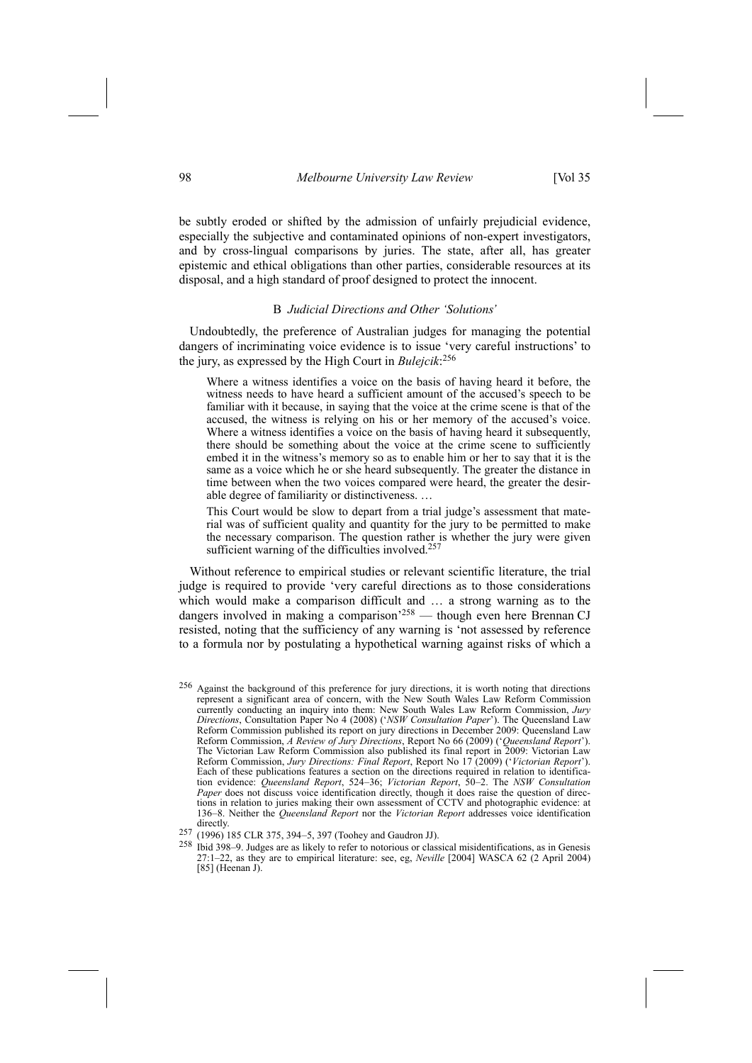be subtly eroded or shifted by the admission of unfairly prejudicial evidence, especially the subjective and contaminated opinions of non-expert investigators, and by cross-lingual comparisons by juries. The state, after all, has greater epistemic and ethical obligations than other parties, considerable resources at its disposal, and a high standard of proof designed to protect the innocent.

### B *Judicial Directions and Other 'Solutions'*

Undoubtedly, the preference of Australian judges for managing the potential dangers of incriminating voice evidence is to issue 'very careful instructions' to the jury, as expressed by the High Court in *Bulejcik*:[256]

> Where a witness identifies a voice on the basis of having heard it before, the witness needs to have heard a sufficient amount of the accused's speech to be familiar with it because, in saying that the voice at the crime scene is that of the accused, the witness is relying on his or her memory of the accused's voice. Where a witness identifies a voice on the basis of having heard it subsequently, there should be something about the voice at the crime scene to sufficiently embed it in the witness's memory so as to enable him or her to say that it is the same as a voice which he or she heard subsequently. The greater the distance in time between when the two voices compared were heard, the greater the desirable degree of familiarity or distinctiveness. …
>
> This Court would be slow to depart from a trial judge's assessment that material was of sufficient quality and quantity for the jury to be permitted to make the necessary comparison. The question rather is whether the jury were given sufficient warning of the difficulties involved.[257]

Without reference to empirical studies or relevant scientific literature, the trial judge is required to provide 'very careful directions as to those considerations which would make a comparison difficult and … a strong warning as to the dangers involved in making a comparison'[258] — though even here Brennan CJ resisted, noting that the sufficiency of any warning is 'not assessed by reference to a formula nor by postulating a hypothetical warning against risks of which a

---

[256] Against the background of this preference for jury directions, it is worth noting that directions represent a significant area of concern, with the New South Wales Law Reform Commission currently conducting an inquiry into them: New South Wales Law Reform Commission, *Jury Directions*, Consultation Paper No 4 (2008) ('*NSW Consultation Paper*'). The Queensland Law Reform Commission published its report on jury directions in December 2009: Queensland Law Reform Commission, *A Review of Jury Directions*, Report No 66 (2009) ('*Queensland Report*'). The Victorian Law Reform Commission also published its final report in 2009: Victorian Law Reform Commission, *Jury Directions: Final Report*, Report No 17 (2009) ('*Victorian Report*'). Each of these publications features a section on the directions required in relation to identification evidence: *Queensland Report*, 524–36; *Victorian Report*, 50–2. The *NSW Consultation Paper* does not discuss voice identification directly, though it does raise the question of directions in relation to juries making their own assessment of CCTV and photographic evidence: at 136–8. Neither the *Queensland Report* nor the *Victorian Report* addresses voice identification directly.

[257] (1996) 185 CLR 375, 394–5, 397 (Toohey and Gaudron JJ).

[258] Ibid 398–9. Judges are as likely to refer to notorious or classical misidentifications, as in Genesis 27:1–22, as they are to empirical literature: see, eg, *Neville* [2004] WASCA 62 (2 April 2004) [85] (Heenan J).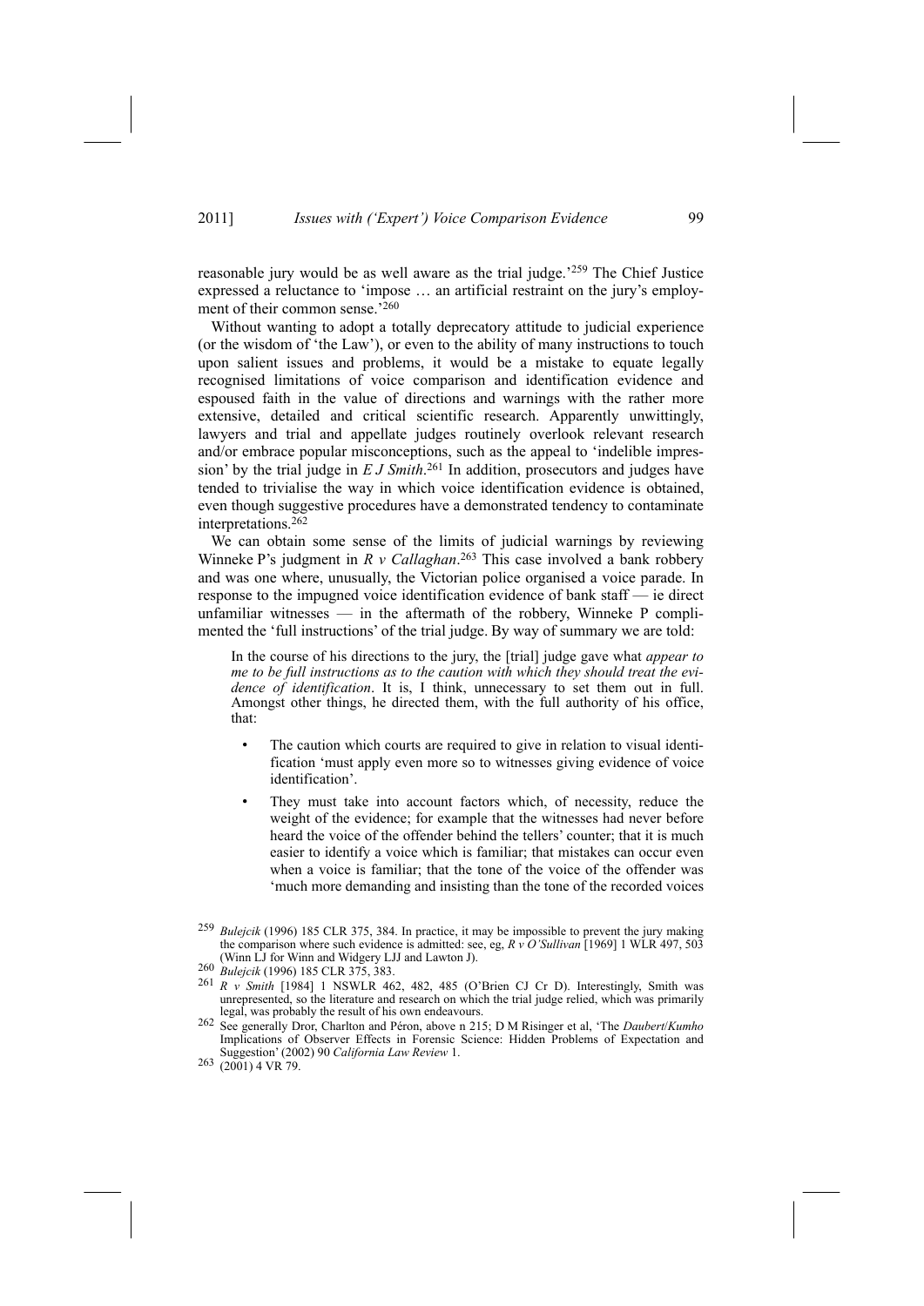reasonable jury would be as well aware as the trial judge.'[259] The Chief Justice expressed a reluctance to 'impose … an artificial restraint on the jury's employment of their common sense.'[260]

Without wanting to adopt a totally deprecatory attitude to judicial experience (or the wisdom of 'the Law'), or even to the ability of many instructions to touch upon salient issues and problems, it would be a mistake to equate legally recognised limitations of voice comparison and identification evidence and espoused faith in the value of directions and warnings with the rather more extensive, detailed and critical scientific research. Apparently unwittingly, lawyers and trial and appellate judges routinely overlook relevant research and/or embrace popular misconceptions, such as the appeal to 'indelible impression' by the trial judge in *E J Smith*.[261] In addition, prosecutors and judges have tended to trivialise the way in which voice identification evidence is obtained, even though suggestive procedures have a demonstrated tendency to contaminate interpretations.[262]

We can obtain some sense of the limits of judicial warnings by reviewing Winneke P's judgment in *R v Callaghan*.[263] This case involved a bank robbery and was one where, unusually, the Victorian police organised a voice parade. In response to the impugned voice identification evidence of bank staff — ie direct unfamiliar witnesses — in the aftermath of the robbery, Winneke P complimented the 'full instructions' of the trial judge. By way of summary we are told:

> In the course of his directions to the jury, the [trial] judge gave what *appear to me to be full instructions as to the caution with which they should treat the evidence of identification*. It is, I think, unnecessary to set them out in full. Amongst other things, he directed them, with the full authority of his office, that:
>
> - The caution which courts are required to give in relation to visual identification 'must apply even more so to witnesses giving evidence of voice identification'.
> - They must take into account factors which, of necessity, reduce the weight of the evidence; for example that the witnesses had never before heard the voice of the offender behind the tellers' counter; that it is much easier to identify a voice which is familiar; that mistakes can occur even when a voice is familiar; that the tone of the voice of the offender was 'much more demanding and insisting than the tone of the recorded voices

---

[259] *Bulejcik* (1996) 185 CLR 375, 384. In practice, it may be impossible to prevent the jury making the comparison where such evidence is admitted: see, eg, *R v O'Sullivan* [1969] 1 WLR 497, 503 (Winn LJ for Winn and Widgery LJJ and Lawton J).

[260] *Bulejcik* (1996) 185 CLR 375, 383.

[261] *R v Smith* [1984] 1 NSWLR 462, 482, 485 (O'Brien CJ Cr D). Interestingly, Smith was unrepresented, so the literature and research on which the trial judge relied, which was primarily legal, was probably the result of his own endeavours.

[262] See generally Dror, Charlton and Péron, above n 215; D M Risinger et al, 'The *Daubert*/*Kumho* Implications of Observer Effects in Forensic Science: Hidden Problems of Expectation and Suggestion' (2002) 90 *California Law Review* 1.

[263] (2001) 4 VR 79.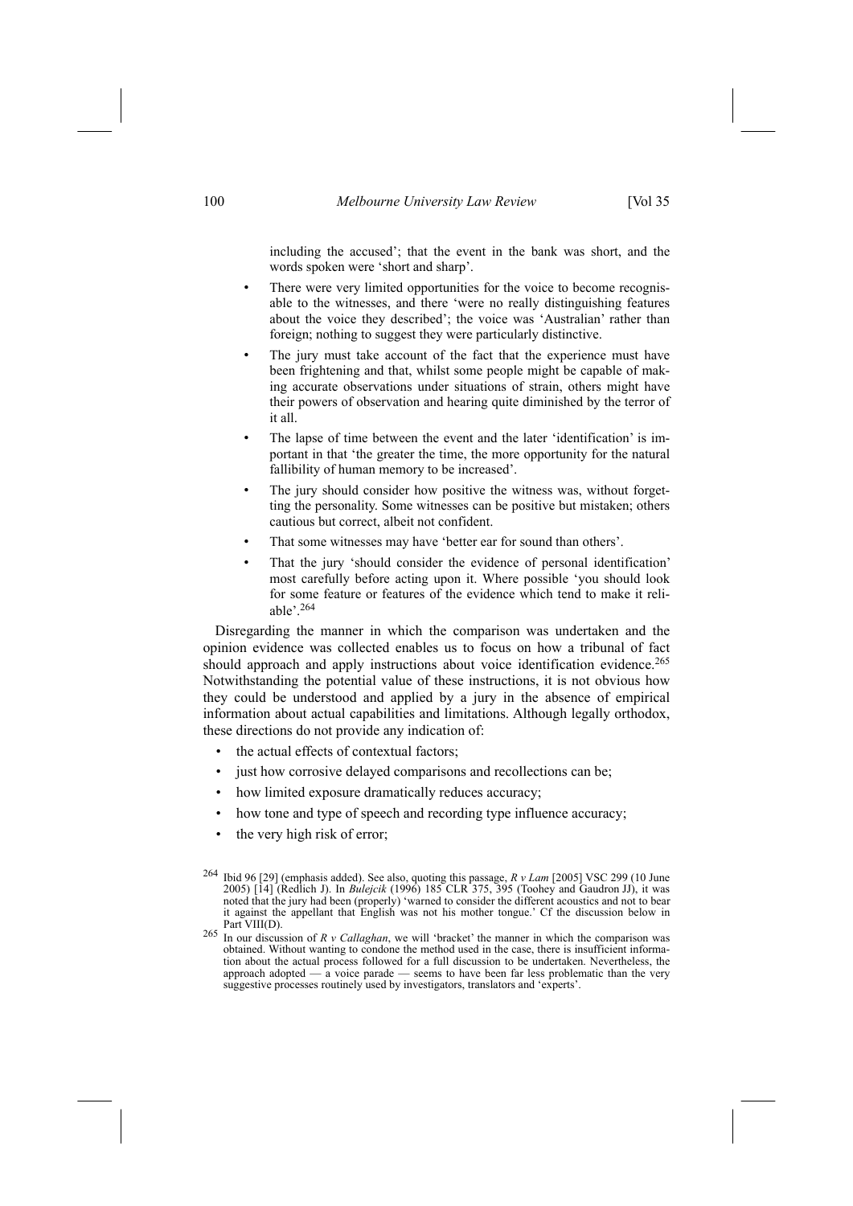including the accused'; that the event in the bank was short, and the words spoken were 'short and sharp'.

- There were very limited opportunities for the voice to become recognisable to the witnesses, and there 'were no really distinguishing features about the voice they described'; the voice was 'Australian' rather than foreign; nothing to suggest they were particularly distinctive.
- The jury must take account of the fact that the experience must have been frightening and that, whilst some people might be capable of making accurate observations under situations of strain, others might have their powers of observation and hearing quite diminished by the terror of it all.
- The lapse of time between the event and the later 'identification' is important in that 'the greater the time, the more opportunity for the natural fallibility of human memory to be increased'.
- The jury should consider how positive the witness was, without forgetting the personality. Some witnesses can be positive but mistaken; others cautious but correct, albeit not confident.
- That some witnesses may have 'better ear for sound than others'.
- That the jury 'should consider the evidence of personal identification' most carefully before acting upon it. Where possible 'you should look for some feature or features of the evidence which tend to make it reliable'.[264]

Disregarding the manner in which the comparison was undertaken and the opinion evidence was collected enables us to focus on how a tribunal of fact should approach and apply instructions about voice identification evidence.[265] Notwithstanding the potential value of these instructions, it is not obvious how they could be understood and applied by a jury in the absence of empirical information about actual capabilities and limitations. Although legally orthodox, these directions do not provide any indication of:

- the actual effects of contextual factors;
- just how corrosive delayed comparisons and recollections can be;
- how limited exposure dramatically reduces accuracy;
- how tone and type of speech and recording type influence accuracy;
- the very high risk of error;

[264] Ibid 96 [29] (emphasis added). See also, quoting this passage, *R v Lam* [2005] VSC 299 (10 June 2005) [14] (Redlich J). In *Bulejcik* (1996) 185 CLR 375, 395 (Toohey and Gaudron JJ), it was noted that the jury had been (properly) 'warned to consider the different acoustics and not to bear it against the appellant that English was not his mother tongue.' Cf the discussion below in Part VIII(D).

[265] In our discussion of *R v Callaghan*, we will 'bracket' the manner in which the comparison was obtained. Without wanting to condone the method used in the case, there is insufficient information about the actual process followed for a full discussion to be undertaken. Nevertheless, the approach adopted — a voice parade — seems to have been far less problematic than the very suggestive processes routinely used by investigators, translators and 'experts'.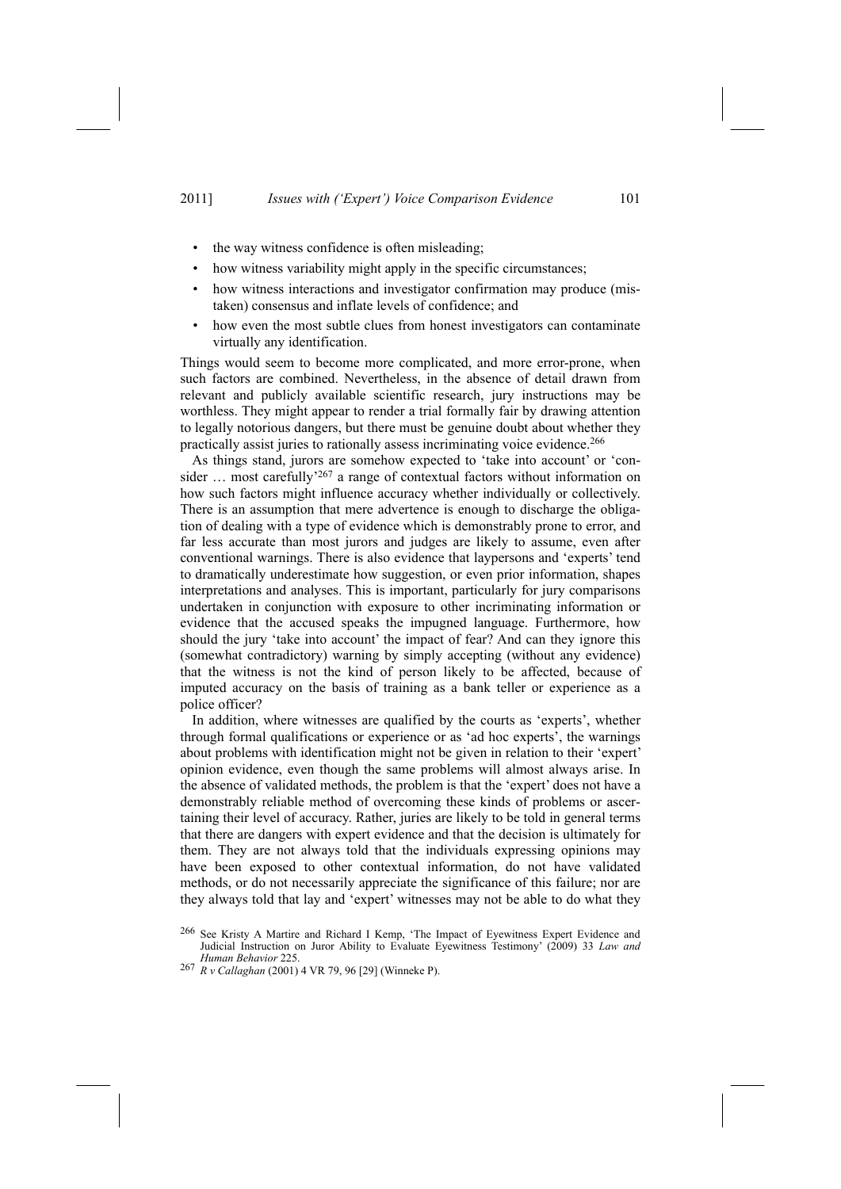- the way witness confidence is often misleading;
- how witness variability might apply in the specific circumstances;
- how witness interactions and investigator confirmation may produce (mistaken) consensus and inflate levels of confidence; and
- how even the most subtle clues from honest investigators can contaminate virtually any identification.

Things would seem to become more complicated, and more error-prone, when such factors are combined. Nevertheless, in the absence of detail drawn from relevant and publicly available scientific research, jury instructions may be worthless. They might appear to render a trial formally fair by drawing attention to legally notorious dangers, but there must be genuine doubt about whether they practically assist juries to rationally assess incriminating voice evidence.[266]

As things stand, jurors are somehow expected to 'take into account' or 'consider … most carefully'[267] a range of contextual factors without information on how such factors might influence accuracy whether individually or collectively. There is an assumption that mere advertence is enough to discharge the obligation of dealing with a type of evidence which is demonstrably prone to error, and far less accurate than most jurors and judges are likely to assume, even after conventional warnings. There is also evidence that laypersons and 'experts' tend to dramatically underestimate how suggestion, or even prior information, shapes interpretations and analyses. This is important, particularly for jury comparisons undertaken in conjunction with exposure to other incriminating information or evidence that the accused speaks the impugned language. Furthermore, how should the jury 'take into account' the impact of fear? And can they ignore this (somewhat contradictory) warning by simply accepting (without any evidence) that the witness is not the kind of person likely to be affected, because of imputed accuracy on the basis of training as a bank teller or experience as a police officer?

In addition, where witnesses are qualified by the courts as 'experts', whether through formal qualifications or experience or as 'ad hoc experts', the warnings about problems with identification might not be given in relation to their 'expert' opinion evidence, even though the same problems will almost always arise. In the absence of validated methods, the problem is that the 'expert' does not have a demonstrably reliable method of overcoming these kinds of problems or ascertaining their level of accuracy. Rather, juries are likely to be told in general terms that there are dangers with expert evidence and that the decision is ultimately for them. They are not always told that the individuals expressing opinions may have been exposed to other contextual information, do not have validated methods, or do not necessarily appreciate the significance of this failure; nor are they always told that lay and 'expert' witnesses may not be able to do what they

[266] See Kristy A Martire and Richard I Kemp, 'The Impact of Eyewitness Expert Evidence and Judicial Instruction on Juror Ability to Evaluate Eyewitness Testimony' (2009) 33 *Law and Human Behavior* 225.

[267] *R v Callaghan* (2001) 4 VR 79, 96 [29] (Winneke P).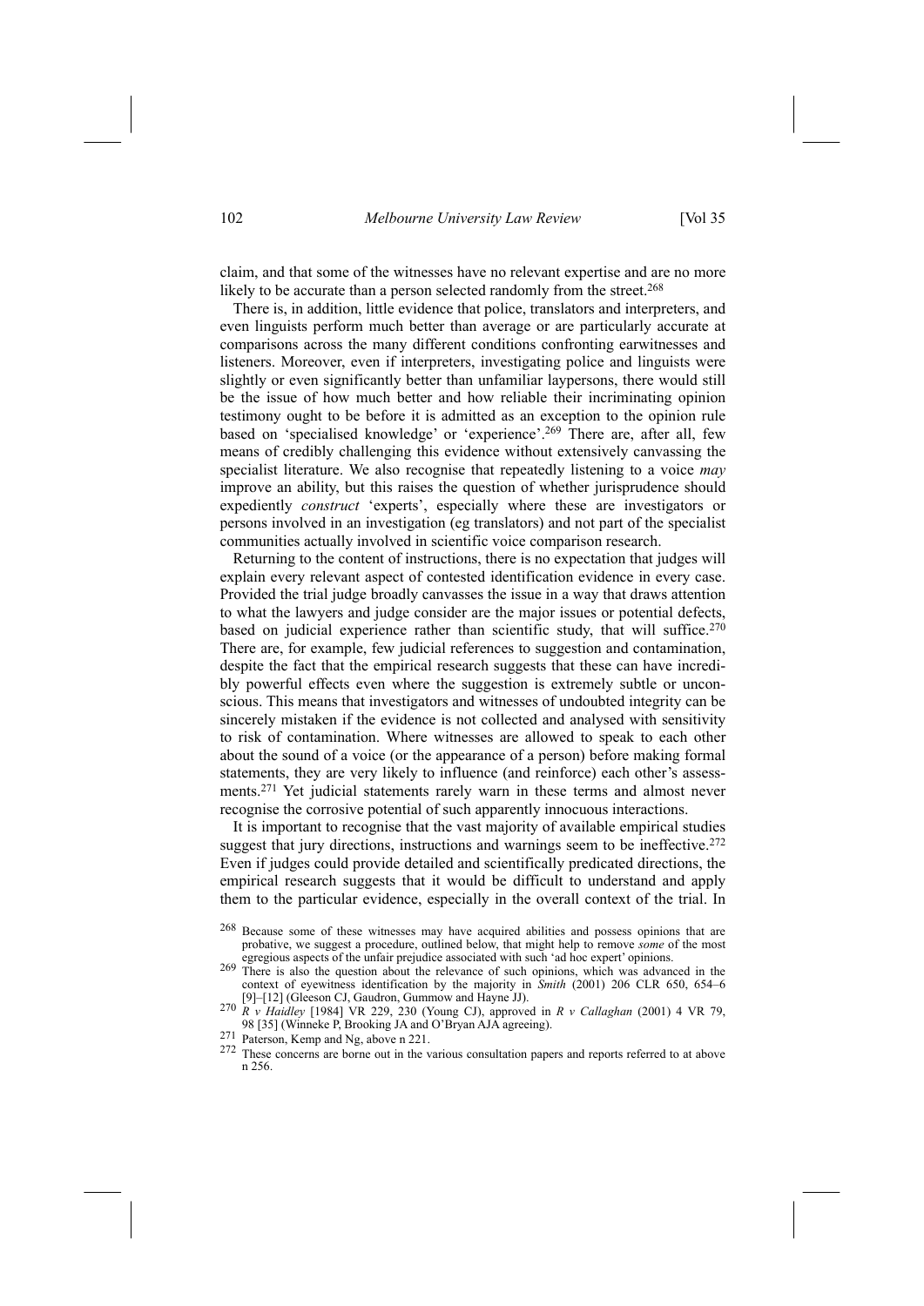claim, and that some of the witnesses have no relevant expertise and are no more likely to be accurate than a person selected randomly from the street.[268]

There is, in addition, little evidence that police, translators and interpreters, and even linguists perform much better than average or are particularly accurate at comparisons across the many different conditions confronting earwitnesses and listeners. Moreover, even if interpreters, investigating police and linguists were slightly or even significantly better than unfamiliar laypersons, there would still be the issue of how much better and how reliable their incriminating opinion testimony ought to be before it is admitted as an exception to the opinion rule based on 'specialised knowledge' or 'experience'.[269] There are, after all, few means of credibly challenging this evidence without extensively canvassing the specialist literature. We also recognise that repeatedly listening to a voice *may* improve an ability, but this raises the question of whether jurisprudence should expediently *construct* 'experts', especially where these are investigators or persons involved in an investigation (eg translators) and not part of the specialist communities actually involved in scientific voice comparison research.

Returning to the content of instructions, there is no expectation that judges will explain every relevant aspect of contested identification evidence in every case. Provided the trial judge broadly canvasses the issue in a way that draws attention to what the lawyers and judge consider are the major issues or potential defects, based on judicial experience rather than scientific study, that will suffice.[270] There are, for example, few judicial references to suggestion and contamination, despite the fact that the empirical research suggests that these can have incredibly powerful effects even where the suggestion is extremely subtle or unconscious. This means that investigators and witnesses of undoubted integrity can be sincerely mistaken if the evidence is not collected and analysed with sensitivity to risk of contamination. Where witnesses are allowed to speak to each other about the sound of a voice (or the appearance of a person) before making formal statements, they are very likely to influence (and reinforce) each other's assessments.[271] Yet judicial statements rarely warn in these terms and almost never recognise the corrosive potential of such apparently innocuous interactions.

It is important to recognise that the vast majority of available empirical studies suggest that jury directions, instructions and warnings seem to be ineffective.[272] Even if judges could provide detailed and scientifically predicated directions, the empirical research suggests that it would be difficult to understand and apply them to the particular evidence, especially in the overall context of the trial. In

---

[268] Because some of these witnesses may have acquired abilities and possess opinions that are probative, we suggest a procedure, outlined below, that might help to remove *some* of the most egregious aspects of the unfair prejudice associated with such 'ad hoc expert' opinions.

[269] There is also the question about the relevance of such opinions, which was advanced in the context of eyewitness identification by the majority in *Smith* (2001) 206 CLR 650, 654–6 [9]–[12] (Gleeson CJ, Gaudron, Gummow and Hayne JJ).

[270] *R v Haidley* [1984] VR 229, 230 (Young CJ), approved in *R v Callaghan* (2001) 4 VR 79, 98 [35] (Winneke P, Brooking JA and O'Bryan AJA agreeing).

[271] Paterson, Kemp and Ng, above n 221.

[272] These concerns are borne out in the various consultation papers and reports referred to at above n 256.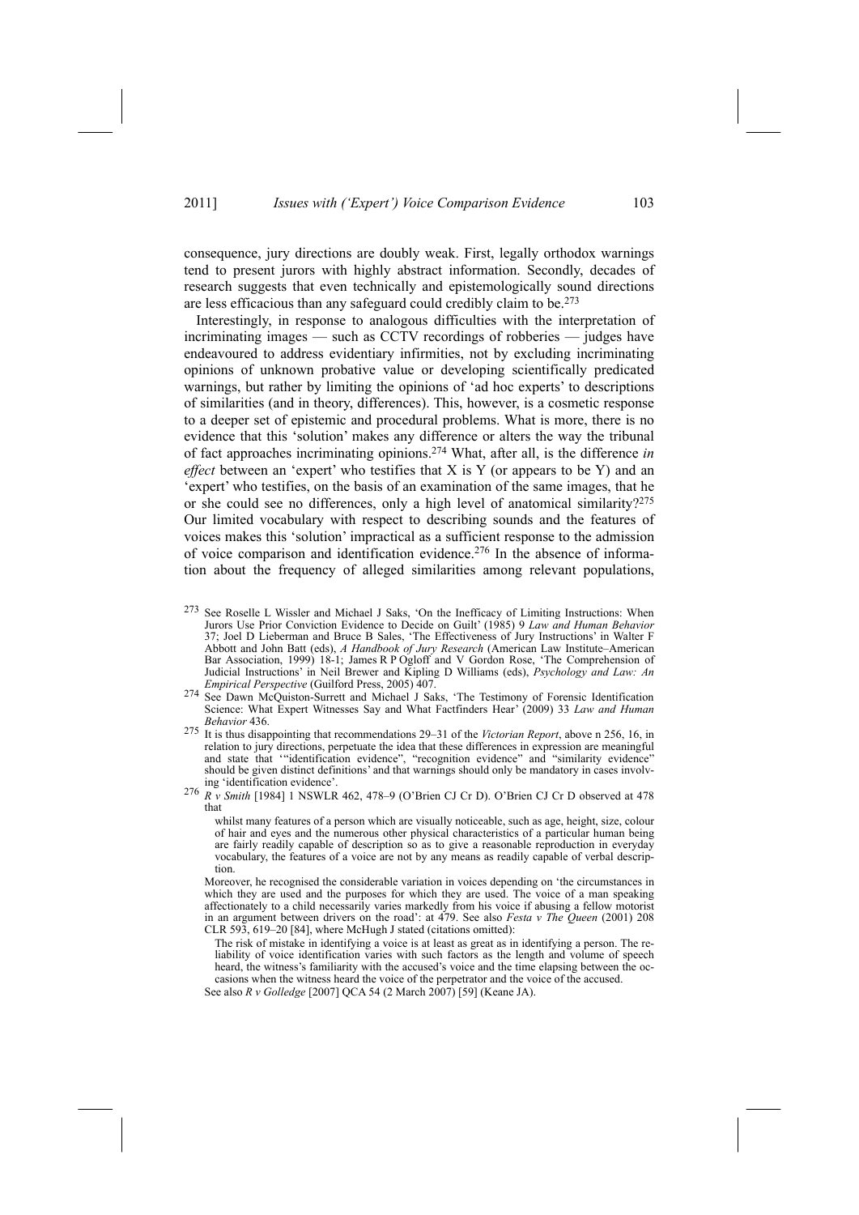consequence, jury directions are doubly weak. First, legally orthodox warnings tend to present jurors with highly abstract information. Secondly, decades of research suggests that even technically and epistemologically sound directions are less efficacious than any safeguard could credibly claim to be.[273]

Interestingly, in response to analogous difficulties with the interpretation of incriminating images — such as CCTV recordings of robberies — judges have endeavoured to address evidentiary infirmities, not by excluding incriminating opinions of unknown probative value or developing scientifically predicated warnings, but rather by limiting the opinions of 'ad hoc experts' to descriptions of similarities (and in theory, differences). This, however, is a cosmetic response to a deeper set of epistemic and procedural problems. What is more, there is no evidence that this 'solution' makes any difference or alters the way the tribunal of fact approaches incriminating opinions.[274] What, after all, is the difference *in effect* between an 'expert' who testifies that X is Y (or appears to be Y) and an 'expert' who testifies, on the basis of an examination of the same images, that he or she could see no differences, only a high level of anatomical similarity?[275] Our limited vocabulary with respect to describing sounds and the features of voices makes this 'solution' impractical as a sufficient response to the admission of voice comparison and identification evidence.[276] In the absence of information about the frequency of alleged similarities among relevant populations,

---

[273] See Roselle L Wissler and Michael J Saks, 'On the Inefficacy of Limiting Instructions: When Jurors Use Prior Conviction Evidence to Decide on Guilt' (1985) 9 *Law and Human Behavior* 37; Joel D Lieberman and Bruce B Sales, 'The Effectiveness of Jury Instructions' in Walter F Abbott and John Batt (eds), *A Handbook of Jury Research* (American Law Institute–American Bar Association, 1999) 18-1; James R P Ogloff and V Gordon Rose, 'The Comprehension of Judicial Instructions' in Neil Brewer and Kipling D Williams (eds), *Psychology and Law: An Empirical Perspective* (Guilford Press, 2005) 407.

[274] See Dawn McQuiston-Surrett and Michael J Saks, 'The Testimony of Forensic Identification Science: What Expert Witnesses Say and What Factfinders Hear' (2009) 33 *Law and Human Behavior* 436.

[275] It is thus disappointing that recommendations 29–31 of the *Victorian Report*, above n 256, 16, in relation to jury directions, perpetuate the idea that these differences in expression are meaningful and state that '"identification evidence", "recognition evidence" and "similarity evidence" should be given distinct definitions' and that warnings should only be mandatory in cases involving 'identification evidence'.

[276] *R v Smith* [1984] 1 NSWLR 462, 478–9 (O'Brien CJ Cr D). O'Brien CJ Cr D observed at 478 that

> whilst many features of a person which are visually noticeable, such as age, height, size, colour of hair and eyes and the numerous other physical characteristics of a particular human being are fairly readily capable of description so as to give a reasonable reproduction in everyday vocabulary, the features of a voice are not by any means as readily capable of verbal description.

Moreover, he recognised the considerable variation in voices depending on 'the circumstances in which they are used and the purposes for which they are used. The voice of a man speaking affectionately to a child necessarily varies markedly from his voice if abusing a fellow motorist in an argument between drivers on the road': at 479. See also *Festa v The Queen* (2001) 208 CLR 593, 619–20 [84], where McHugh J stated (citations omitted):

> The risk of mistake in identifying a voice is at least as great as in identifying a person. The reliability of voice identification varies with such factors as the length and volume of speech heard, the witness's familiarity with the accused's voice and the time elapsing between the occasions when the witness heard the voice of the perpetrator and the voice of the accused.

See also *R v Golledge* [2007] QCA 54 (2 March 2007) [59] (Keane JA).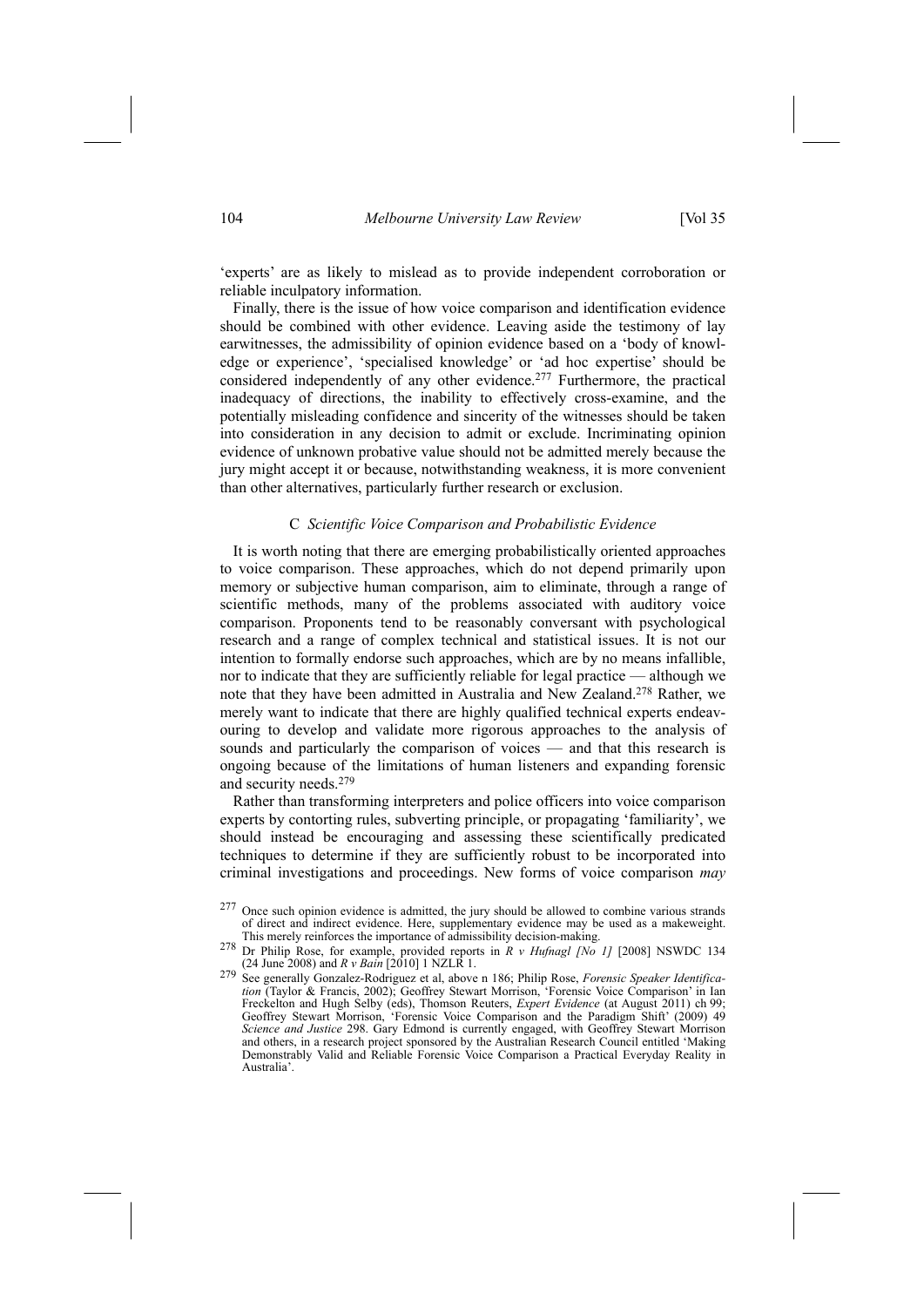'experts' are as likely to mislead as to provide independent corroboration or reliable inculpatory information.

Finally, there is the issue of how voice comparison and identification evidence should be combined with other evidence. Leaving aside the testimony of lay earwitnesses, the admissibility of opinion evidence based on a 'body of knowledge or experience', 'specialised knowledge' or 'ad hoc expertise' should be considered independently of any other evidence.[277] Furthermore, the practical inadequacy of directions, the inability to effectively cross-examine, and the potentially misleading confidence and sincerity of the witnesses should be taken into consideration in any decision to admit or exclude. Incriminating opinion evidence of unknown probative value should not be admitted merely because the jury might accept it or because, notwithstanding weakness, it is more convenient than other alternatives, particularly further research or exclusion.

### C *Scientific Voice Comparison and Probabilistic Evidence*

It is worth noting that there are emerging probabilistically oriented approaches to voice comparison. These approaches, which do not depend primarily upon memory or subjective human comparison, aim to eliminate, through a range of scientific methods, many of the problems associated with auditory voice comparison. Proponents tend to be reasonably conversant with psychological research and a range of complex technical and statistical issues. It is not our intention to formally endorse such approaches, which are by no means infallible, nor to indicate that they are sufficiently reliable for legal practice — although we note that they have been admitted in Australia and New Zealand.[278] Rather, we merely want to indicate that there are highly qualified technical experts endeavouring to develop and validate more rigorous approaches to the analysis of sounds and particularly the comparison of voices — and that this research is ongoing because of the limitations of human listeners and expanding forensic and security needs.[279]

Rather than transforming interpreters and police officers into voice comparison experts by contorting rules, subverting principle, or propagating 'familiarity', we should instead be encouraging and assessing these scientifically predicated techniques to determine if they are sufficiently robust to be incorporated into criminal investigations and proceedings. New forms of voice comparison *may*

---

[277] Once such opinion evidence is admitted, the jury should be allowed to combine various strands of direct and indirect evidence. Here, supplementary evidence may be used as a makeweight. This merely reinforces the importance of admissibility decision-making.

[278] Dr Philip Rose, for example, provided reports in *R v Hufnagl [No 1]* [2008] NSWDC 134 (24 June 2008) and *R v Bain* [2010] 1 NZLR 1.

[279] See generally Gonzalez-Rodriguez et al, above n 186; Philip Rose, *Forensic Speaker Identification* (Taylor & Francis, 2002); Geoffrey Stewart Morrison, 'Forensic Voice Comparison' in Ian Freckelton and Hugh Selby (eds), Thomson Reuters, *Expert Evidence* (at August 2011) ch 99; Geoffrey Stewart Morrison, 'Forensic Voice Comparison and the Paradigm Shift' (2009) 49 *Science and Justice* 298. Gary Edmond is currently engaged, with Geoffrey Stewart Morrison and others, in a research project sponsored by the Australian Research Council entitled 'Making Demonstrably Valid and Reliable Forensic Voice Comparison a Practical Everyday Reality in Australia'.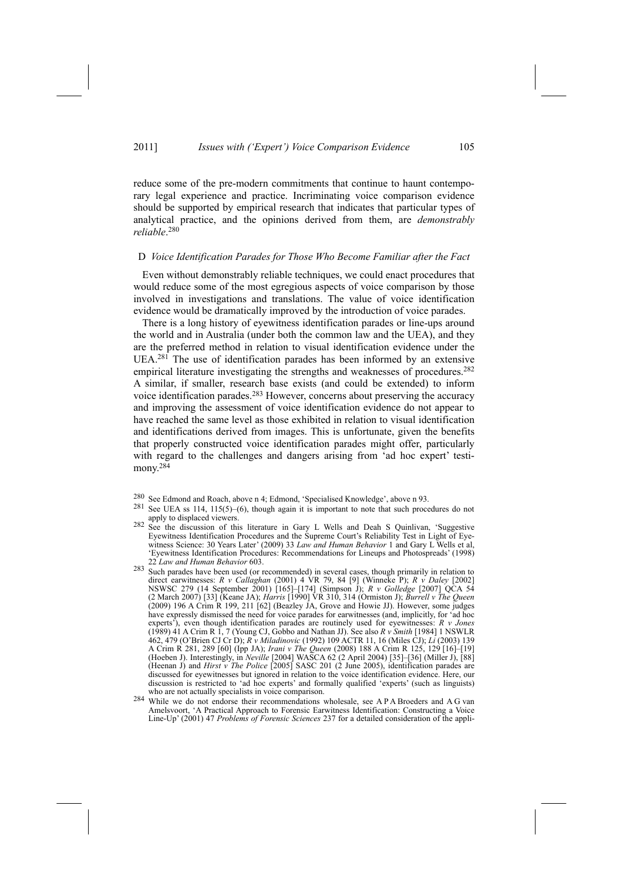reduce some of the pre-modern commitments that continue to haunt contemporary legal experience and practice. Incriminating voice comparison evidence should be supported by empirical research that indicates that particular types of analytical practice, and the opinions derived from them, are *demonstrably reliable*.[280]

### D *Voice Identification Parades for Those Who Become Familiar after the Fact*

Even without demonstrably reliable techniques, we could enact procedures that would reduce some of the most egregious aspects of voice comparison by those involved in investigations and translations. The value of voice identification evidence would be dramatically improved by the introduction of voice parades.

There is a long history of eyewitness identification parades or line-ups around the world and in Australia (under both the common law and the UEA), and they are the preferred method in relation to visual identification evidence under the UEA.[281] The use of identification parades has been informed by an extensive empirical literature investigating the strengths and weaknesses of procedures.[282] A similar, if smaller, research base exists (and could be extended) to inform voice identification parades.[283] However, concerns about preserving the accuracy and improving the assessment of voice identification evidence do not appear to have reached the same level as those exhibited in relation to visual identification and identifications derived from images. This is unfortunate, given the benefits that properly constructed voice identification parades might offer, particularly with regard to the challenges and dangers arising from 'ad hoc expert' testimony.[284]

---

[280] See Edmond and Roach, above n 4; Edmond, 'Specialised Knowledge', above n 93.

[281] See UEA ss 114, 115(5)–(6), though again it is important to note that such procedures do not apply to displaced viewers.

[282] See the discussion of this literature in Gary L Wells and Deah S Quinlivan, 'Suggestive Eyewitness Identification Procedures and the Supreme Court's Reliability Test in Light of Eyewitness Science: 30 Years Later' (2009) 33 *Law and Human Behavior* 1 and Gary L Wells et al, 'Eyewitness Identification Procedures: Recommendations for Lineups and Photospreads' (1998) 22 *Law and Human Behavior* 603.

[283] Such parades have been used (or recommended) in several cases, though primarily in relation to direct earwitnesses: *R v Callaghan* (2001) 4 VR 79, 84 [9] (Winneke P); *R v Daley* [2002] NSWSC 279 (14 September 2001) [165]–[174] (Simpson J); *R v Golledge* [2007] QCA 54 (2 March 2007) [33] (Keane JA); *Harris* [1990] VR 310, 314 (Ormiston J); *Burrell v The Queen* (2009) 196 A Crim R 199, 211 [62] (Beazley JA, Grove and Howie JJ). However, some judges have expressly dismissed the need for voice parades for earwitnesses (and, implicitly, for 'ad hoc experts'), even though identification parades are routinely used for eyewitnesses: *R v Jones* (1989) 41 A Crim R 1, 7 (Young CJ, Gobbo and Nathan JJ). See also *R v Smith* [1984] 1 NSWLR 462, 479 (O'Brien CJ Cr D); *R v Miladinovic* (1992) 109 ACTR 11, 16 (Miles CJ); *Li* (2003) 139 A Crim R 281, 289 [60] (Ipp JA); *Irani v The Queen* (2008) 188 A Crim R 125, 129 [16]–[19] (Hoeben J). Interestingly, in *Neville* [2004] WASCA 62 (2 April 2004) [35]–[36] (Miller J), [88] (Heenan J) and *Hirst v The Police* [2005] SASC 201 (2 June 2005), identification parades are discussed for eyewitnesses but ignored in relation to the voice identification evidence. Here, our discussion is restricted to 'ad hoc experts' and formally qualified 'experts' (such as linguists) who are not actually specialists in voice comparison.

[284] While we do not endorse their recommendations wholesale, see A P A Broeders and A G van Amelsvoort, 'A Practical Approach to Forensic Earwitness Identification: Constructing a Voice Line-Up' (2001) 47 *Problems of Forensic Sciences* 237 for a detailed consideration of the appli-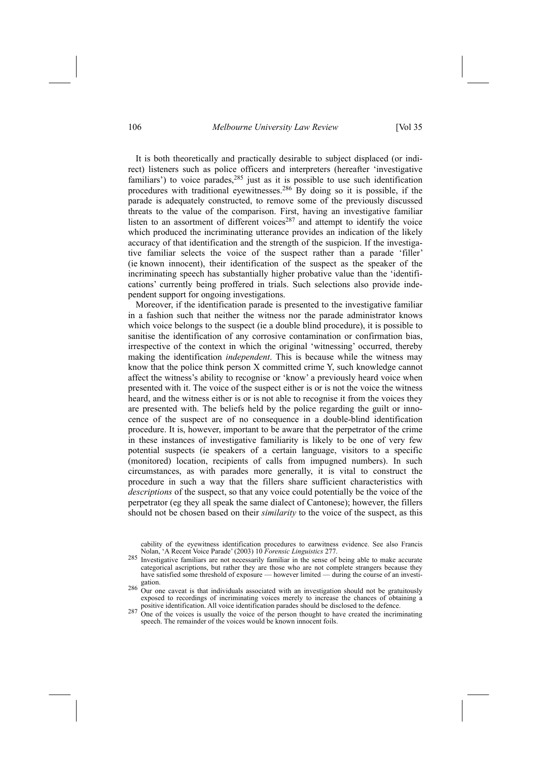It is both theoretically and practically desirable to subject displaced (or indirect) listeners such as police officers and interpreters (hereafter 'investigative familiars') to voice parades,[285] just as it is possible to use such identification procedures with traditional eyewitnesses.[286] By doing so it is possible, if the parade is adequately constructed, to remove some of the previously discussed threats to the value of the comparison. First, having an investigative familiar listen to an assortment of different voices[287] and attempt to identify the voice which produced the incriminating utterance provides an indication of the likely accuracy of that identification and the strength of the suspicion. If the investigative familiar selects the voice of the suspect rather than a parade 'filler' (ie known innocent), their identification of the suspect as the speaker of the incriminating speech has substantially higher probative value than the 'identifications' currently being proffered in trials. Such selections also provide independent support for ongoing investigations.

Moreover, if the identification parade is presented to the investigative familiar in a fashion such that neither the witness nor the parade administrator knows which voice belongs to the suspect (ie a double blind procedure), it is possible to sanitise the identification of any corrosive contamination or confirmation bias, irrespective of the context in which the original 'witnessing' occurred, thereby making the identification *independent*. This is because while the witness may know that the police think person X committed crime Y, such knowledge cannot affect the witness's ability to recognise or 'know' a previously heard voice when presented with it. The voice of the suspect either is or is not the voice the witness heard, and the witness either is or is not able to recognise it from the voices they are presented with. The beliefs held by the police regarding the guilt or innocence of the suspect are of no consequence in a double-blind identification procedure. It is, however, important to be aware that the perpetrator of the crime in these instances of investigative familiarity is likely to be one of very few potential suspects (ie speakers of a certain language, visitors to a specific (monitored) location, recipients of calls from impugned numbers). In such circumstances, as with parades more generally, it is vital to construct the procedure in such a way that the fillers share sufficient characteristics with *descriptions* of the suspect, so that any voice could potentially be the voice of the perpetrator (eg they all speak the same dialect of Cantonese); however, the fillers should not be chosen based on their *similarity* to the voice of the suspect, as this

---

cability of the eyewitness identification procedures to earwitness evidence. See also Francis Nolan, 'A Recent Voice Parade' (2003) 10 *Forensic Linguistics* 277.

[285] Investigative familiars are not necessarily familiar in the sense of being able to make accurate categorical ascriptions, but rather they are those who are not complete strangers because they have satisfied some threshold of exposure — however limited — during the course of an investigation.

[286] Our one caveat is that individuals associated with an investigation should not be gratuitously exposed to recordings of incriminating voices merely to increase the chances of obtaining a positive identification. All voice identification parades should be disclosed to the defence.

[287] One of the voices is usually the voice of the person thought to have created the incriminating speech. The remainder of the voices would be known innocent foils.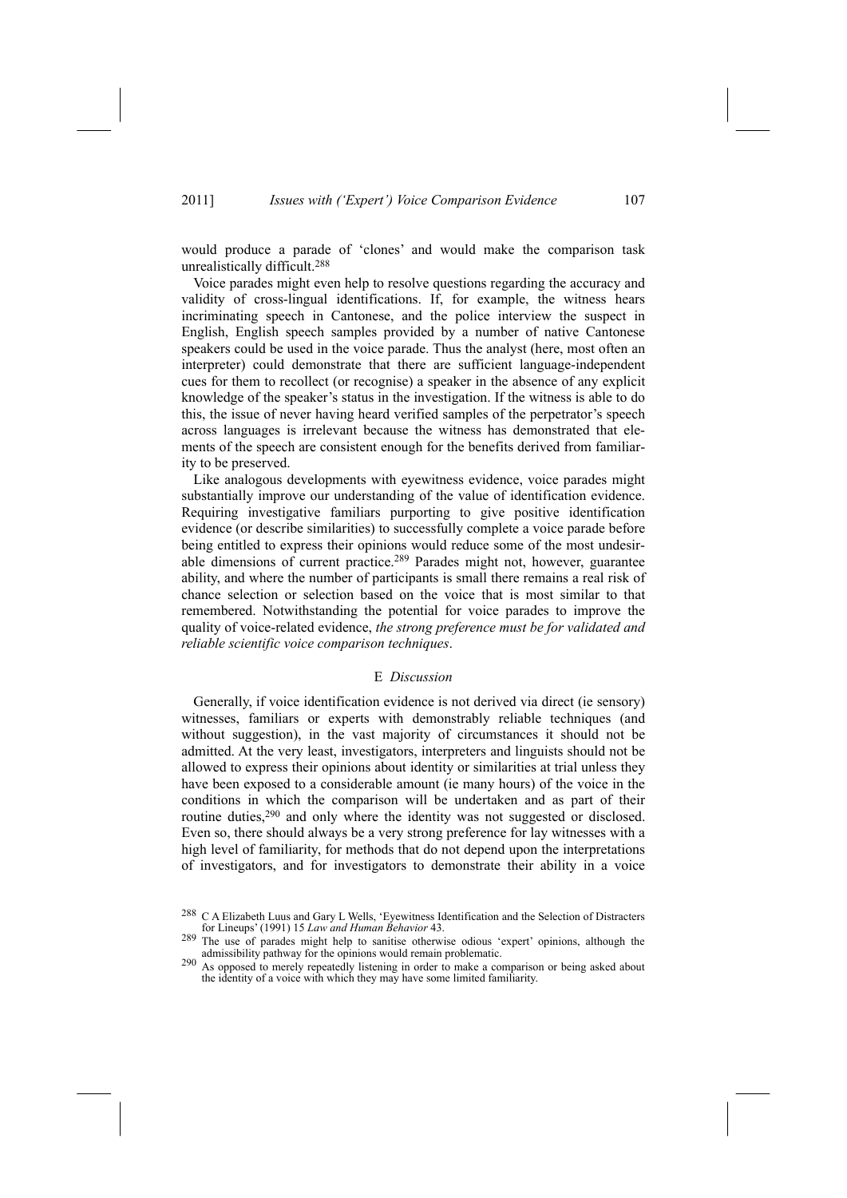would produce a parade of 'clones' and would make the comparison task unrealistically difficult.[288]

Voice parades might even help to resolve questions regarding the accuracy and validity of cross-lingual identifications. If, for example, the witness hears incriminating speech in Cantonese, and the police interview the suspect in English, English speech samples provided by a number of native Cantonese speakers could be used in the voice parade. Thus the analyst (here, most often an interpreter) could demonstrate that there are sufficient language-independent cues for them to recollect (or recognise) a speaker in the absence of any explicit knowledge of the speaker's status in the investigation. If the witness is able to do this, the issue of never having heard verified samples of the perpetrator's speech across languages is irrelevant because the witness has demonstrated that elements of the speech are consistent enough for the benefits derived from familiarity to be preserved.

Like analogous developments with eyewitness evidence, voice parades might substantially improve our understanding of the value of identification evidence. Requiring investigative familiars purporting to give positive identification evidence (or describe similarities) to successfully complete a voice parade before being entitled to express their opinions would reduce some of the most undesirable dimensions of current practice.[289] Parades might not, however, guarantee ability, and where the number of participants is small there remains a real risk of chance selection or selection based on the voice that is most similar to that remembered. Notwithstanding the potential for voice parades to improve the quality of voice-related evidence, *the strong preference must be for validated and reliable scientific voice comparison techniques*.

### E *Discussion*

Generally, if voice identification evidence is not derived via direct (ie sensory) witnesses, familiars or experts with demonstrably reliable techniques (and without suggestion), in the vast majority of circumstances it should not be admitted. At the very least, investigators, interpreters and linguists should not be allowed to express their opinions about identity or similarities at trial unless they have been exposed to a considerable amount (ie many hours) of the voice in the conditions in which the comparison will be undertaken and as part of their routine duties,[290] and only where the identity was not suggested or disclosed. Even so, there should always be a very strong preference for lay witnesses with a high level of familiarity, for methods that do not depend upon the interpretations of investigators, and for investigators to demonstrate their ability in a voice

[288] C A Elizabeth Luus and Gary L Wells, 'Eyewitness Identification and the Selection of Distracters for Lineups' (1991) 15 *Law and Human Behavior* 43.

[289] The use of parades might help to sanitise otherwise odious 'expert' opinions, although the admissibility pathway for the opinions would remain problematic.

[290] As opposed to merely repeatedly listening in order to make a comparison or being asked about the identity of a voice with which they may have some limited familiarity.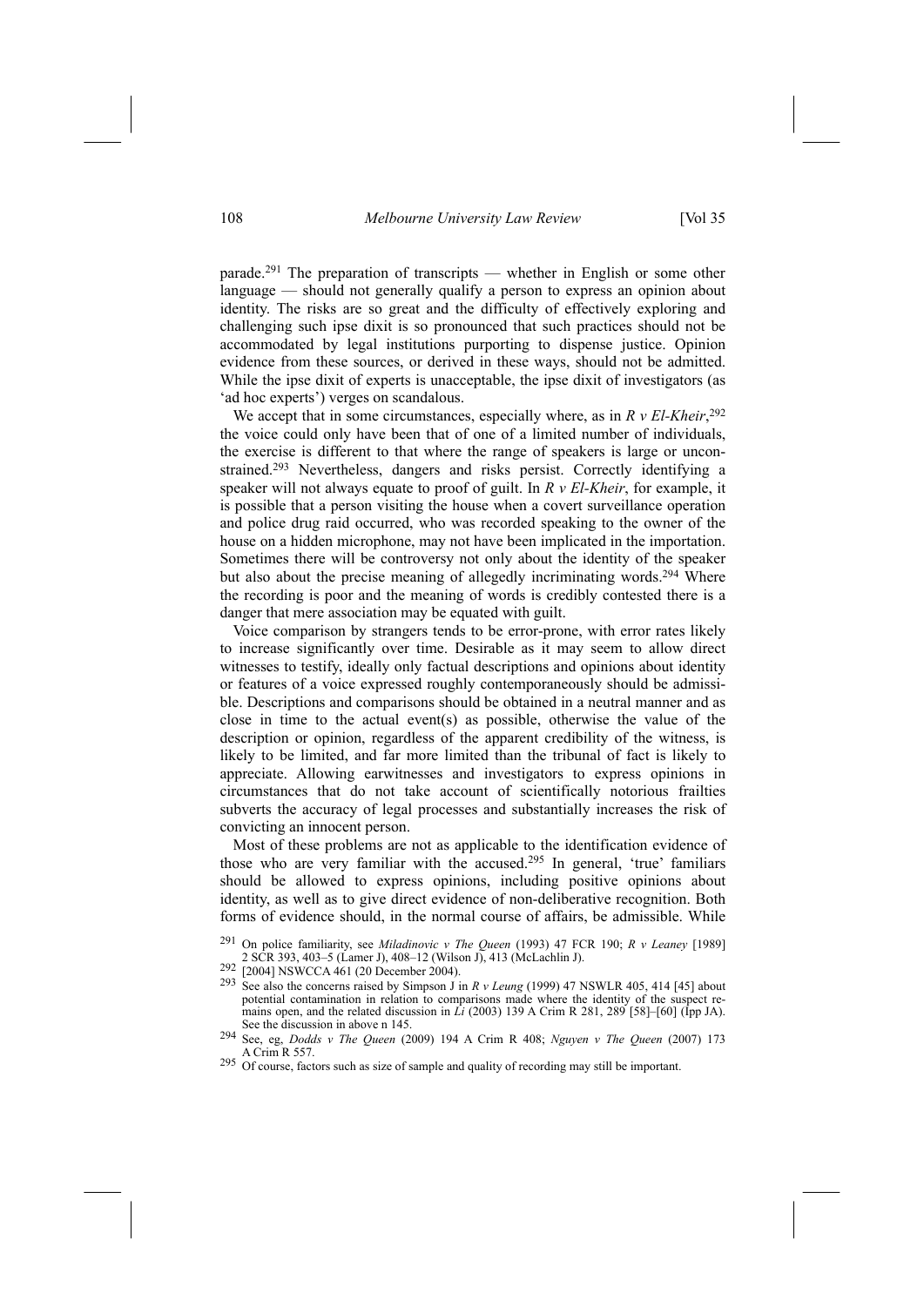parade.[291] The preparation of transcripts — whether in English or some other language — should not generally qualify a person to express an opinion about identity. The risks are so great and the difficulty of effectively exploring and challenging such ipse dixit is so pronounced that such practices should not be accommodated by legal institutions purporting to dispense justice. Opinion evidence from these sources, or derived in these ways, should not be admitted. While the ipse dixit of experts is unacceptable, the ipse dixit of investigators (as 'ad hoc experts') verges on scandalous.

We accept that in some circumstances, especially where, as in *R v El-Kheir*,[292] the voice could only have been that of one of a limited number of individuals, the exercise is different to that where the range of speakers is large or unconstrained.[293] Nevertheless, dangers and risks persist. Correctly identifying a speaker will not always equate to proof of guilt. In *R v El-Kheir*, for example, it is possible that a person visiting the house when a covert surveillance operation and police drug raid occurred, who was recorded speaking to the owner of the house on a hidden microphone, may not have been implicated in the importation. Sometimes there will be controversy not only about the identity of the speaker but also about the precise meaning of allegedly incriminating words.[294] Where the recording is poor and the meaning of words is credibly contested there is a danger that mere association may be equated with guilt.

Voice comparison by strangers tends to be error-prone, with error rates likely to increase significantly over time. Desirable as it may seem to allow direct witnesses to testify, ideally only factual descriptions and opinions about identity or features of a voice expressed roughly contemporaneously should be admissible. Descriptions and comparisons should be obtained in a neutral manner and as close in time to the actual event(s) as possible, otherwise the value of the description or opinion, regardless of the apparent credibility of the witness, is likely to be limited, and far more limited than the tribunal of fact is likely to appreciate. Allowing earwitnesses and investigators to express opinions in circumstances that do not take account of scientifically notorious frailties subverts the accuracy of legal processes and substantially increases the risk of convicting an innocent person.

Most of these problems are not as applicable to the identification evidence of those who are very familiar with the accused.[295] In general, 'true' familiars should be allowed to express opinions, including positive opinions about identity, as well as to give direct evidence of non-deliberative recognition. Both forms of evidence should, in the normal course of affairs, be admissible. While

---

[291] On police familiarity, see *Miladinovic v The Queen* (1993) 47 FCR 190; *R v Leaney* [1989] 2 SCR 393, 403–5 (Lamer J), 408–12 (Wilson J), 413 (McLachlin J).

[292] [2004] NSWCCA 461 (20 December 2004).

[293] See also the concerns raised by Simpson J in *R v Leung* (1999) 47 NSWLR 405, 414 [45] about potential contamination in relation to comparisons made where the identity of the suspect remains open, and the related discussion in *Li* (2003) 139 A Crim R 281, 289 [58]–[60] (Ipp JA). See the discussion in above n 145.

[294] See, eg, *Dodds v The Queen* (2009) 194 A Crim R 408; *Nguyen v The Queen* (2007) 173 A Crim R 557.

[295] Of course, factors such as size of sample and quality of recording may still be important.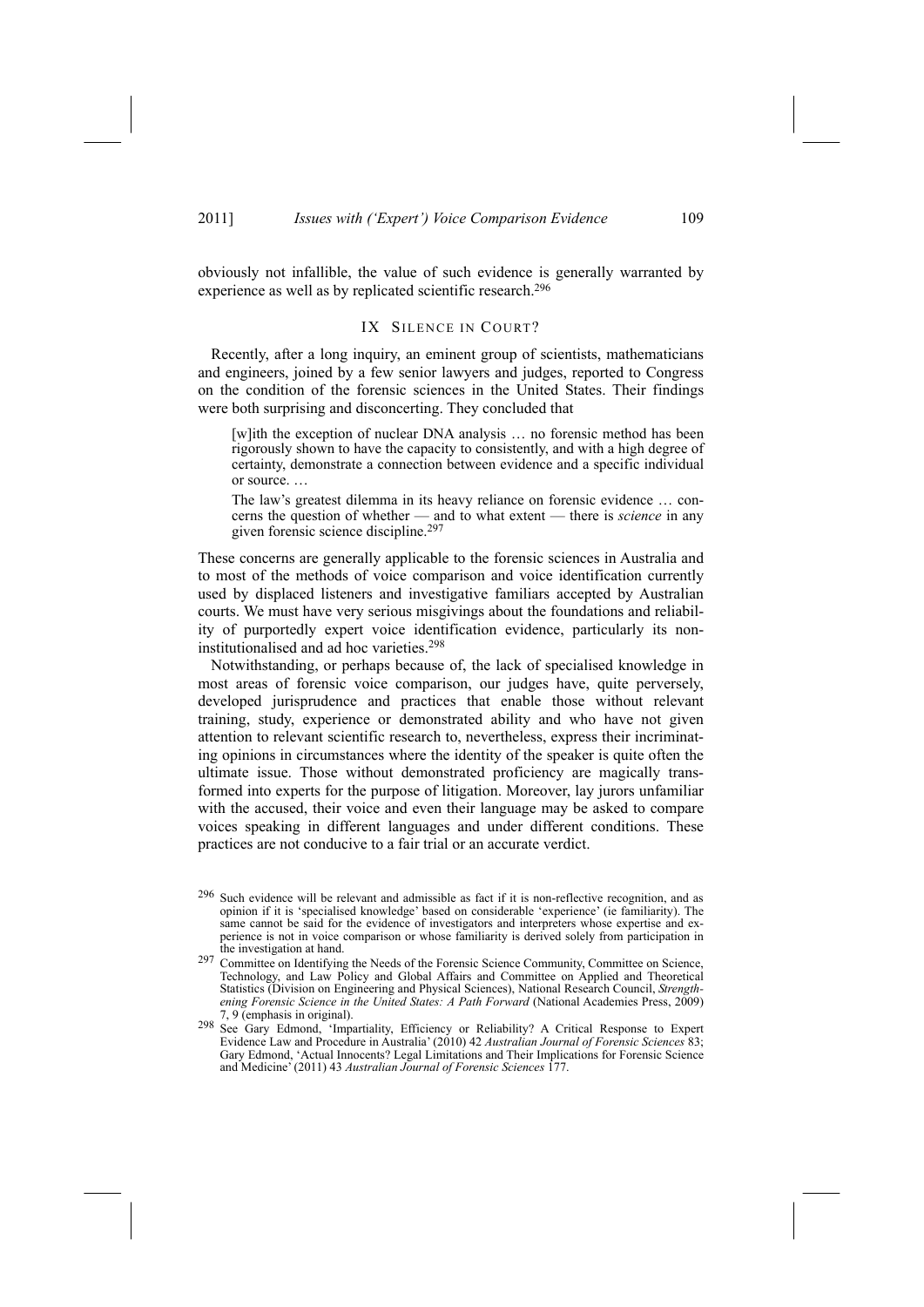obviously not infallible, the value of such evidence is generally warranted by experience as well as by replicated scientific research.[296]

## IX SILENCE IN COURT?

Recently, after a long inquiry, an eminent group of scientists, mathematicians and engineers, joined by a few senior lawyers and judges, reported to Congress on the condition of the forensic sciences in the United States. Their findings were both surprising and disconcerting. They concluded that

> [w]ith the exception of nuclear DNA analysis … no forensic method has been rigorously shown to have the capacity to consistently, and with a high degree of certainty, demonstrate a connection between evidence and a specific individual or source. …
>
> The law's greatest dilemma in its heavy reliance on forensic evidence … concerns the question of whether — and to what extent — there is *science* in any given forensic science discipline.[297]

These concerns are generally applicable to the forensic sciences in Australia and to most of the methods of voice comparison and voice identification currently used by displaced listeners and investigative familiars accepted by Australian courts. We must have very serious misgivings about the foundations and reliability of purportedly expert voice identification evidence, particularly its non-institutionalised and ad hoc varieties.[298]

Notwithstanding, or perhaps because of, the lack of specialised knowledge in most areas of forensic voice comparison, our judges have, quite perversely, developed jurisprudence and practices that enable those without relevant training, study, experience or demonstrated ability and who have not given attention to relevant scientific research to, nevertheless, express their incriminating opinions in circumstances where the identity of the speaker is quite often the ultimate issue. Those without demonstrated proficiency are magically transformed into experts for the purpose of litigation. Moreover, lay jurors unfamiliar with the accused, their voice and even their language may be asked to compare voices speaking in different languages and under different conditions. These practices are not conducive to a fair trial or an accurate verdict.

---

[296] Such evidence will be relevant and admissible as fact if it is non-reflective recognition, and as opinion if it is 'specialised knowledge' based on considerable 'experience' (ie familiarity). The same cannot be said for the evidence of investigators and interpreters whose expertise and experience is not in voice comparison or whose familiarity is derived solely from participation in the investigation at hand.

[297] Committee on Identifying the Needs of the Forensic Science Community, Committee on Science, Technology, and Law Policy and Global Affairs and Committee on Applied and Theoretical Statistics (Division on Engineering and Physical Sciences), National Research Council, *Strengthening Forensic Science in the United States: A Path Forward* (National Academies Press, 2009) 7, 9 (emphasis in original).

[298] See Gary Edmond, 'Impartiality, Efficiency or Reliability? A Critical Response to Expert Evidence Law and Procedure in Australia' (2010) 42 *Australian Journal of Forensic Sciences* 83; Gary Edmond, 'Actual Innocents? Legal Limitations and Their Implications for Forensic Science and Medicine' (2011) 43 *Australian Journal of Forensic Sciences* 177.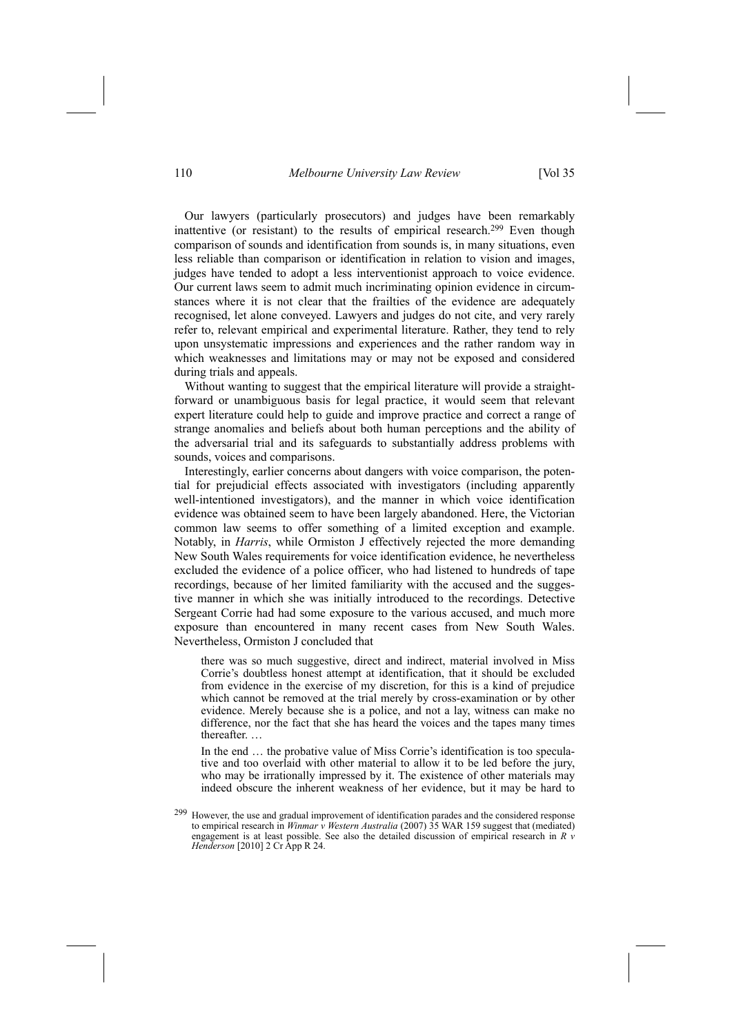Our lawyers (particularly prosecutors) and judges have been remarkably inattentive (or resistant) to the results of empirical research.[299] Even though comparison of sounds and identification from sounds is, in many situations, even less reliable than comparison or identification in relation to vision and images, judges have tended to adopt a less interventionist approach to voice evidence. Our current laws seem to admit much incriminating opinion evidence in circumstances where it is not clear that the frailties of the evidence are adequately recognised, let alone conveyed. Lawyers and judges do not cite, and very rarely refer to, relevant empirical and experimental literature. Rather, they tend to rely upon unsystematic impressions and experiences and the rather random way in which weaknesses and limitations may or may not be exposed and considered during trials and appeals.

Without wanting to suggest that the empirical literature will provide a straightforward or unambiguous basis for legal practice, it would seem that relevant expert literature could help to guide and improve practice and correct a range of strange anomalies and beliefs about both human perceptions and the ability of the adversarial trial and its safeguards to substantially address problems with sounds, voices and comparisons.

Interestingly, earlier concerns about dangers with voice comparison, the potential for prejudicial effects associated with investigators (including apparently well-intentioned investigators), and the manner in which voice identification evidence was obtained seem to have been largely abandoned. Here, the Victorian common law seems to offer something of a limited exception and example. Notably, in *Harris*, while Ormiston J effectively rejected the more demanding New South Wales requirements for voice identification evidence, he nevertheless excluded the evidence of a police officer, who had listened to hundreds of tape recordings, because of her limited familiarity with the accused and the suggestive manner in which she was initially introduced to the recordings. Detective Sergeant Corrie had had some exposure to the various accused, and much more exposure than encountered in many recent cases from New South Wales. Nevertheless, Ormiston J concluded that

> there was so much suggestive, direct and indirect, material involved in Miss Corrie's doubtless honest attempt at identification, that it should be excluded from evidence in the exercise of my discretion, for this is a kind of prejudice which cannot be removed at the trial merely by cross-examination or by other evidence. Merely because she is a police, and not a lay, witness can make no difference, nor the fact that she has heard the voices and the tapes many times thereafter. …
>
> In the end … the probative value of Miss Corrie's identification is too speculative and too overlaid with other material to allow it to be led before the jury, who may be irrationally impressed by it. The existence of other materials may indeed obscure the inherent weakness of her evidence, but it may be hard to

[299] However, the use and gradual improvement of identification parades and the considered response to empirical research in *Winmar v Western Australia* (2007) 35 WAR 159 suggest that (mediated) engagement is at least possible. See also the detailed discussion of empirical research in *R v Henderson* [2010] 2 Cr App R 24.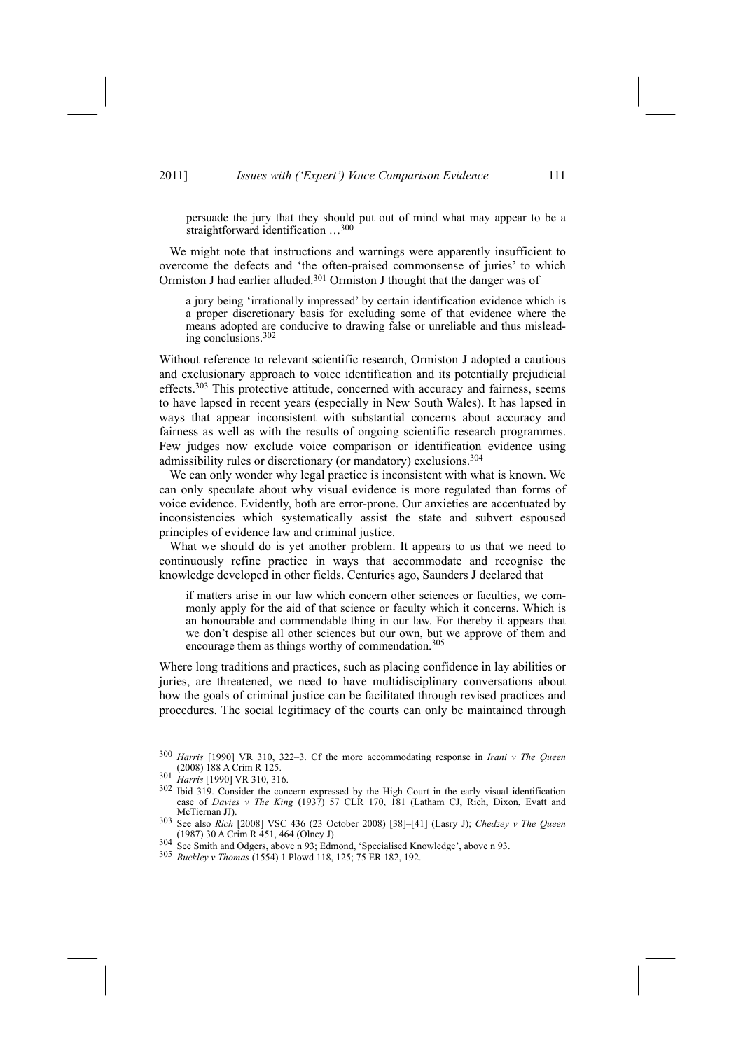> persuade the jury that they should put out of mind what may appear to be a straightforward identification …[300]

We might note that instructions and warnings were apparently insufficient to overcome the defects and 'the often-praised commonsense of juries' to which Ormiston J had earlier alluded.[301] Ormiston J thought that the danger was of

> a jury being 'irrationally impressed' by certain identification evidence which is a proper discretionary basis for excluding some of that evidence where the means adopted are conducive to drawing false or unreliable and thus misleading conclusions.[302]

Without reference to relevant scientific research, Ormiston J adopted a cautious and exclusionary approach to voice identification and its potentially prejudicial effects.[303] This protective attitude, concerned with accuracy and fairness, seems to have lapsed in recent years (especially in New South Wales). It has lapsed in ways that appear inconsistent with substantial concerns about accuracy and fairness as well as with the results of ongoing scientific research programmes. Few judges now exclude voice comparison or identification evidence using admissibility rules or discretionary (or mandatory) exclusions.[304]

We can only wonder why legal practice is inconsistent with what is known. We can only speculate about why visual evidence is more regulated than forms of voice evidence. Evidently, both are error-prone. Our anxieties are accentuated by inconsistencies which systematically assist the state and subvert espoused principles of evidence law and criminal justice.

What we should do is yet another problem. It appears to us that we need to continuously refine practice in ways that accommodate and recognise the knowledge developed in other fields. Centuries ago, Saunders J declared that

> if matters arise in our law which concern other sciences or faculties, we commonly apply for the aid of that science or faculty which it concerns. Which is an honourable and commendable thing in our law. For thereby it appears that we don't despise all other sciences but our own, but we approve of them and encourage them as things worthy of commendation.[305]

Where long traditions and practices, such as placing confidence in lay abilities or juries, are threatened, we need to have multidisciplinary conversations about how the goals of criminal justice can be facilitated through revised practices and procedures. The social legitimacy of the courts can only be maintained through

---

[300] *Harris* [1990] VR 310, 322–3. Cf the more accommodating response in *Irani v The Queen* (2008) 188 A Crim R 125.

[301] *Harris* [1990] VR 310, 316.

[302] Ibid 319. Consider the concern expressed by the High Court in the early visual identification case of *Davies v The King* (1937) 57 CLR 170, 181 (Latham CJ, Rich, Dixon, Evatt and McTiernan JJ).

[303] See also *Rich* [2008] VSC 436 (23 October 2008) [38]–[41] (Lasry J); *Chedzey v The Queen* (1987) 30 A Crim R 451, 464 (Olney J).

[304] See Smith and Odgers, above n 93; Edmond, 'Specialised Knowledge', above n 93.

[305] *Buckley v Thomas* (1554) 1 Plowd 118, 125; 75 ER 182, 192.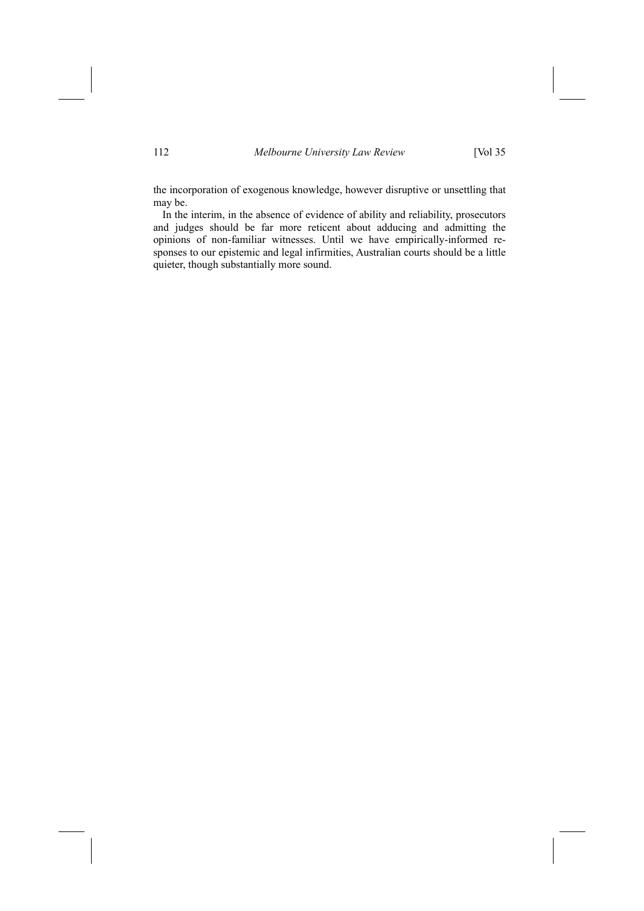the incorporation of exogenous knowledge, however disruptive or unsettling that may be.

In the interim, in the absence of evidence of ability and reliability, prosecutors and judges should be far more reticent about adducing and admitting the opinions of non-familiar witnesses. Until we have empirically-informed responses to our epistemic and legal infirmities, Australian courts should be a little quieter, though substantially more sound.